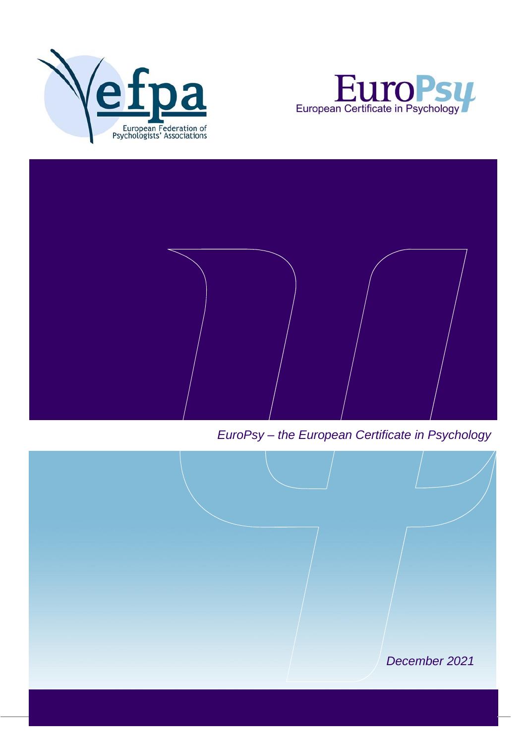efpa

European Federation of Psychologists' Associations

EuroPsy

European Certificate in Psychology

*EuroPsy – the European Certificate in Psychology*

*December 2021*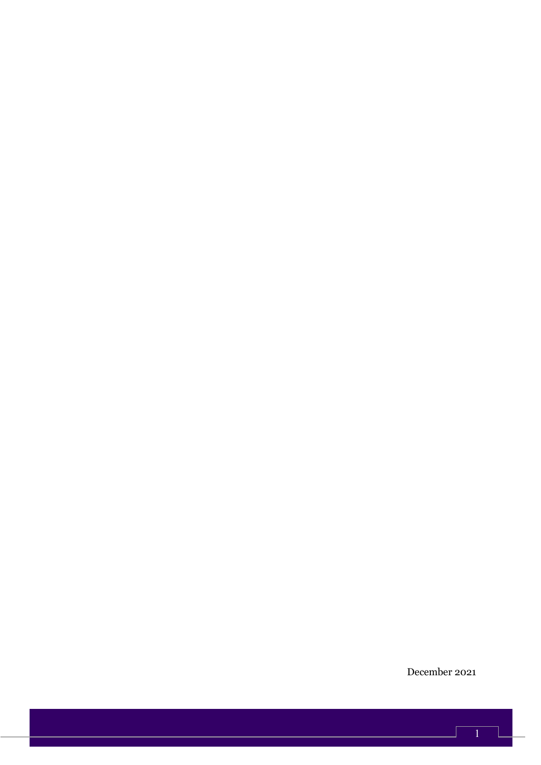December 2021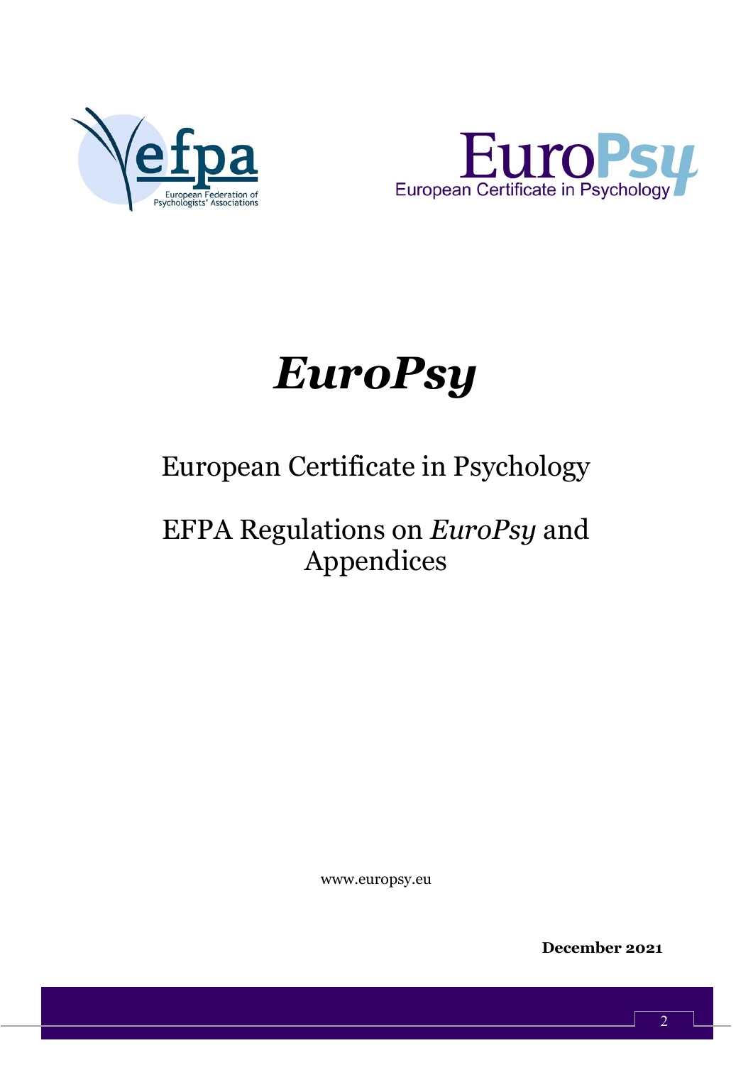# *EuroPsy*

## European Certificate in Psychology

## EFPA Regulations on *EuroPsy* and Appendices

www.europsy.eu

**December 2021**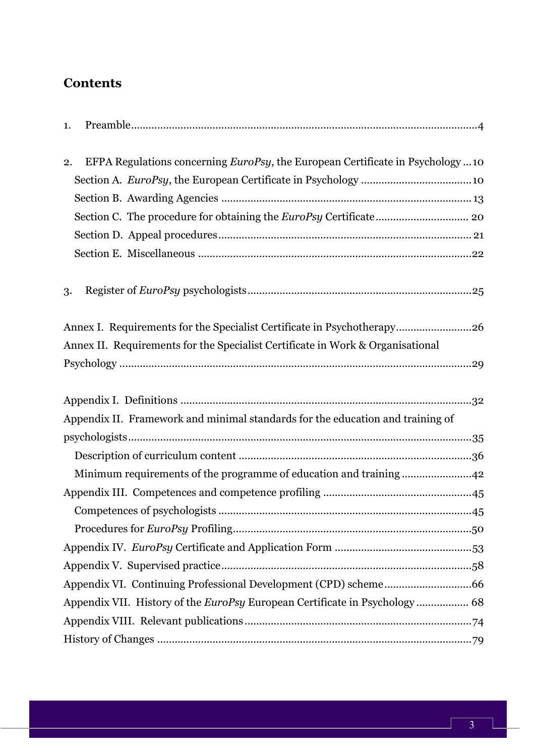# Contents

1. Preamble....................................................................................................................4

2. EFPA Regulations concerning *EuroPsy*, the European Certificate in Psychology ...10
   - Section A. *EuroPsy*, the European Certificate in Psychology .....................................10
   - Section B. Awarding Agencies ......................................................................................13
   - Section C. The procedure for obtaining the *EuroPsy* Certificate ............................... 20
   - Section D. Appeal procedures...................................................................................... 21
   - Section E. Miscellaneous ..............................................................................................22

3. Register of *EuroPsy* psychologists...........................................................................25

Annex I. Requirements for the Specialist Certificate in Psychotherapy.........................26

Annex II. Requirements for the Specialist Certificate in Work & Organisational Psychology ........................................................................................................................29

Appendix I. Definitions ...................................................................................................32

Appendix II. Framework and minimal standards for the education and training of psychologists....................................................................................................................35
- Description of curriculum content ...............................................................................36
- Minimum requirements of the programme of education and training .......................42

Appendix III. Competences and competence profiling ..................................................45
- Competences of psychologists ......................................................................................45
- Procedures for *EuroPsy* Profiling.................................................................................50

Appendix IV. *EuroPsy* Certificate and Application Form ..............................................53

Appendix V. Supervised practice.....................................................................................58

Appendix VI. Continuing Professional Development (CPD) scheme.............................66

Appendix VII. History of the *EuroPsy* European Certificate in Psychology ................. 68

Appendix VIII. Relevant publications.............................................................................74

History of Changes ..........................................................................................................79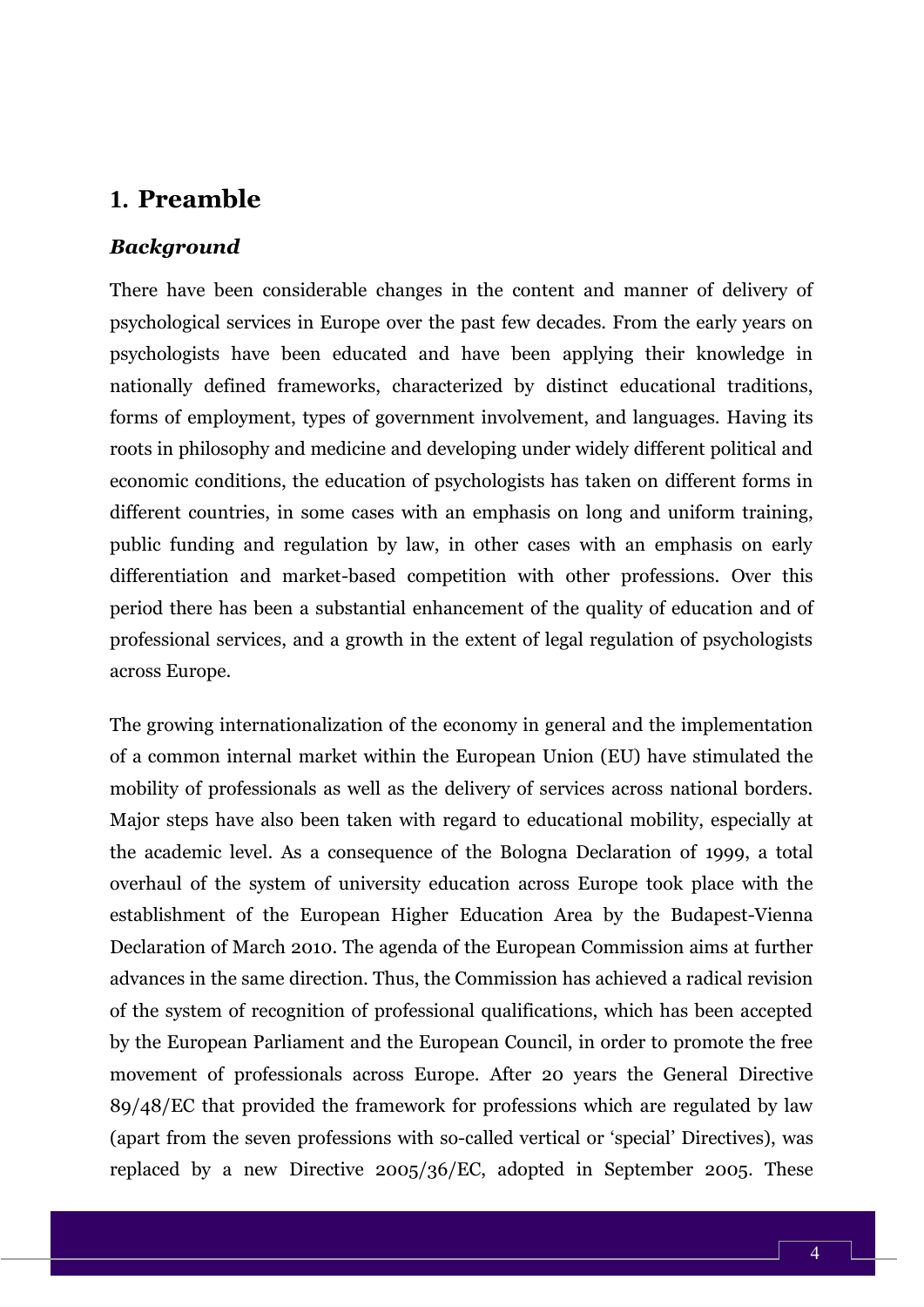# 1. Preamble

### *Background*

There have been considerable changes in the content and manner of delivery of psychological services in Europe over the past few decades. From the early years on psychologists have been educated and have been applying their knowledge in nationally defined frameworks, characterized by distinct educational traditions, forms of employment, types of government involvement, and languages. Having its roots in philosophy and medicine and developing under widely different political and economic conditions, the education of psychologists has taken on different forms in different countries, in some cases with an emphasis on long and uniform training, public funding and regulation by law, in other cases with an emphasis on early differentiation and market-based competition with other professions. Over this period there has been a substantial enhancement of the quality of education and of professional services, and a growth in the extent of legal regulation of psychologists across Europe.

The growing internationalization of the economy in general and the implementation of a common internal market within the European Union (EU) have stimulated the mobility of professionals as well as the delivery of services across national borders. Major steps have also been taken with regard to educational mobility, especially at the academic level. As a consequence of the Bologna Declaration of 1999, a total overhaul of the system of university education across Europe took place with the establishment of the European Higher Education Area by the Budapest-Vienna Declaration of March 2010. The agenda of the European Commission aims at further advances in the same direction. Thus, the Commission has achieved a radical revision of the system of recognition of professional qualifications, which has been accepted by the European Parliament and the European Council, in order to promote the free movement of professionals across Europe. After 20 years the General Directive 89/48/EC that provided the framework for professions which are regulated by law (apart from the seven professions with so-called vertical or 'special' Directives), was replaced by a new Directive 2005/36/EC, adopted in September 2005. These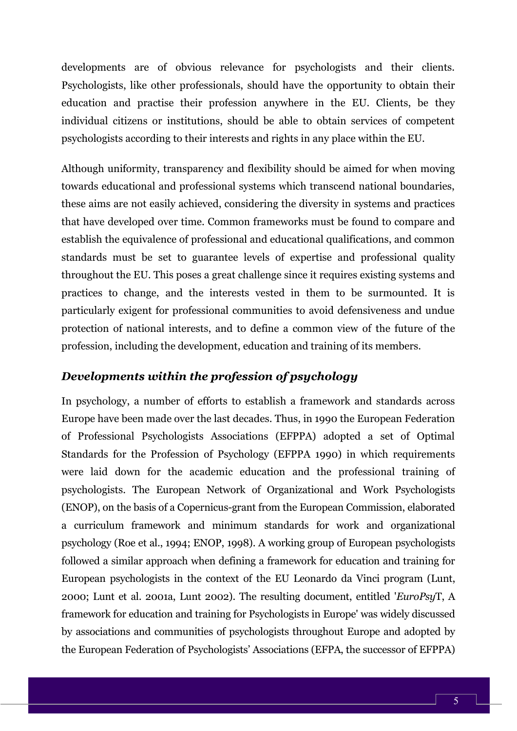developments are of obvious relevance for psychologists and their clients. Psychologists, like other professionals, should have the opportunity to obtain their education and practise their profession anywhere in the EU. Clients, be they individual citizens or institutions, should be able to obtain services of competent psychologists according to their interests and rights in any place within the EU.

Although uniformity, transparency and flexibility should be aimed for when moving towards educational and professional systems which transcend national boundaries, these aims are not easily achieved, considering the diversity in systems and practices that have developed over time. Common frameworks must be found to compare and establish the equivalence of professional and educational qualifications, and common standards must be set to guarantee levels of expertise and professional quality throughout the EU. This poses a great challenge since it requires existing systems and practices to change, and the interests vested in them to be surmounted. It is particularly exigent for professional communities to avoid defensiveness and undue protection of national interests, and to define a common view of the future of the profession, including the development, education and training of its members.

### *Developments within the profession of psychology*

In psychology, a number of efforts to establish a framework and standards across Europe have been made over the last decades. Thus, in 1990 the European Federation of Professional Psychologists Associations (EFPPA) adopted a set of Optimal Standards for the Profession of Psychology (EFPPA 1990) in which requirements were laid down for the academic education and the professional training of psychologists. The European Network of Organizational and Work Psychologists (ENOP), on the basis of a Copernicus-grant from the European Commission, elaborated a curriculum framework and minimum standards for work and organizational psychology (Roe et al., 1994; ENOP, 1998). A working group of European psychologists followed a similar approach when defining a framework for education and training for European psychologists in the context of the EU Leonardo da Vinci program (Lunt, 2000; Lunt et al. 2001a, Lunt 2002). The resulting document, entitled '*EuroPsy*T, A framework for education and training for Psychologists in Europe' was widely discussed by associations and communities of psychologists throughout Europe and adopted by the European Federation of Psychologists' Associations (EFPA, the successor of EFPPA)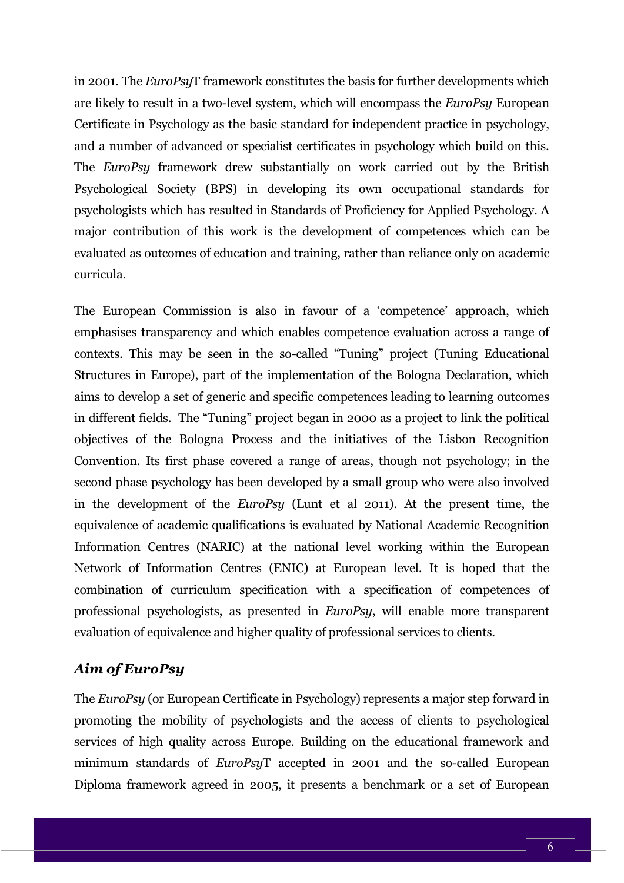in 2001. The *EuroPsy*T framework constitutes the basis for further developments which are likely to result in a two-level system, which will encompass the *EuroPsy* European Certificate in Psychology as the basic standard for independent practice in psychology, and a number of advanced or specialist certificates in psychology which build on this. The *EuroPsy* framework drew substantially on work carried out by the British Psychological Society (BPS) in developing its own occupational standards for psychologists which has resulted in Standards of Proficiency for Applied Psychology. A major contribution of this work is the development of competences which can be evaluated as outcomes of education and training, rather than reliance only on academic curricula.

The European Commission is also in favour of a 'competence' approach, which emphasises transparency and which enables competence evaluation across a range of contexts. This may be seen in the so-called "Tuning" project (Tuning Educational Structures in Europe), part of the implementation of the Bologna Declaration, which aims to develop a set of generic and specific competences leading to learning outcomes in different fields. The "Tuning" project began in 2000 as a project to link the political objectives of the Bologna Process and the initiatives of the Lisbon Recognition Convention. Its first phase covered a range of areas, though not psychology; in the second phase psychology has been developed by a small group who were also involved in the development of the *EuroPsy* (Lunt et al 2011). At the present time, the equivalence of academic qualifications is evaluated by National Academic Recognition Information Centres (NARIC) at the national level working within the European Network of Information Centres (ENIC) at European level. It is hoped that the combination of curriculum specification with a specification of competences of professional psychologists, as presented in *EuroPsy*, will enable more transparent evaluation of equivalence and higher quality of professional services to clients.

## *Aim of EuroPsy*

The *EuroPsy* (or European Certificate in Psychology) represents a major step forward in promoting the mobility of psychologists and the access of clients to psychological services of high quality across Europe. Building on the educational framework and minimum standards of *EuroPsy*T accepted in 2001 and the so-called European Diploma framework agreed in 2005, it presents a benchmark or a set of European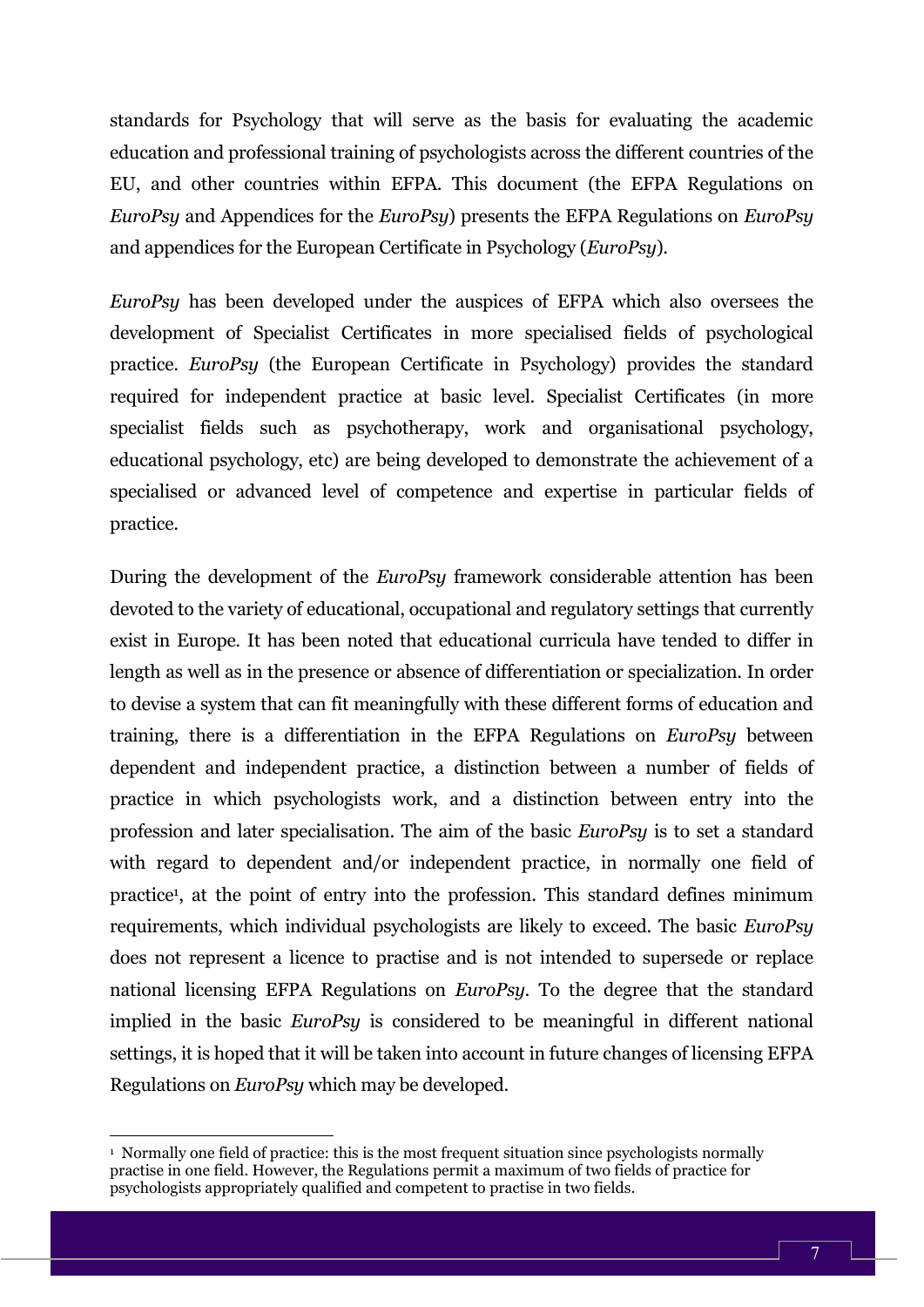standards for Psychology that will serve as the basis for evaluating the academic education and professional training of psychologists across the different countries of the EU, and other countries within EFPA. This document (the EFPA Regulations on *EuroPsy* and Appendices for the *EuroPsy*) presents the EFPA Regulations on *EuroPsy* and appendices for the European Certificate in Psychology (*EuroPsy*).

*EuroPsy* has been developed under the auspices of EFPA which also oversees the development of Specialist Certificates in more specialised fields of psychological practice. *EuroPsy* (the European Certificate in Psychology) provides the standard required for independent practice at basic level. Specialist Certificates (in more specialist fields such as psychotherapy, work and organisational psychology, educational psychology, etc) are being developed to demonstrate the achievement of a specialised or advanced level of competence and expertise in particular fields of practice.

During the development of the *EuroPsy* framework considerable attention has been devoted to the variety of educational, occupational and regulatory settings that currently exist in Europe. It has been noted that educational curricula have tended to differ in length as well as in the presence or absence of differentiation or specialization. In order to devise a system that can fit meaningfully with these different forms of education and training, there is a differentiation in the EFPA Regulations on *EuroPsy* between dependent and independent practice, a distinction between a number of fields of practice in which psychologists work, and a distinction between entry into the profession and later specialisation. The aim of the basic *EuroPsy* is to set a standard with regard to dependent and/or independent practice, in normally one field of practice[1], at the point of entry into the profession. This standard defines minimum requirements, which individual psychologists are likely to exceed. The basic *EuroPsy* does not represent a licence to practise and is not intended to supersede or replace national licensing EFPA Regulations on *EuroPsy*. To the degree that the standard implied in the basic *EuroPsy* is considered to be meaningful in different national settings, it is hoped that it will be taken into account in future changes of licensing EFPA Regulations on *EuroPsy* which may be developed.

[1] Normally one field of practice: this is the most frequent situation since psychologists normally practise in one field. However, the Regulations permit a maximum of two fields of practice for psychologists appropriately qualified and competent to practise in two fields.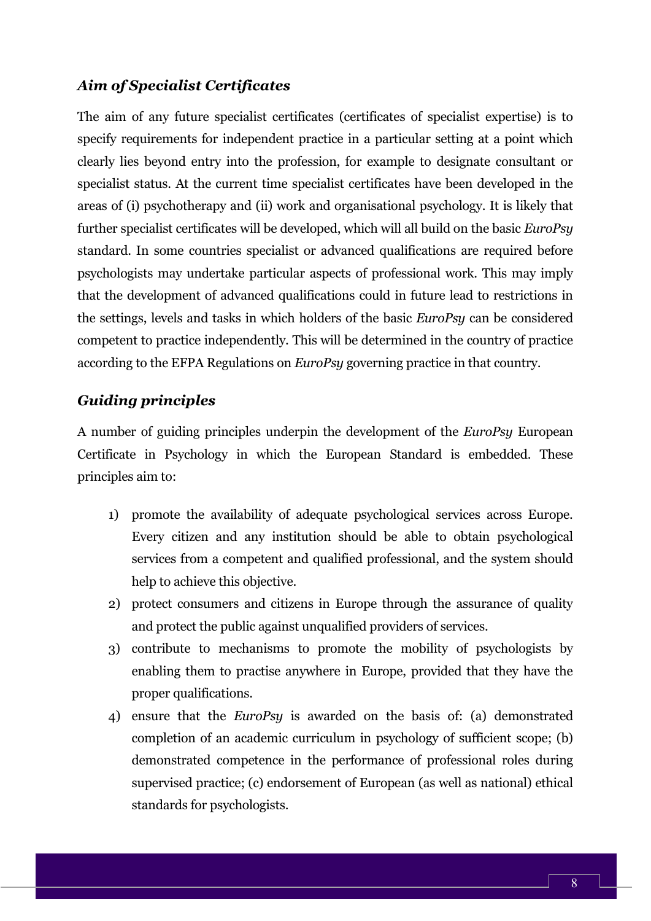### *Aim of Specialist Certificates*

The aim of any future specialist certificates (certificates of specialist expertise) is to specify requirements for independent practice in a particular setting at a point which clearly lies beyond entry into the profession, for example to designate consultant or specialist status. At the current time specialist certificates have been developed in the areas of (i) psychotherapy and (ii) work and organisational psychology. It is likely that further specialist certificates will be developed, which will all build on the basic *EuroPsy* standard. In some countries specialist or advanced qualifications are required before psychologists may undertake particular aspects of professional work. This may imply that the development of advanced qualifications could in future lead to restrictions in the settings, levels and tasks in which holders of the basic *EuroPsy* can be considered competent to practice independently. This will be determined in the country of practice according to the EFPA Regulations on *EuroPsy* governing practice in that country.

### *Guiding principles*

A number of guiding principles underpin the development of the *EuroPsy* European Certificate in Psychology in which the European Standard is embedded. These principles aim to:

1) promote the availability of adequate psychological services across Europe. Every citizen and any institution should be able to obtain psychological services from a competent and qualified professional, and the system should help to achieve this objective.
2) protect consumers and citizens in Europe through the assurance of quality and protect the public against unqualified providers of services.
3) contribute to mechanisms to promote the mobility of psychologists by enabling them to practise anywhere in Europe, provided that they have the proper qualifications.
4) ensure that the *EuroPsy* is awarded on the basis of: (a) demonstrated completion of an academic curriculum in psychology of sufficient scope; (b) demonstrated competence in the performance of professional roles during supervised practice; (c) endorsement of European (as well as national) ethical standards for psychologists.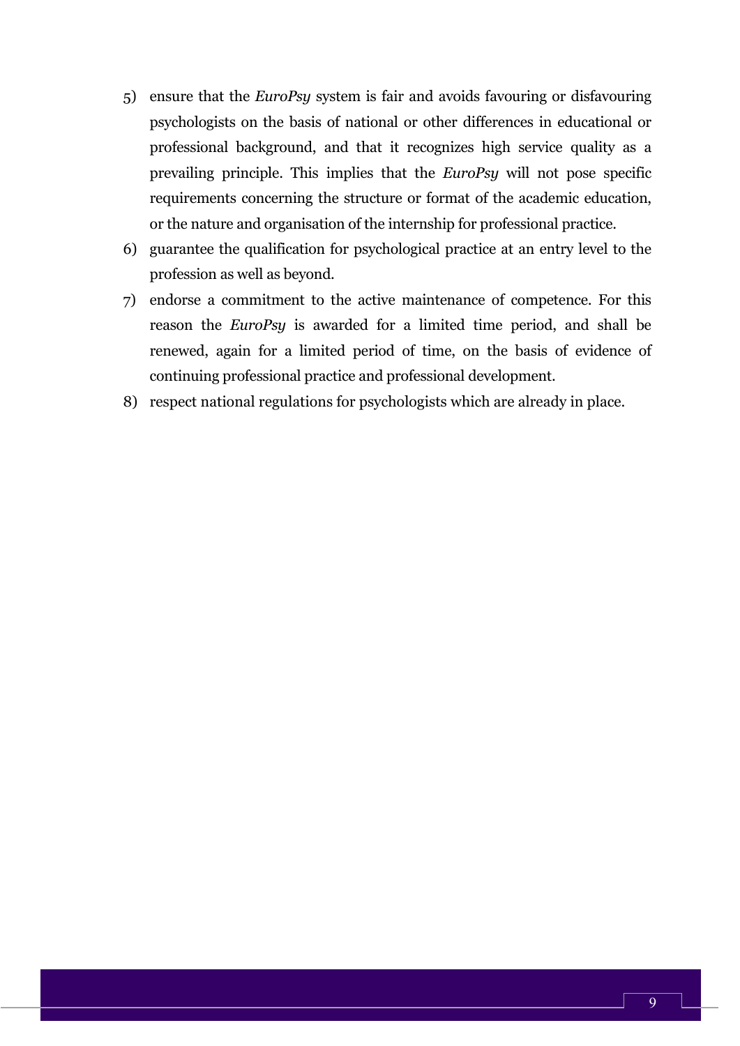5) ensure that the *EuroPsy* system is fair and avoids favouring or disfavouring psychologists on the basis of national or other differences in educational or professional background, and that it recognizes high service quality as a prevailing principle. This implies that the *EuroPsy* will not pose specific requirements concerning the structure or format of the academic education, or the nature and organisation of the internship for professional practice.
6) guarantee the qualification for psychological practice at an entry level to the profession as well as beyond.
7) endorse a commitment to the active maintenance of competence. For this reason the *EuroPsy* is awarded for a limited time period, and shall be renewed, again for a limited period of time, on the basis of evidence of continuing professional practice and professional development.
8) respect national regulations for psychologists which are already in place.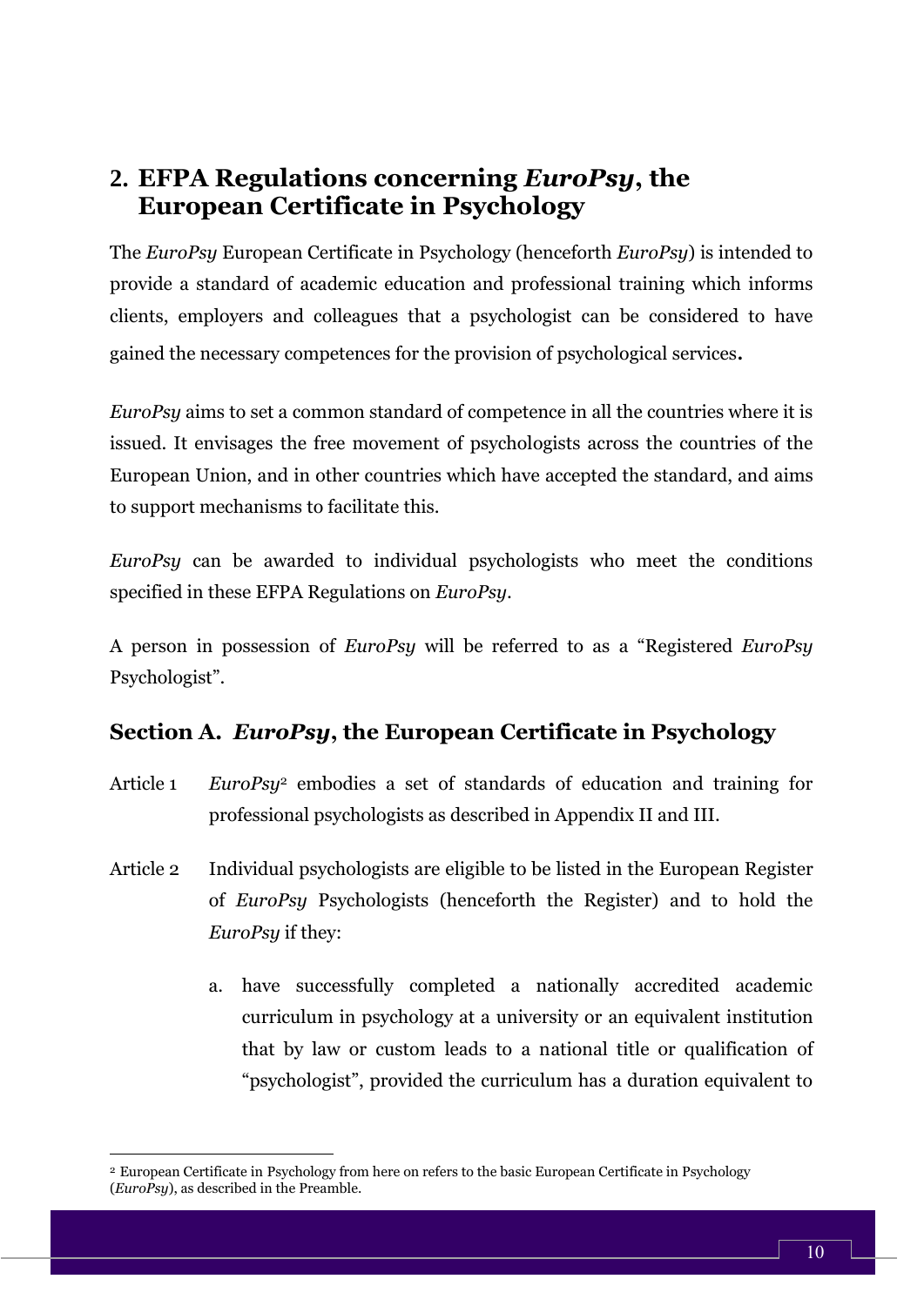## 2. EFPA Regulations concerning *EuroPsy*, the European Certificate in Psychology

The *EuroPsy* European Certificate in Psychology (henceforth *EuroPsy*) is intended to provide a standard of academic education and professional training which informs clients, employers and colleagues that a psychologist can be considered to have gained the necessary competences for the provision of psychological services**.**

*EuroPsy* aims to set a common standard of competence in all the countries where it is issued. It envisages the free movement of psychologists across the countries of the European Union, and in other countries which have accepted the standard, and aims to support mechanisms to facilitate this.

*EuroPsy* can be awarded to individual psychologists who meet the conditions specified in these EFPA Regulations on *EuroPsy*.

A person in possession of *EuroPsy* will be referred to as a "Registered *EuroPsy* Psychologist".

### Section A. *EuroPsy*, the European Certificate in Psychology

Article 1 *EuroPsy*[2] embodies a set of standards of education and training for professional psychologists as described in Appendix II and III.

Article 2 Individual psychologists are eligible to be listed in the European Register of *EuroPsy* Psychologists (henceforth the Register) and to hold the *EuroPsy* if they:

a. have successfully completed a nationally accredited academic curriculum in psychology at a university or an equivalent institution that by law or custom leads to a national title or qualification of "psychologist", provided the curriculum has a duration equivalent to

[2] European Certificate in Psychology from here on refers to the basic European Certificate in Psychology (*EuroPsy*), as described in the Preamble.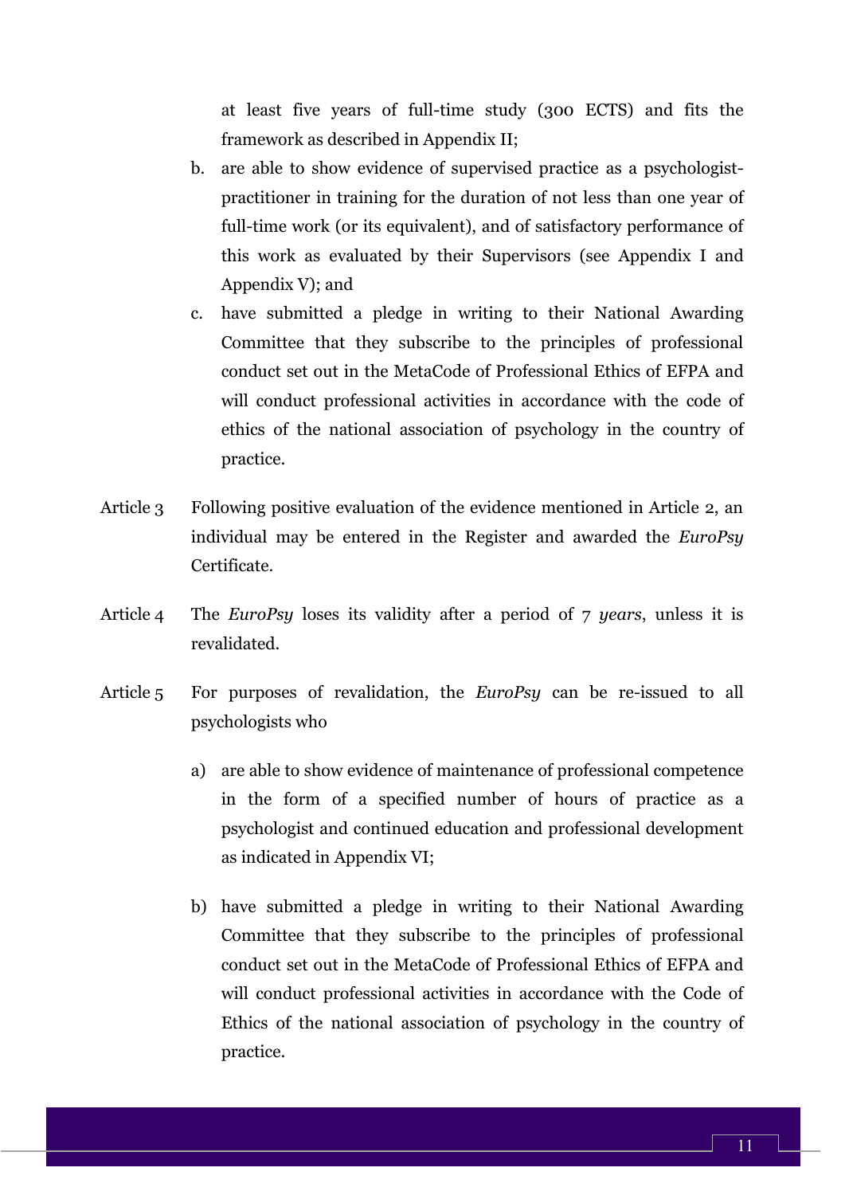at least five years of full-time study (300 ECTS) and fits the framework as described in Appendix II;

b. are able to show evidence of supervised practice as a psychologist-practitioner in training for the duration of not less than one year of full-time work (or its equivalent), and of satisfactory performance of this work as evaluated by their Supervisors (see Appendix I and Appendix V); and

c. have submitted a pledge in writing to their National Awarding Committee that they subscribe to the principles of professional conduct set out in the MetaCode of Professional Ethics of EFPA and will conduct professional activities in accordance with the code of ethics of the national association of psychology in the country of practice.

Article 3 Following positive evaluation of the evidence mentioned in Article 2, an individual may be entered in the Register and awarded the *EuroPsy* Certificate.

Article 4 The *EuroPsy* loses its validity after a period of 7 *years*, unless it is revalidated.

Article 5 For purposes of revalidation, the *EuroPsy* can be re-issued to all psychologists who

a) are able to show evidence of maintenance of professional competence in the form of a specified number of hours of practice as a psychologist and continued education and professional development as indicated in Appendix VI;

b) have submitted a pledge in writing to their National Awarding Committee that they subscribe to the principles of professional conduct set out in the MetaCode of Professional Ethics of EFPA and will conduct professional activities in accordance with the Code of Ethics of the national association of psychology in the country of practice.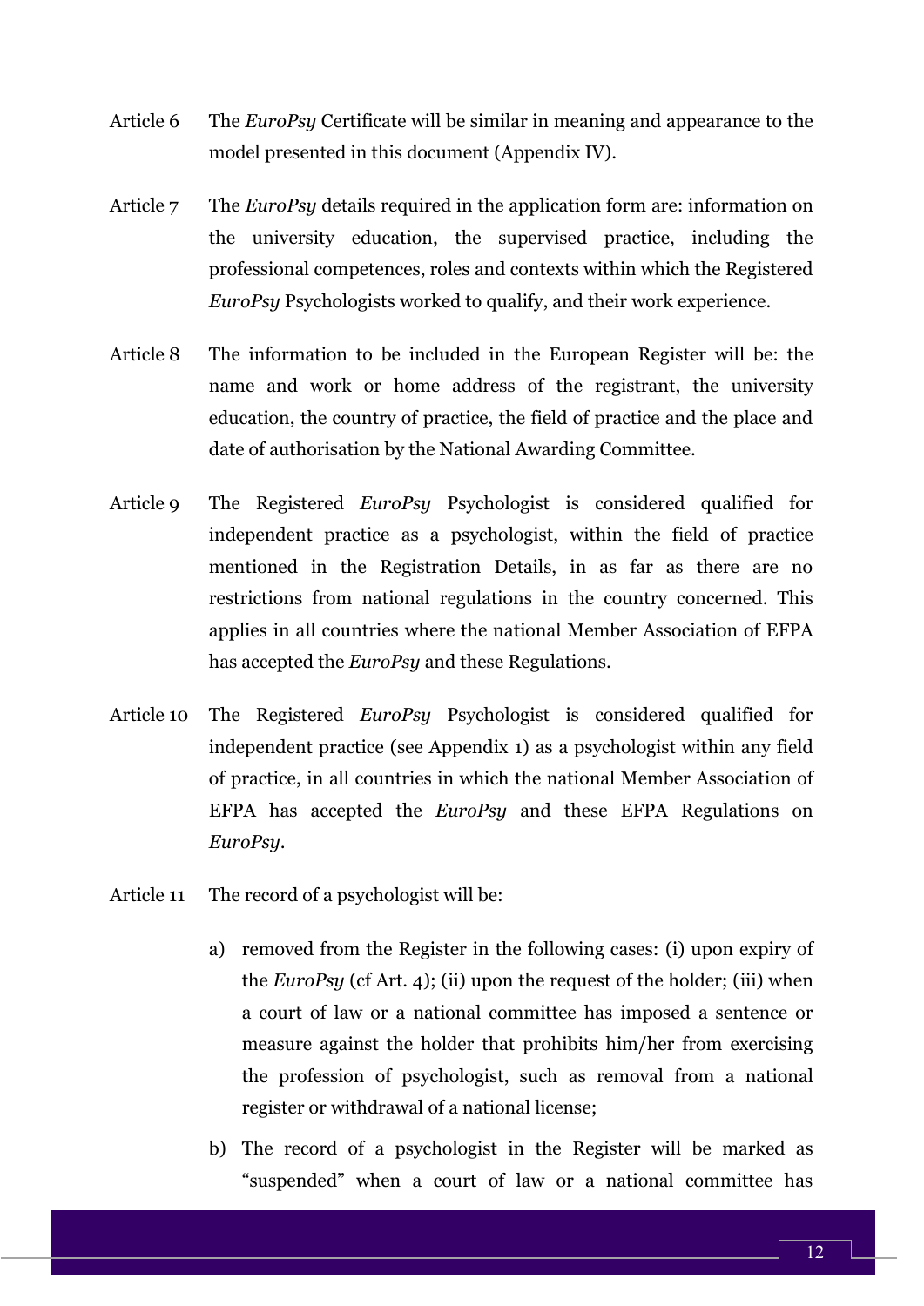Article 6 The *EuroPsy* Certificate will be similar in meaning and appearance to the model presented in this document (Appendix IV).

Article 7 The *EuroPsy* details required in the application form are: information on the university education, the supervised practice, including the professional competences, roles and contexts within which the Registered *EuroPsy* Psychologists worked to qualify, and their work experience.

Article 8 The information to be included in the European Register will be: the name and work or home address of the registrant, the university education, the country of practice, the field of practice and the place and date of authorisation by the National Awarding Committee.

Article 9 The Registered *EuroPsy* Psychologist is considered qualified for independent practice as a psychologist, within the field of practice mentioned in the Registration Details, in as far as there are no restrictions from national regulations in the country concerned. This applies in all countries where the national Member Association of EFPA has accepted the *EuroPsy* and these Regulations.

Article 10 The Registered *EuroPsy* Psychologist is considered qualified for independent practice (see Appendix 1) as a psychologist within any field of practice, in all countries in which the national Member Association of EFPA has accepted the *EuroPsy* and these EFPA Regulations on *EuroPsy*.

Article 11 The record of a psychologist will be:

a) removed from the Register in the following cases: (i) upon expiry of the *EuroPsy* (cf Art. 4); (ii) upon the request of the holder; (iii) when a court of law or a national committee has imposed a sentence or measure against the holder that prohibits him/her from exercising the profession of psychologist, such as removal from a national register or withdrawal of a national license;

b) The record of a psychologist in the Register will be marked as "suspended" when a court of law or a national committee has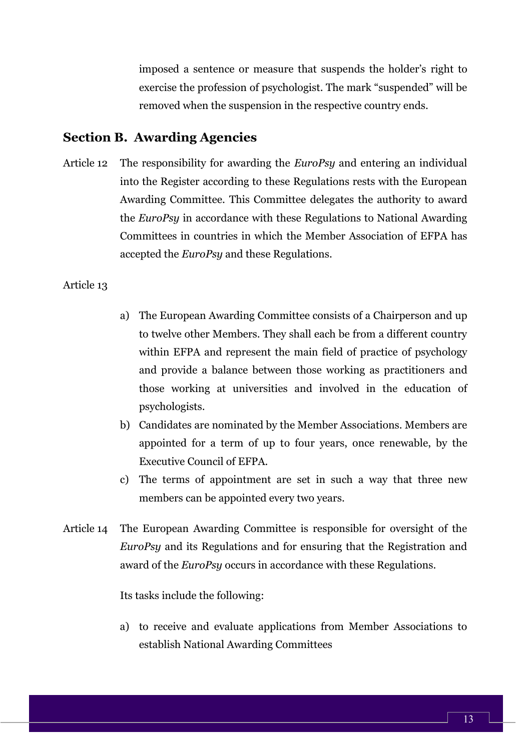imposed a sentence or measure that suspends the holder's right to exercise the profession of psychologist. The mark "suspended" will be removed when the suspension in the respective country ends.

## Section B. Awarding Agencies

Article 12 The responsibility for awarding the *EuroPsy* and entering an individual into the Register according to these Regulations rests with the European Awarding Committee. This Committee delegates the authority to award the *EuroPsy* in accordance with these Regulations to National Awarding Committees in countries in which the Member Association of EFPA has accepted the *EuroPsy* and these Regulations.

Article 13

a) The European Awarding Committee consists of a Chairperson and up to twelve other Members. They shall each be from a different country within EFPA and represent the main field of practice of psychology and provide a balance between those working as practitioners and those working at universities and involved in the education of psychologists.
b) Candidates are nominated by the Member Associations. Members are appointed for a term of up to four years, once renewable, by the Executive Council of EFPA.
c) The terms of appointment are set in such a way that three new members can be appointed every two years.

Article 14 The European Awarding Committee is responsible for oversight of the *EuroPsy* and its Regulations and for ensuring that the Registration and award of the *EuroPsy* occurs in accordance with these Regulations.

Its tasks include the following:

a) to receive and evaluate applications from Member Associations to establish National Awarding Committees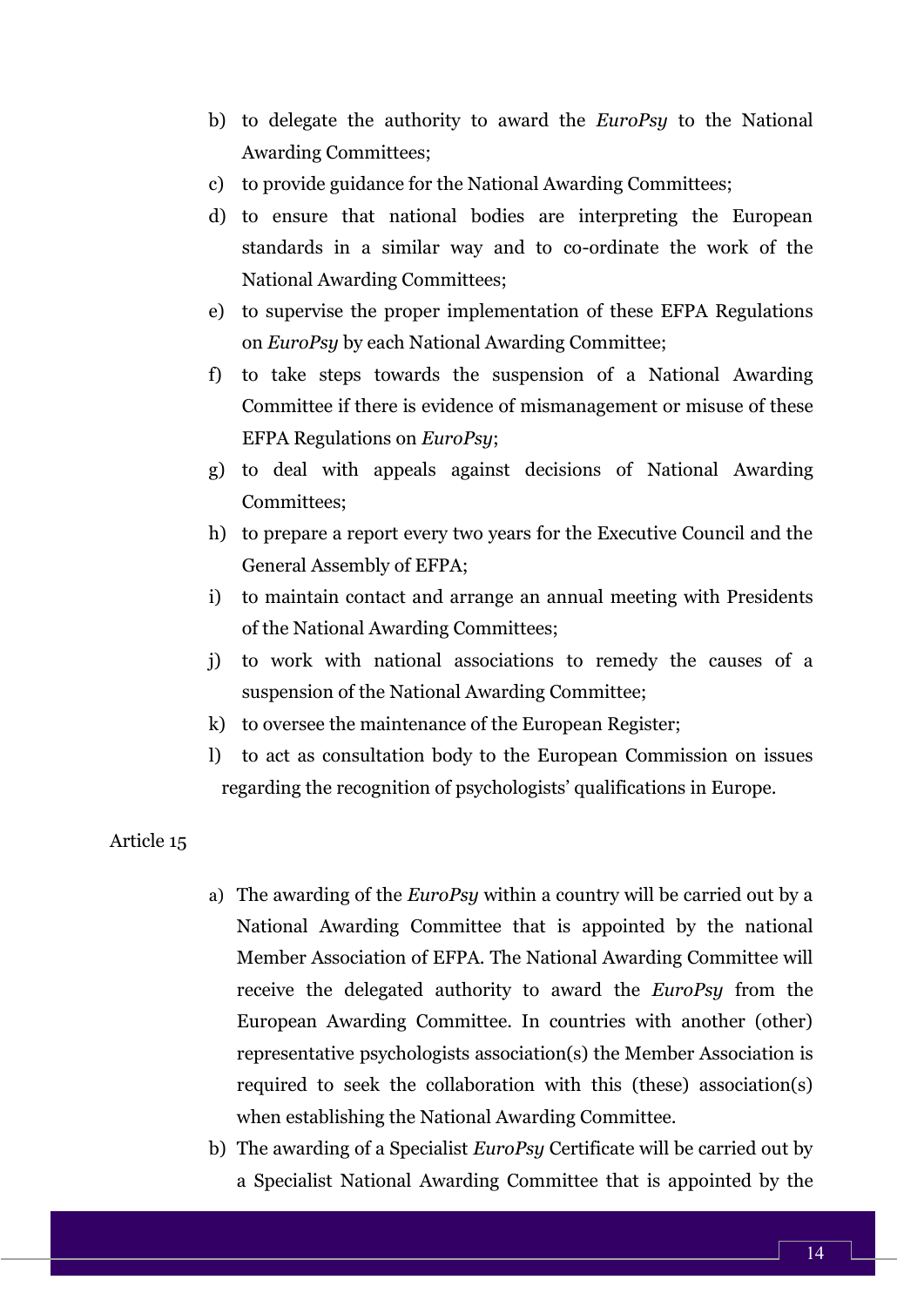b) to delegate the authority to award the *EuroPsy* to the National Awarding Committees;
c) to provide guidance for the National Awarding Committees;
d) to ensure that national bodies are interpreting the European standards in a similar way and to co-ordinate the work of the National Awarding Committees;
e) to supervise the proper implementation of these EFPA Regulations on *EuroPsy* by each National Awarding Committee;
f) to take steps towards the suspension of a National Awarding Committee if there is evidence of mismanagement or misuse of these EFPA Regulations on *EuroPsy*;
g) to deal with appeals against decisions of National Awarding Committees;
h) to prepare a report every two years for the Executive Council and the General Assembly of EFPA;
i) to maintain contact and arrange an annual meeting with Presidents of the National Awarding Committees;
j) to work with national associations to remedy the causes of a suspension of the National Awarding Committee;
k) to oversee the maintenance of the European Register;
l) to act as consultation body to the European Commission on issues regarding the recognition of psychologists' qualifications in Europe.

Article 15

a) The awarding of the *EuroPsy* within a country will be carried out by a National Awarding Committee that is appointed by the national Member Association of EFPA. The National Awarding Committee will receive the delegated authority to award the *EuroPsy* from the European Awarding Committee. In countries with another (other) representative psychologists association(s) the Member Association is required to seek the collaboration with this (these) association(s) when establishing the National Awarding Committee.
b) The awarding of a Specialist *EuroPsy* Certificate will be carried out by a Specialist National Awarding Committee that is appointed by the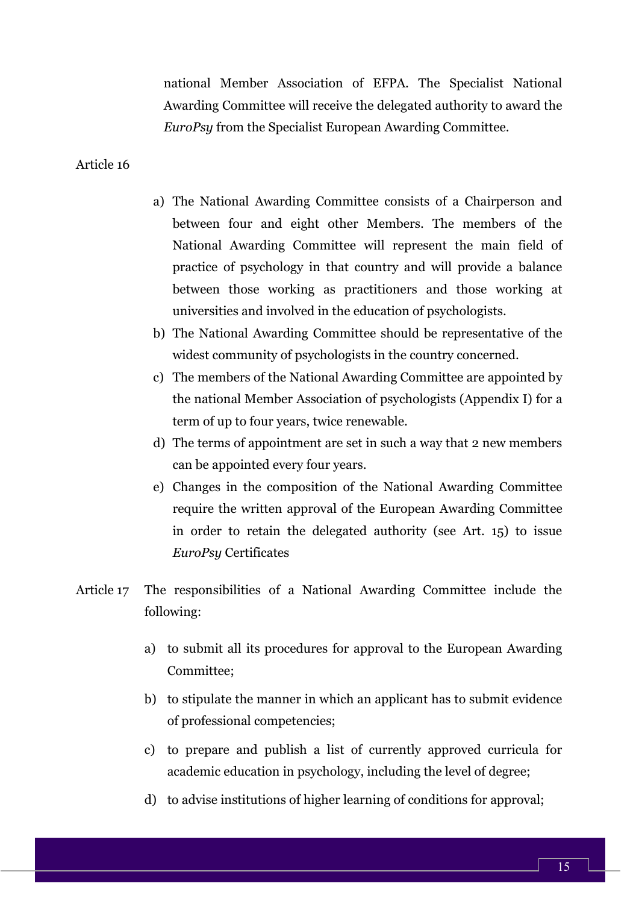national Member Association of EFPA. The Specialist National Awarding Committee will receive the delegated authority to award the *EuroPsy* from the Specialist European Awarding Committee.

Article 16

a) The National Awarding Committee consists of a Chairperson and between four and eight other Members. The members of the National Awarding Committee will represent the main field of practice of psychology in that country and will provide a balance between those working as practitioners and those working at universities and involved in the education of psychologists.
b) The National Awarding Committee should be representative of the widest community of psychologists in the country concerned.
c) The members of the National Awarding Committee are appointed by the national Member Association of psychologists (Appendix I) for a term of up to four years, twice renewable.
d) The terms of appointment are set in such a way that 2 new members can be appointed every four years.
e) Changes in the composition of the National Awarding Committee require the written approval of the European Awarding Committee in order to retain the delegated authority (see Art. 15) to issue *EuroPsy* Certificates

Article 17 The responsibilities of a National Awarding Committee include the following:

a) to submit all its procedures for approval to the European Awarding Committee;

b) to stipulate the manner in which an applicant has to submit evidence of professional competencies;

c) to prepare and publish a list of currently approved curricula for academic education in psychology, including the level of degree;

d) to advise institutions of higher learning of conditions for approval;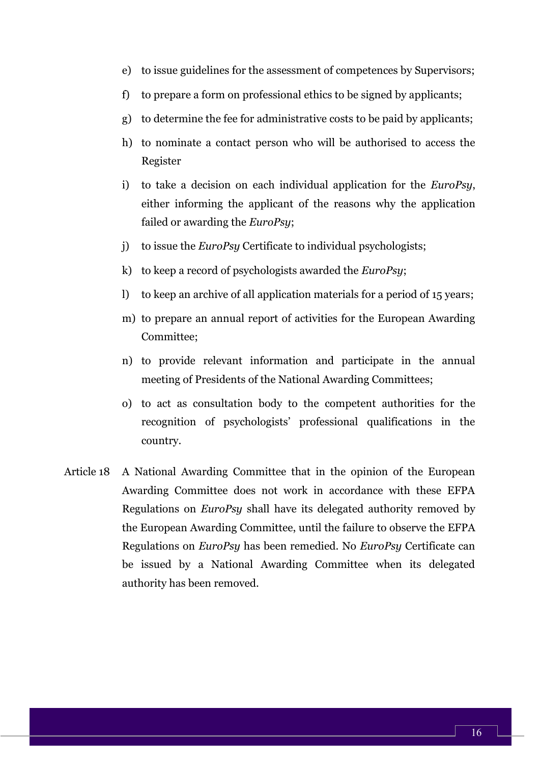e) to issue guidelines for the assessment of competences by Supervisors;

f) to prepare a form on professional ethics to be signed by applicants;

g) to determine the fee for administrative costs to be paid by applicants;

h) to nominate a contact person who will be authorised to access the Register

i) to take a decision on each individual application for the *EuroPsy*, either informing the applicant of the reasons why the application failed or awarding the *EuroPsy*;

j) to issue the *EuroPsy* Certificate to individual psychologists;

k) to keep a record of psychologists awarded the *EuroPsy*;

l) to keep an archive of all application materials for a period of 15 years;

m) to prepare an annual report of activities for the European Awarding Committee;

n) to provide relevant information and participate in the annual meeting of Presidents of the National Awarding Committees;

o) to act as consultation body to the competent authorities for the recognition of psychologists' professional qualifications in the country.

Article 18 A National Awarding Committee that in the opinion of the European Awarding Committee does not work in accordance with these EFPA Regulations on *EuroPsy* shall have its delegated authority removed by the European Awarding Committee, until the failure to observe the EFPA Regulations on *EuroPsy* has been remedied. No *EuroPsy* Certificate can be issued by a National Awarding Committee when its delegated authority has been removed.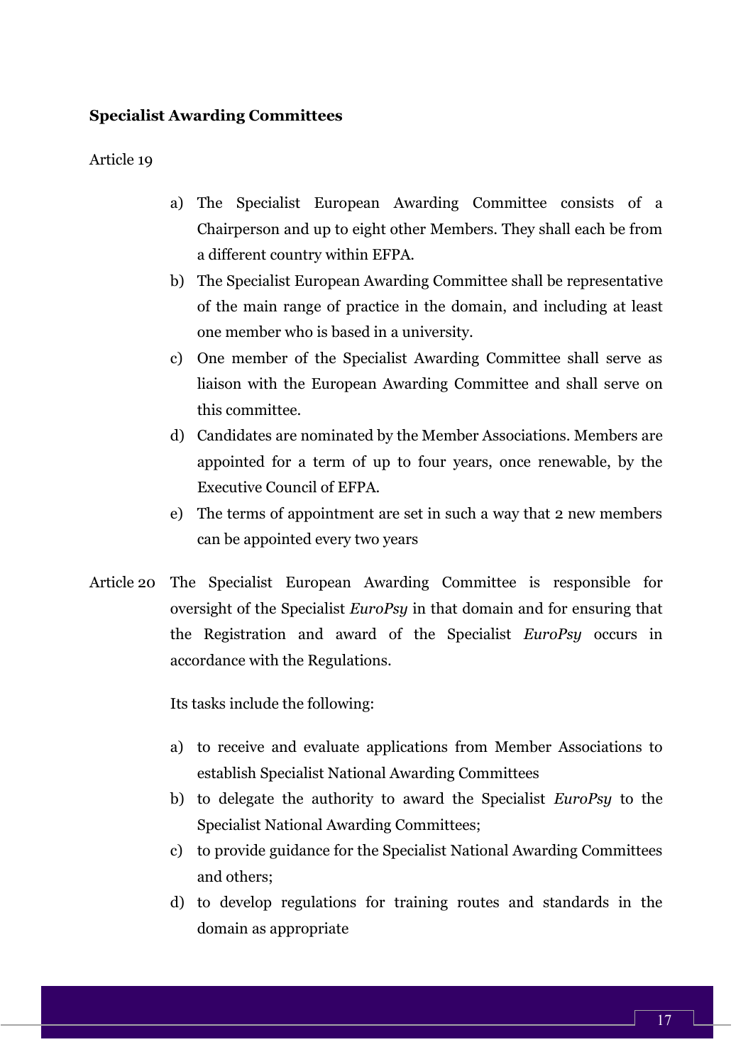**Specialist Awarding Committees**

Article 19

a) The Specialist European Awarding Committee consists of a Chairperson and up to eight other Members. They shall each be from a different country within EFPA.
b) The Specialist European Awarding Committee shall be representative of the main range of practice in the domain, and including at least one member who is based in a university.
c) One member of the Specialist Awarding Committee shall serve as liaison with the European Awarding Committee and shall serve on this committee.
d) Candidates are nominated by the Member Associations. Members are appointed for a term of up to four years, once renewable, by the Executive Council of EFPA.
e) The terms of appointment are set in such a way that 2 new members can be appointed every two years

Article 20 The Specialist European Awarding Committee is responsible for oversight of the Specialist *EuroPsy* in that domain and for ensuring that the Registration and award of the Specialist *EuroPsy* occurs in accordance with the Regulations.

Its tasks include the following:

a) to receive and evaluate applications from Member Associations to establish Specialist National Awarding Committees
b) to delegate the authority to award the Specialist *EuroPsy* to the Specialist National Awarding Committees;
c) to provide guidance for the Specialist National Awarding Committees and others;
d) to develop regulations for training routes and standards in the domain as appropriate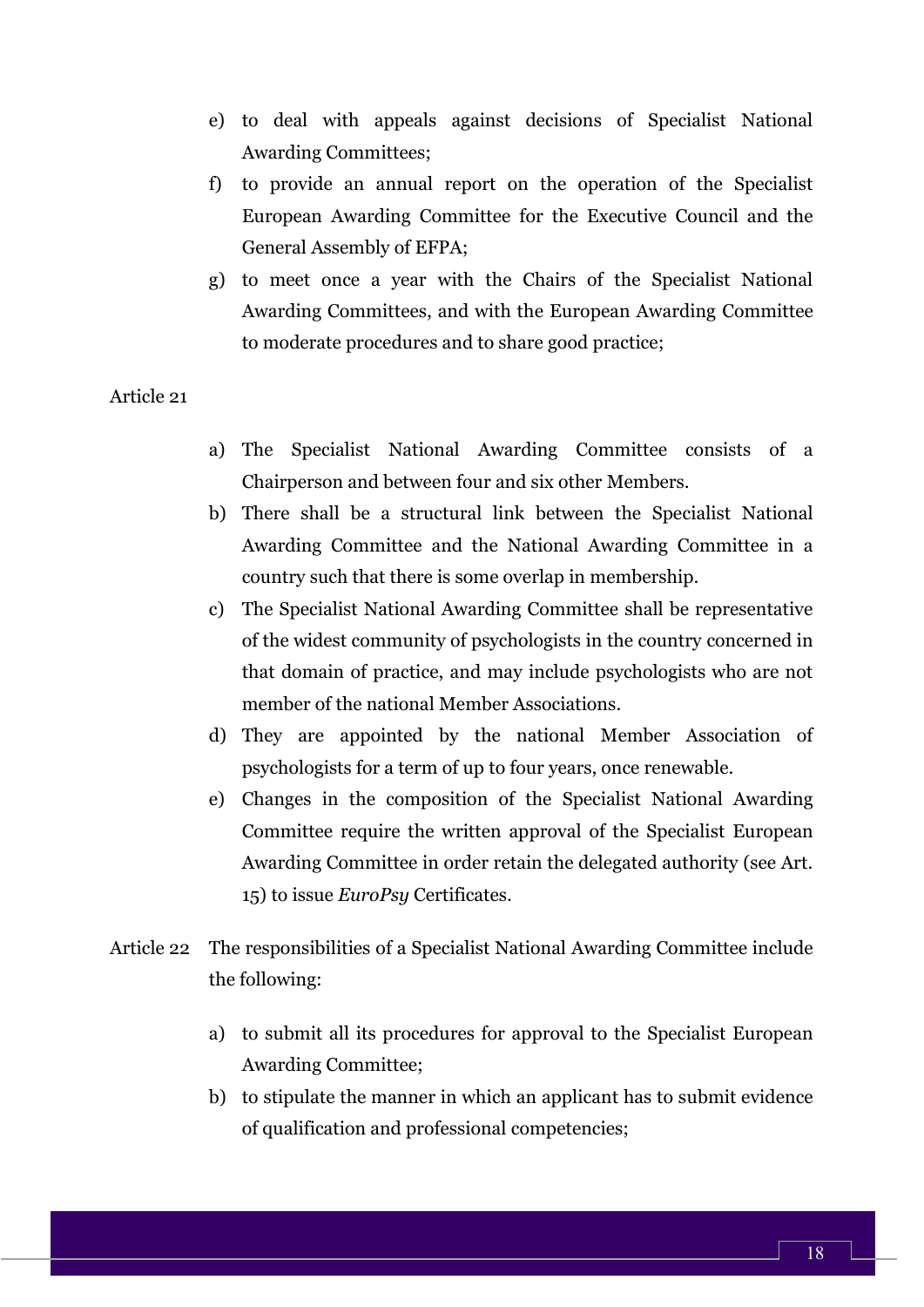e) to deal with appeals against decisions of Specialist National Awarding Committees;
f) to provide an annual report on the operation of the Specialist European Awarding Committee for the Executive Council and the General Assembly of EFPA;
g) to meet once a year with the Chairs of the Specialist National Awarding Committees, and with the European Awarding Committee to moderate procedures and to share good practice;

Article 21

a) The Specialist National Awarding Committee consists of a Chairperson and between four and six other Members.
b) There shall be a structural link between the Specialist National Awarding Committee and the National Awarding Committee in a country such that there is some overlap in membership.
c) The Specialist National Awarding Committee shall be representative of the widest community of psychologists in the country concerned in that domain of practice, and may include psychologists who are not member of the national Member Associations.
d) They are appointed by the national Member Association of psychologists for a term of up to four years, once renewable.
e) Changes in the composition of the Specialist National Awarding Committee require the written approval of the Specialist European Awarding Committee in order retain the delegated authority (see Art. 15) to issue *EuroPsy* Certificates.

Article 22 The responsibilities of a Specialist National Awarding Committee include the following:

a) to submit all its procedures for approval to the Specialist European Awarding Committee;
b) to stipulate the manner in which an applicant has to submit evidence of qualification and professional competencies;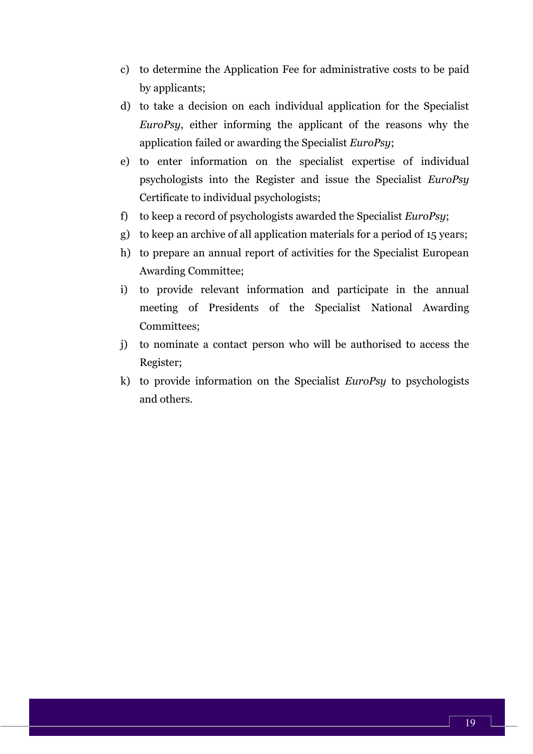c) to determine the Application Fee for administrative costs to be paid by applicants;
d) to take a decision on each individual application for the Specialist *EuroPsy*, either informing the applicant of the reasons why the application failed or awarding the Specialist *EuroPsy*;
e) to enter information on the specialist expertise of individual psychologists into the Register and issue the Specialist *EuroPsy* Certificate to individual psychologists;
f) to keep a record of psychologists awarded the Specialist *EuroPsy*;
g) to keep an archive of all application materials for a period of 15 years;
h) to prepare an annual report of activities for the Specialist European Awarding Committee;
i) to provide relevant information and participate in the annual meeting of Presidents of the Specialist National Awarding Committees;
j) to nominate a contact person who will be authorised to access the Register;
k) to provide information on the Specialist *EuroPsy* to psychologists and others.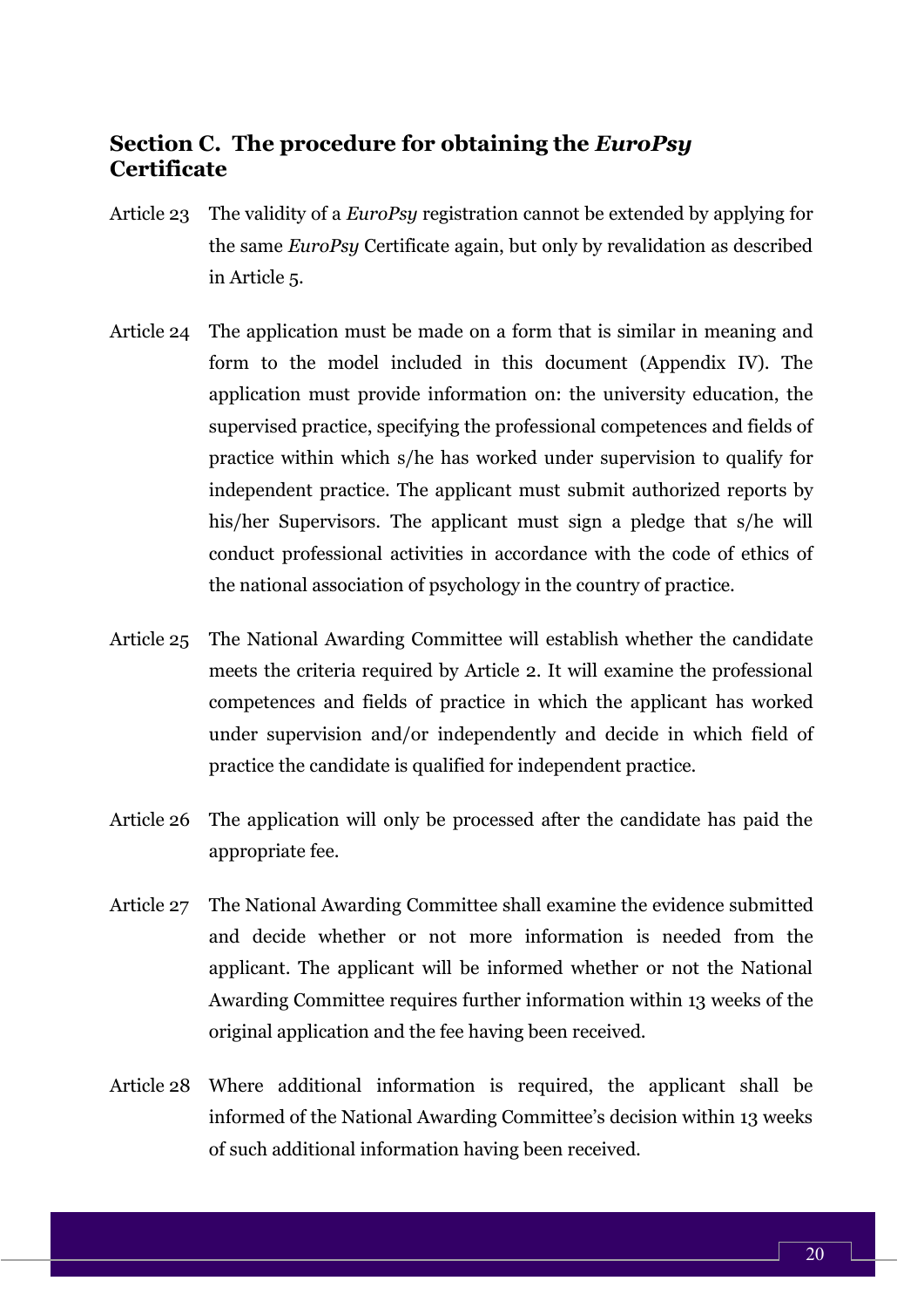## Section C. The procedure for obtaining the *EuroPsy* Certificate

Article 23 The validity of a *EuroPsy* registration cannot be extended by applying for the same *EuroPsy* Certificate again, but only by revalidation as described in Article 5.

Article 24 The application must be made on a form that is similar in meaning and form to the model included in this document (Appendix IV). The application must provide information on: the university education, the supervised practice, specifying the professional competences and fields of practice within which s/he has worked under supervision to qualify for independent practice. The applicant must submit authorized reports by his/her Supervisors. The applicant must sign a pledge that s/he will conduct professional activities in accordance with the code of ethics of the national association of psychology in the country of practice.

Article 25 The National Awarding Committee will establish whether the candidate meets the criteria required by Article 2. It will examine the professional competences and fields of practice in which the applicant has worked under supervision and/or independently and decide in which field of practice the candidate is qualified for independent practice.

Article 26 The application will only be processed after the candidate has paid the appropriate fee.

Article 27 The National Awarding Committee shall examine the evidence submitted and decide whether or not more information is needed from the applicant. The applicant will be informed whether or not the National Awarding Committee requires further information within 13 weeks of the original application and the fee having been received.

Article 28 Where additional information is required, the applicant shall be informed of the National Awarding Committee's decision within 13 weeks of such additional information having been received.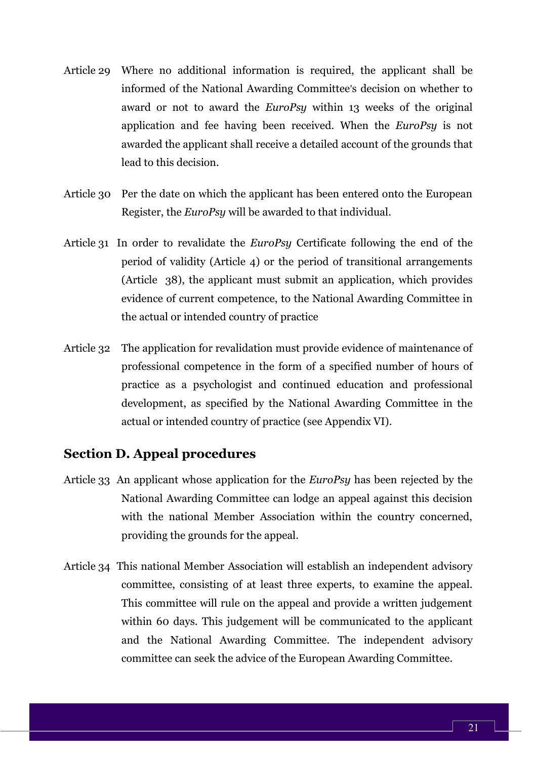Article 29 Where no additional information is required, the applicant shall be informed of the National Awarding Committee's decision on whether to award or not to award the *EuroPsy* within 13 weeks of the original application and fee having been received. When the *EuroPsy* is not awarded the applicant shall receive a detailed account of the grounds that lead to this decision.

Article 30 Per the date on which the applicant has been entered onto the European Register, the *EuroPsy* will be awarded to that individual.

Article 31 In order to revalidate the *EuroPsy* Certificate following the end of the period of validity (Article 4) or the period of transitional arrangements (Article 38), the applicant must submit an application, which provides evidence of current competence, to the National Awarding Committee in the actual or intended country of practice

Article 32 The application for revalidation must provide evidence of maintenance of professional competence in the form of a specified number of hours of practice as a psychologist and continued education and professional development, as specified by the National Awarding Committee in the actual or intended country of practice (see Appendix VI).

## Section D. Appeal procedures

Article 33 An applicant whose application for the *EuroPsy* has been rejected by the National Awarding Committee can lodge an appeal against this decision with the national Member Association within the country concerned, providing the grounds for the appeal.

Article 34 This national Member Association will establish an independent advisory committee, consisting of at least three experts, to examine the appeal. This committee will rule on the appeal and provide a written judgement within 60 days. This judgement will be communicated to the applicant and the National Awarding Committee. The independent advisory committee can seek the advice of the European Awarding Committee.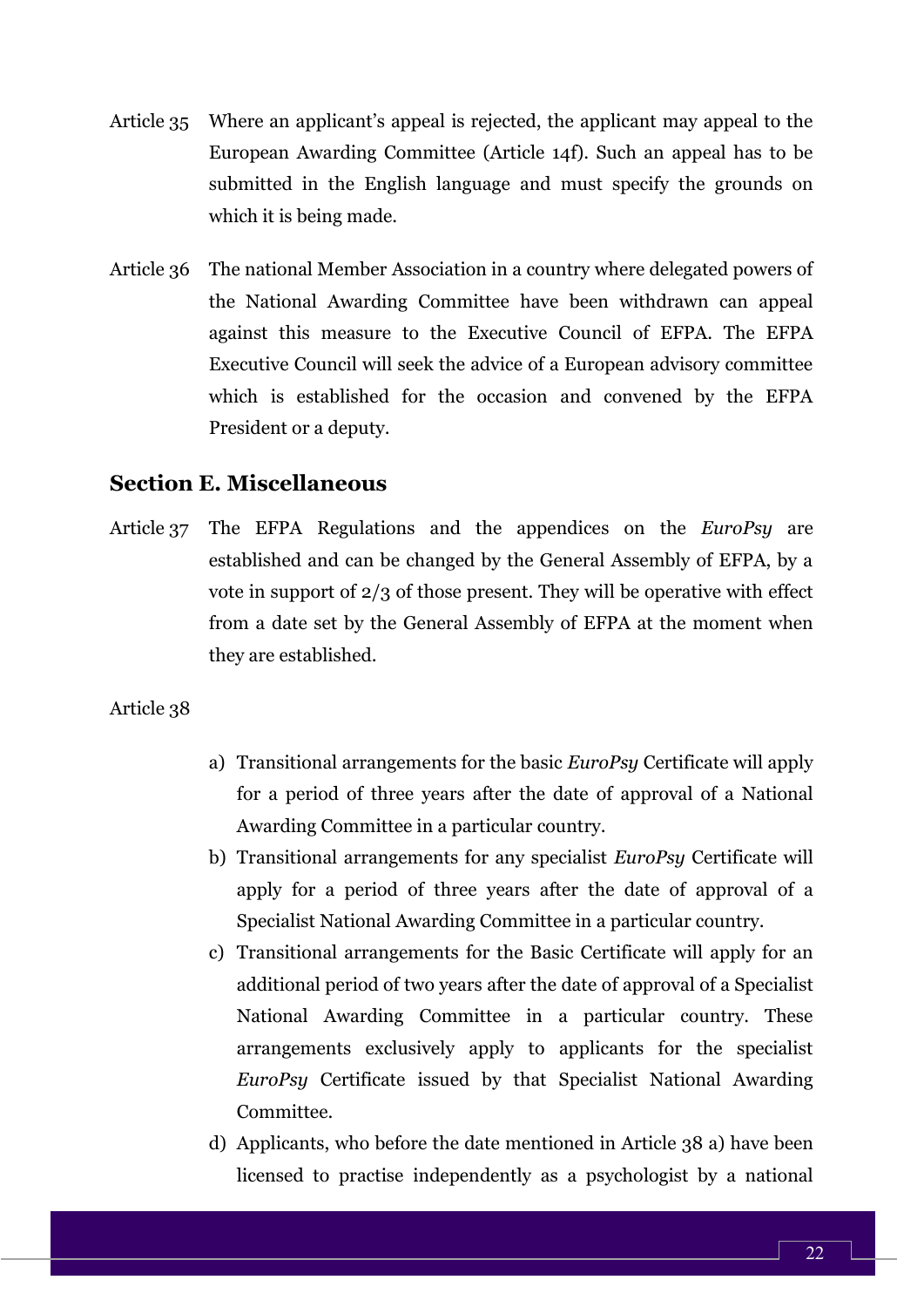Article 35 Where an applicant's appeal is rejected, the applicant may appeal to the European Awarding Committee (Article 14f). Such an appeal has to be submitted in the English language and must specify the grounds on which it is being made.

Article 36 The national Member Association in a country where delegated powers of the National Awarding Committee have been withdrawn can appeal against this measure to the Executive Council of EFPA. The EFPA Executive Council will seek the advice of a European advisory committee which is established for the occasion and convened by the EFPA President or a deputy.

## Section E. Miscellaneous

Article 37 The EFPA Regulations and the appendices on the *EuroPsy* are established and can be changed by the General Assembly of EFPA, by a vote in support of 2/3 of those present. They will be operative with effect from a date set by the General Assembly of EFPA at the moment when they are established.

Article 38

a) Transitional arrangements for the basic *EuroPsy* Certificate will apply for a period of three years after the date of approval of a National Awarding Committee in a particular country.

b) Transitional arrangements for any specialist *EuroPsy* Certificate will apply for a period of three years after the date of approval of a Specialist National Awarding Committee in a particular country.

c) Transitional arrangements for the Basic Certificate will apply for an additional period of two years after the date of approval of a Specialist National Awarding Committee in a particular country. These arrangements exclusively apply to applicants for the specialist *EuroPsy* Certificate issued by that Specialist National Awarding Committee.

d) Applicants, who before the date mentioned in Article 38 a) have been licensed to practise independently as a psychologist by a national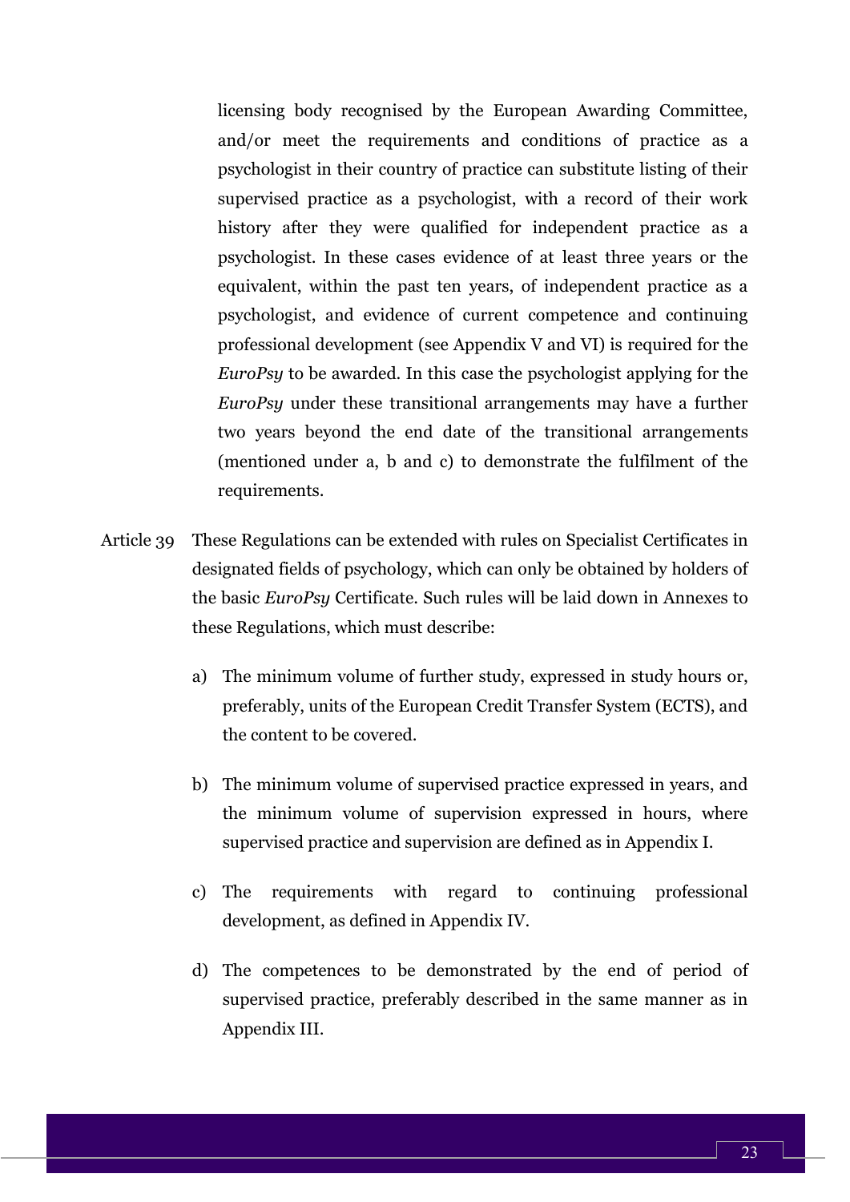licensing body recognised by the European Awarding Committee, and/or meet the requirements and conditions of practice as a psychologist in their country of practice can substitute listing of their supervised practice as a psychologist, with a record of their work history after they were qualified for independent practice as a psychologist. In these cases evidence of at least three years or the equivalent, within the past ten years, of independent practice as a psychologist, and evidence of current competence and continuing professional development (see Appendix V and VI) is required for the *EuroPsy* to be awarded. In this case the psychologist applying for the *EuroPsy* under these transitional arrangements may have a further two years beyond the end date of the transitional arrangements (mentioned under a, b and c) to demonstrate the fulfilment of the requirements.

Article 39 These Regulations can be extended with rules on Specialist Certificates in designated fields of psychology, which can only be obtained by holders of the basic *EuroPsy* Certificate. Such rules will be laid down in Annexes to these Regulations, which must describe:

a) The minimum volume of further study, expressed in study hours or, preferably, units of the European Credit Transfer System (ECTS), and the content to be covered.

b) The minimum volume of supervised practice expressed in years, and the minimum volume of supervision expressed in hours, where supervised practice and supervision are defined as in Appendix I.

c) The requirements with regard to continuing professional development, as defined in Appendix IV.

d) The competences to be demonstrated by the end of period of supervised practice, preferably described in the same manner as in Appendix III.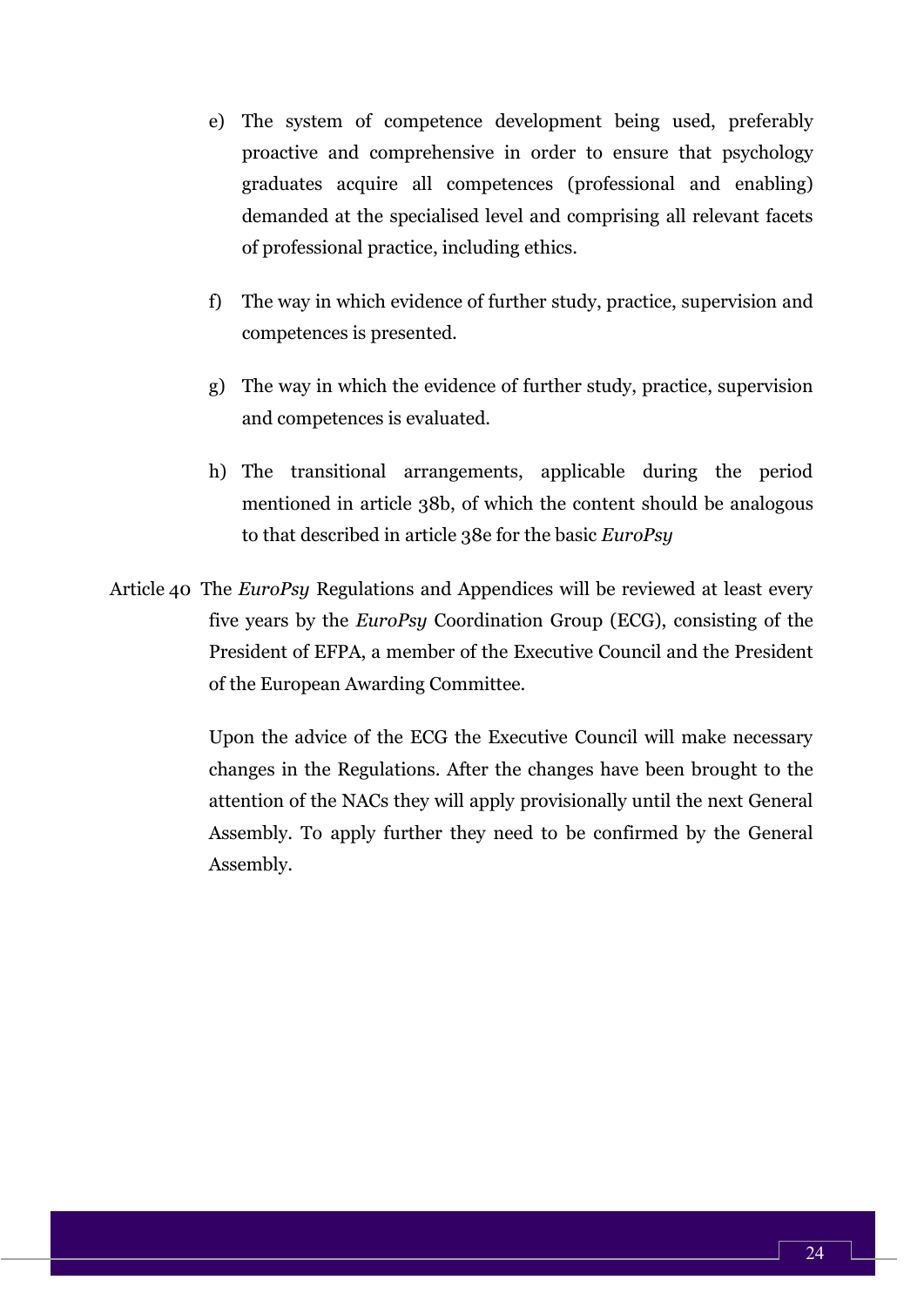e) The system of competence development being used, preferably proactive and comprehensive in order to ensure that psychology graduates acquire all competences (professional and enabling) demanded at the specialised level and comprising all relevant facets of professional practice, including ethics.

f) The way in which evidence of further study, practice, supervision and competences is presented.

g) The way in which the evidence of further study, practice, supervision and competences is evaluated.

h) The transitional arrangements, applicable during the period mentioned in article 38b, of which the content should be analogous to that described in article 38e for the basic *EuroPsy*

Article 40 The *EuroPsy* Regulations and Appendices will be reviewed at least every five years by the *EuroPsy* Coordination Group (ECG), consisting of the President of EFPA, a member of the Executive Council and the President of the European Awarding Committee.

Upon the advice of the ECG the Executive Council will make necessary changes in the Regulations. After the changes have been brought to the attention of the NACs they will apply provisionally until the next General Assembly. To apply further they need to be confirmed by the General Assembly.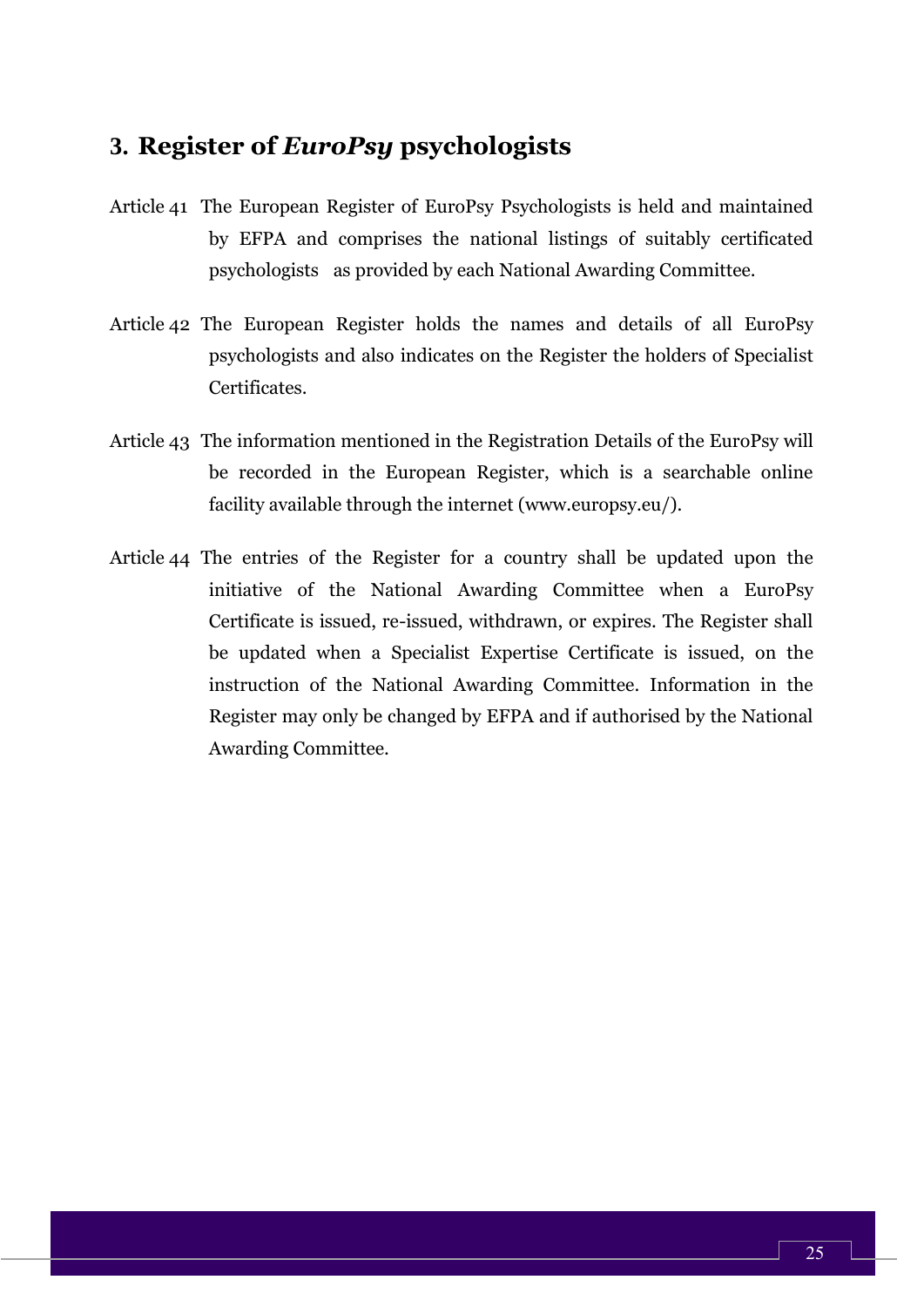## 3. Register of *EuroPsy* psychologists

Article 41 The European Register of EuroPsy Psychologists is held and maintained by EFPA and comprises the national listings of suitably certificated psychologists as provided by each National Awarding Committee.

Article 42 The European Register holds the names and details of all EuroPsy psychologists and also indicates on the Register the holders of Specialist Certificates.

Article 43 The information mentioned in the Registration Details of the EuroPsy will be recorded in the European Register, which is a searchable online facility available through the internet (www.europsy.eu/).

Article 44 The entries of the Register for a country shall be updated upon the initiative of the National Awarding Committee when a EuroPsy Certificate is issued, re-issued, withdrawn, or expires. The Register shall be updated when a Specialist Expertise Certificate is issued, on the instruction of the National Awarding Committee. Information in the Register may only be changed by EFPA and if authorised by the National Awarding Committee.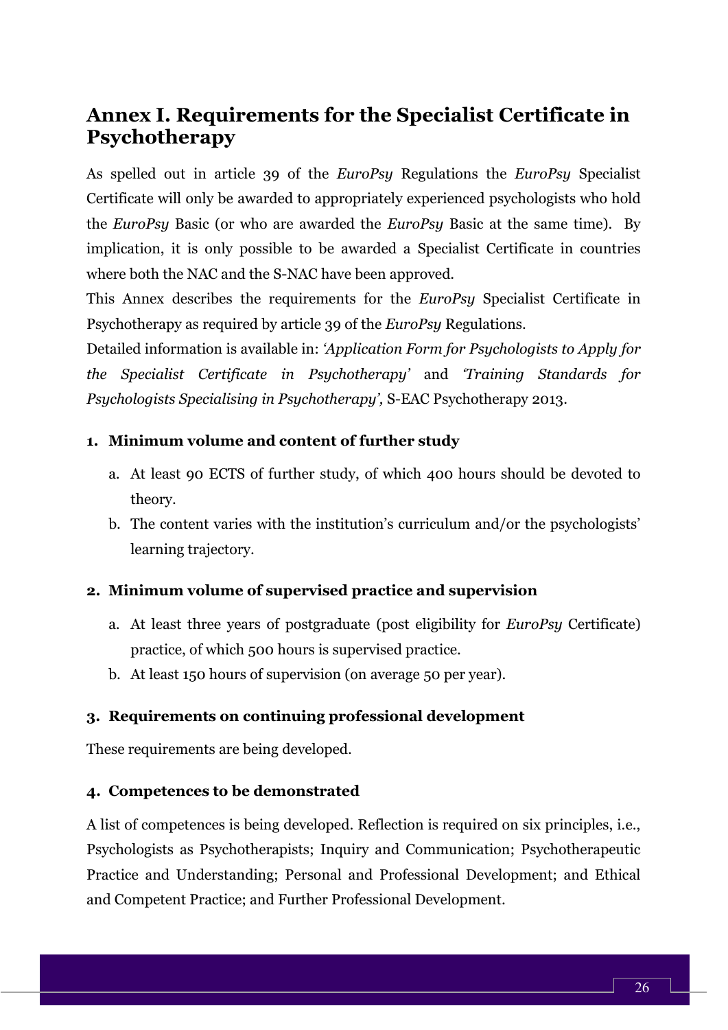# Annex I. Requirements for the Specialist Certificate in Psychotherapy

As spelled out in article 39 of the *EuroPsy* Regulations the *EuroPsy* Specialist Certificate will only be awarded to appropriately experienced psychologists who hold the *EuroPsy* Basic (or who are awarded the *EuroPsy* Basic at the same time). By implication, it is only possible to be awarded a Specialist Certificate in countries where both the NAC and the S-NAC have been approved.

This Annex describes the requirements for the *EuroPsy* Specialist Certificate in Psychotherapy as required by article 39 of the *EuroPsy* Regulations.

Detailed information is available in: *'Application Form for Psychologists to Apply for the Specialist Certificate in Psychotherapy'* and *'Training Standards for Psychologists Specialising in Psychotherapy',* S-EAC Psychotherapy 2013.

### 1. Minimum volume and content of further study

a. At least 90 ECTS of further study, of which 400 hours should be devoted to theory.

b. The content varies with the institution's curriculum and/or the psychologists' learning trajectory.

### 2. Minimum volume of supervised practice and supervision

a. At least three years of postgraduate (post eligibility for *EuroPsy* Certificate) practice, of which 500 hours is supervised practice.

b. At least 150 hours of supervision (on average 50 per year).

### 3. Requirements on continuing professional development

These requirements are being developed.

### 4. Competences to be demonstrated

A list of competences is being developed. Reflection is required on six principles, i.e., Psychologists as Psychotherapists; Inquiry and Communication; Psychotherapeutic Practice and Understanding; Personal and Professional Development; and Ethical and Competent Practice; and Further Professional Development.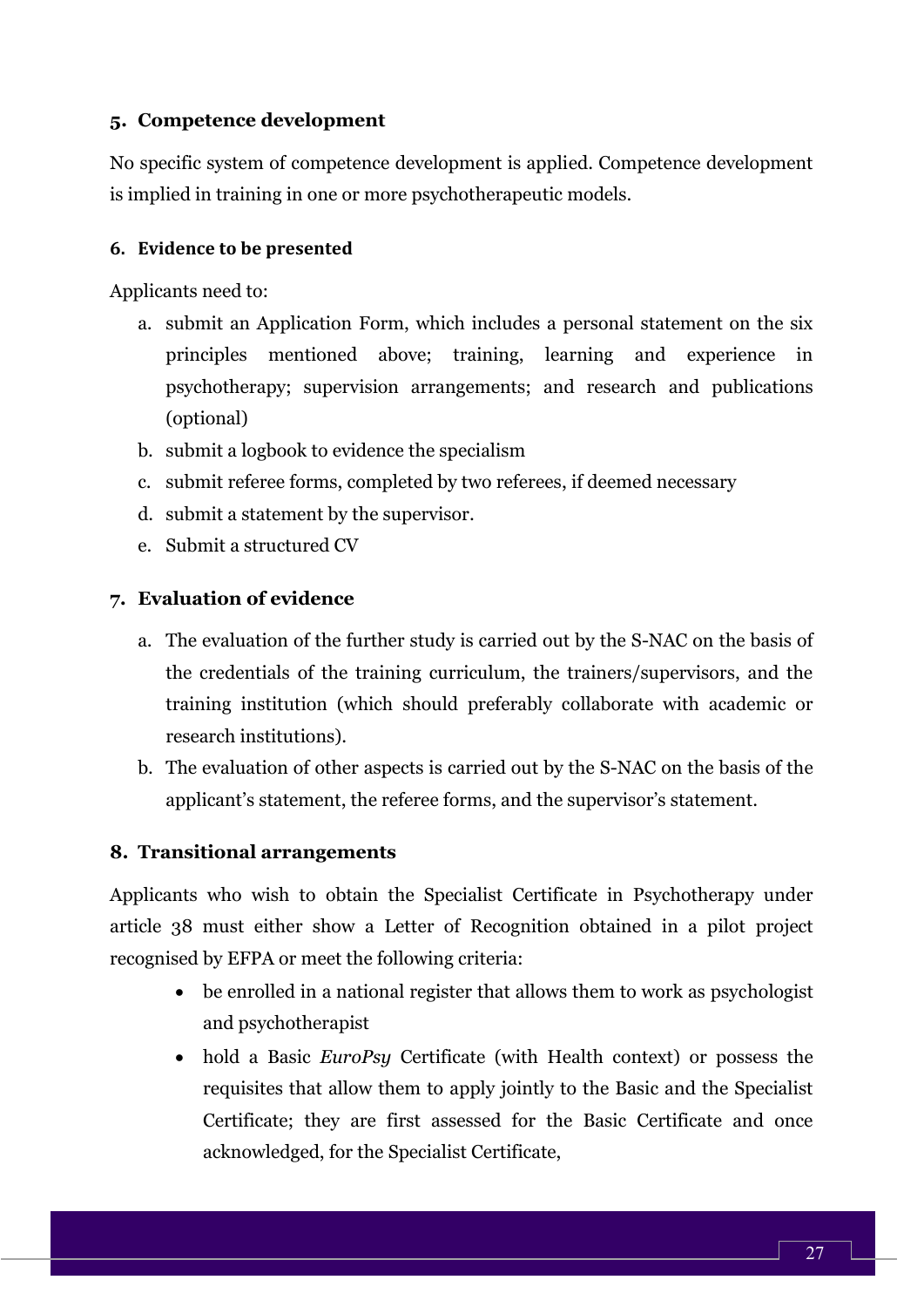## 5. Competence development

No specific system of competence development is applied. Competence development is implied in training in one or more psychotherapeutic models.

## 6. Evidence to be presented

Applicants need to:

a. submit an Application Form, which includes a personal statement on the six principles mentioned above; training, learning and experience in psychotherapy; supervision arrangements; and research and publications (optional)
b. submit a logbook to evidence the specialism
c. submit referee forms, completed by two referees, if deemed necessary
d. submit a statement by the supervisor.
e. Submit a structured CV

## 7. Evaluation of evidence

a. The evaluation of the further study is carried out by the S-NAC on the basis of the credentials of the training curriculum, the trainers/supervisors, and the training institution (which should preferably collaborate with academic or research institutions).
b. The evaluation of other aspects is carried out by the S-NAC on the basis of the applicant's statement, the referee forms, and the supervisor's statement.

## 8. Transitional arrangements

Applicants who wish to obtain the Specialist Certificate in Psychotherapy under article 38 must either show a Letter of Recognition obtained in a pilot project recognised by EFPA or meet the following criteria:

- be enrolled in a national register that allows them to work as psychologist and psychotherapist
- hold a Basic *EuroPsy* Certificate (with Health context) or possess the requisites that allow them to apply jointly to the Basic and the Specialist Certificate; they are first assessed for the Basic Certificate and once acknowledged, for the Specialist Certificate,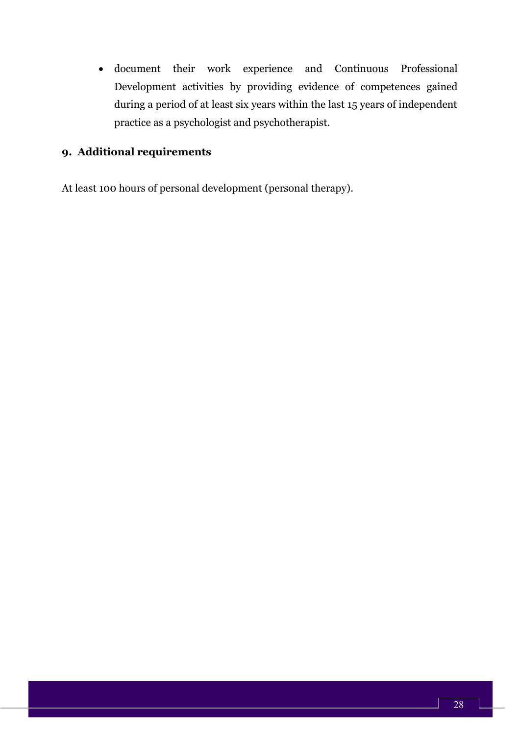- document their work experience and Continuous Professional Development activities by providing evidence of competences gained during a period of at least six years within the last 15 years of independent practice as a psychologist and psychotherapist.

## 9. Additional requirements

At least 100 hours of personal development (personal therapy).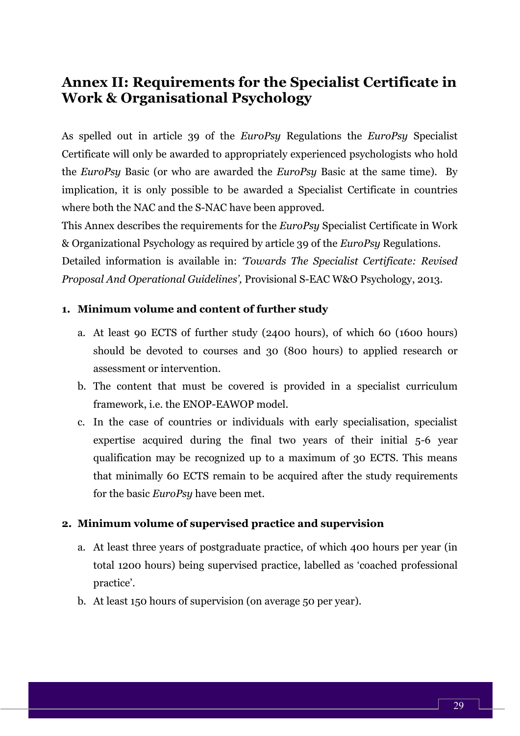## Annex II: Requirements for the Specialist Certificate in Work & Organisational Psychology

As spelled out in article 39 of the *EuroPsy* Regulations the *EuroPsy* Specialist Certificate will only be awarded to appropriately experienced psychologists who hold the *EuroPsy* Basic (or who are awarded the *EuroPsy* Basic at the same time). By implication, it is only possible to be awarded a Specialist Certificate in countries where both the NAC and the S-NAC have been approved.

This Annex describes the requirements for the *EuroPsy* Specialist Certificate in Work & Organizational Psychology as required by article 39 of the *EuroPsy* Regulations.

Detailed information is available in: *'Towards The Specialist Certificate: Revised Proposal And Operational Guidelines',* Provisional S-EAC W&O Psychology, 2013.

1. **Minimum volume and content of further study**
   a. At least 90 ECTS of further study (2400 hours), of which 60 (1600 hours) should be devoted to courses and 30 (800 hours) to applied research or assessment or intervention.
   b. The content that must be covered is provided in a specialist curriculum framework, i.e. the ENOP-EAWOP model.
   c. In the case of countries or individuals with early specialisation, specialist expertise acquired during the final two years of their initial 5-6 year qualification may be recognized up to a maximum of 30 ECTS. This means that minimally 60 ECTS remain to be acquired after the study requirements for the basic *EuroPsy* have been met.

2. **Minimum volume of supervised practice and supervision**
   a. At least three years of postgraduate practice, of which 400 hours per year (in total 1200 hours) being supervised practice, labelled as 'coached professional practice'.
   b. At least 150 hours of supervision (on average 50 per year).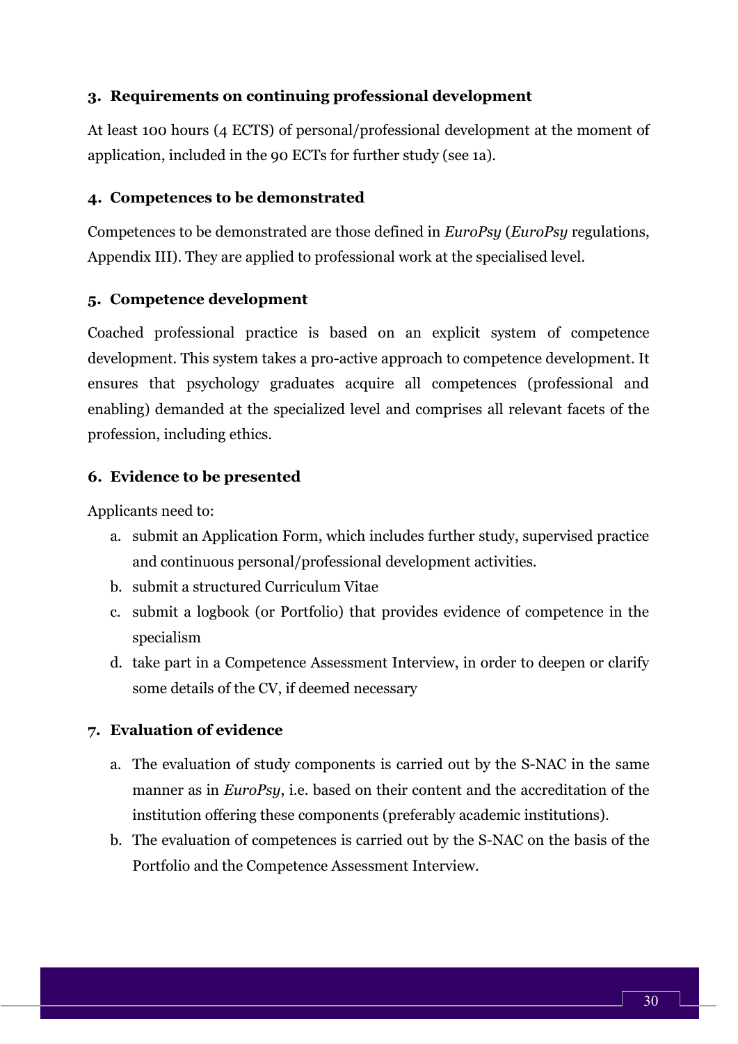### 3. Requirements on continuing professional development

At least 100 hours (4 ECTS) of personal/professional development at the moment of application, included in the 90 ECTs for further study (see 1a).

### 4. Competences to be demonstrated

Competences to be demonstrated are those defined in *EuroPsy* (*EuroPsy* regulations, Appendix III). They are applied to professional work at the specialised level.

### 5. Competence development

Coached professional practice is based on an explicit system of competence development. This system takes a pro-active approach to competence development. It ensures that psychology graduates acquire all competences (professional and enabling) demanded at the specialized level and comprises all relevant facets of the profession, including ethics.

### 6. Evidence to be presented

Applicants need to:

a. submit an Application Form, which includes further study, supervised practice and continuous personal/professional development activities.
b. submit a structured Curriculum Vitae
c. submit a logbook (or Portfolio) that provides evidence of competence in the specialism
d. take part in a Competence Assessment Interview, in order to deepen or clarify some details of the CV, if deemed necessary

### 7. Evaluation of evidence

a. The evaluation of study components is carried out by the S-NAC in the same manner as in *EuroPsy*, i.e. based on their content and the accreditation of the institution offering these components (preferably academic institutions).
b. The evaluation of competences is carried out by the S-NAC on the basis of the Portfolio and the Competence Assessment Interview.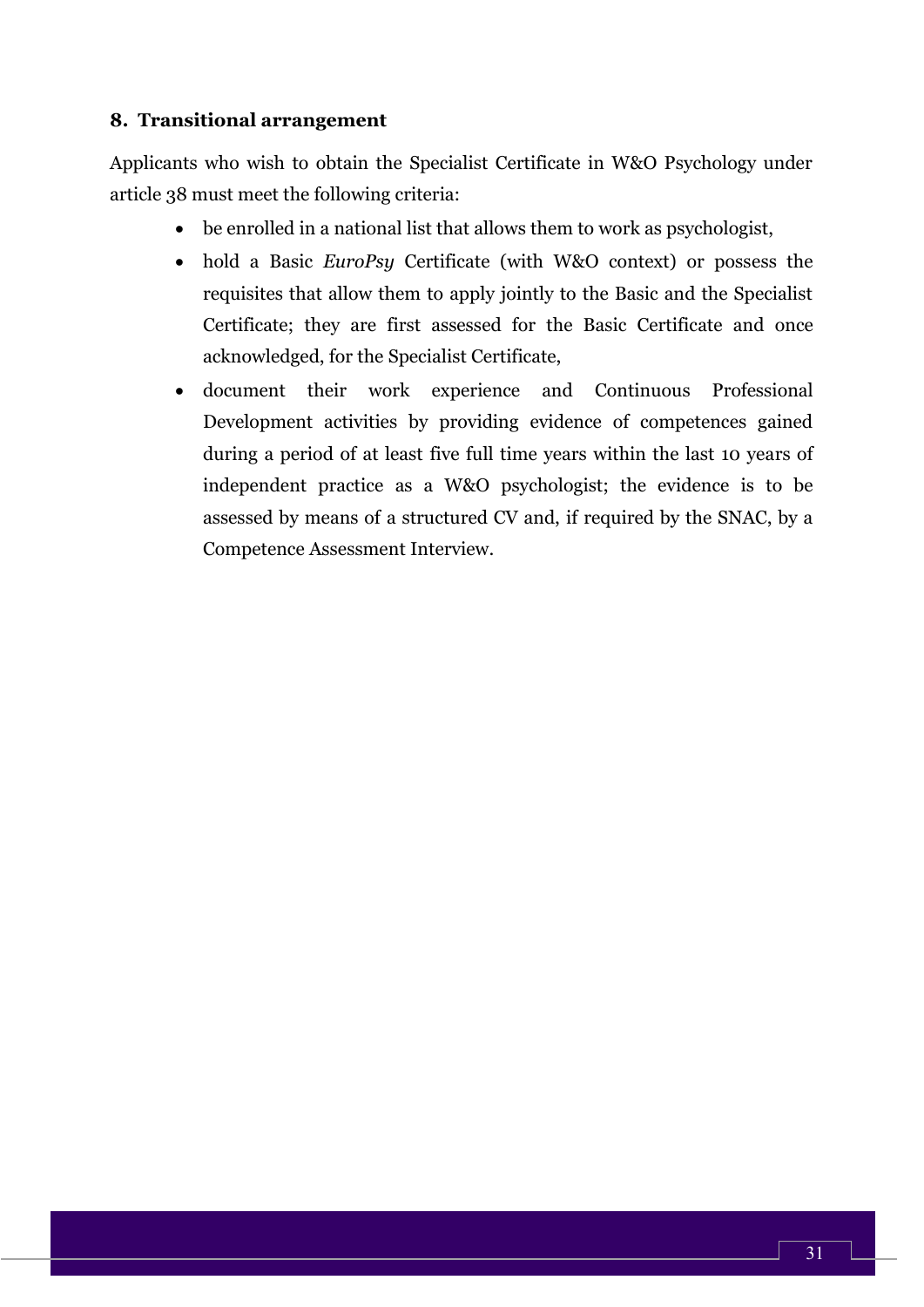## 8. Transitional arrangement

Applicants who wish to obtain the Specialist Certificate in W&O Psychology under article 38 must meet the following criteria:

- be enrolled in a national list that allows them to work as psychologist,
- hold a Basic *EuroPsy* Certificate (with W&O context) or possess the requisites that allow them to apply jointly to the Basic and the Specialist Certificate; they are first assessed for the Basic Certificate and once acknowledged, for the Specialist Certificate,
- document their work experience and Continuous Professional Development activities by providing evidence of competences gained during a period of at least five full time years within the last 10 years of independent practice as a W&O psychologist; the evidence is to be assessed by means of a structured CV and, if required by the SNAC, by a Competence Assessment Interview.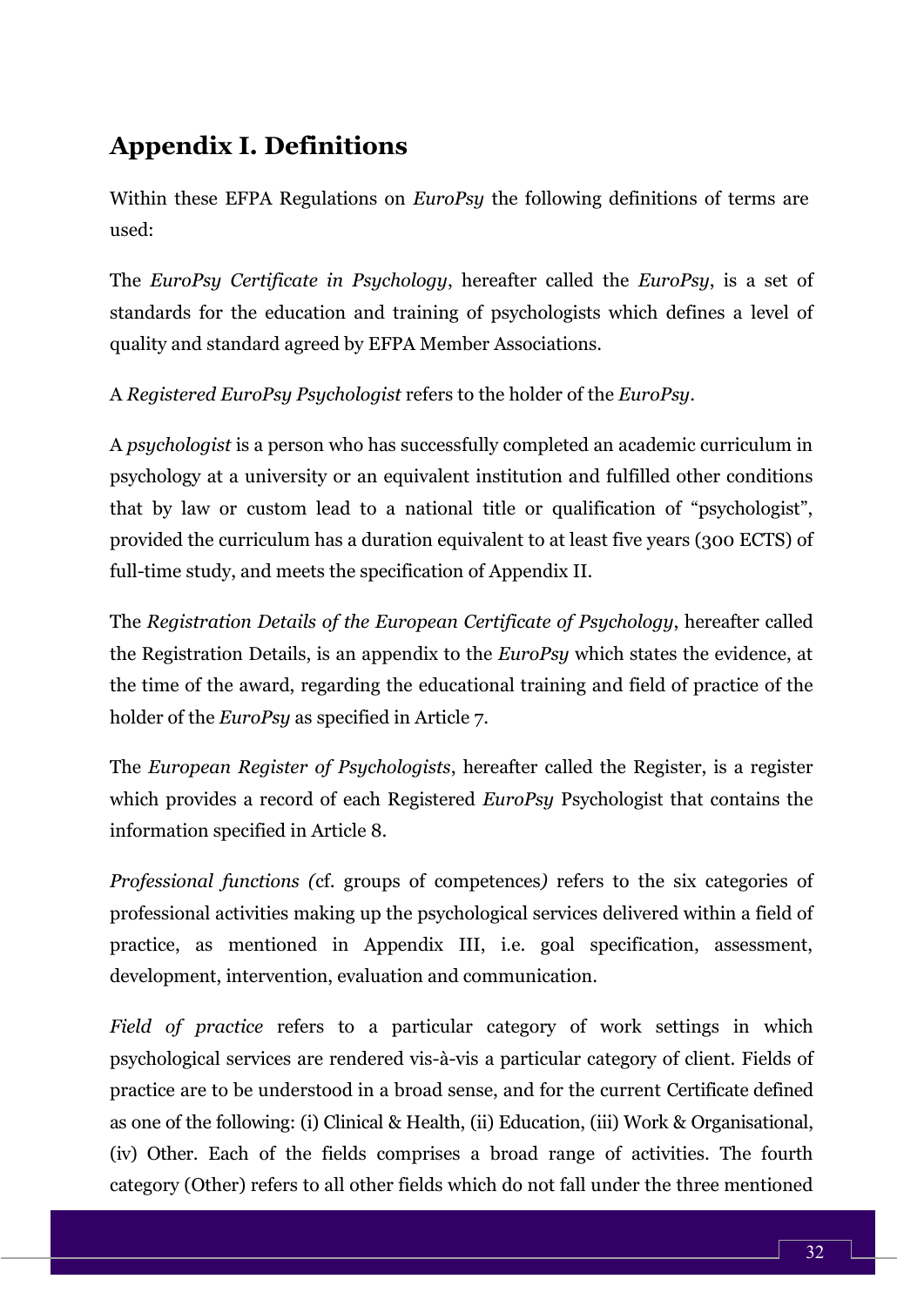## Appendix I. Definitions

Within these EFPA Regulations on *EuroPsy* the following definitions of terms are used:

The *EuroPsy Certificate in Psychology*, hereafter called the *EuroPsy*, is a set of standards for the education and training of psychologists which defines a level of quality and standard agreed by EFPA Member Associations.

A *Registered EuroPsy Psychologist* refers to the holder of the *EuroPsy*.

A *psychologist* is a person who has successfully completed an academic curriculum in psychology at a university or an equivalent institution and fulfilled other conditions that by law or custom lead to a national title or qualification of "psychologist", provided the curriculum has a duration equivalent to at least five years (300 ECTS) of full-time study, and meets the specification of Appendix II.

The *Registration Details of the European Certificate of Psychology*, hereafter called the Registration Details, is an appendix to the *EuroPsy* which states the evidence, at the time of the award, regarding the educational training and field of practice of the holder of the *EuroPsy* as specified in Article 7.

The *European Register of Psychologists*, hereafter called the Register, is a register which provides a record of each Registered *EuroPsy* Psychologist that contains the information specified in Article 8.

*Professional functions (*cf. groups of competences*)* refers to the six categories of professional activities making up the psychological services delivered within a field of practice, as mentioned in Appendix III, i.e. goal specification, assessment, development, intervention, evaluation and communication.

*Field of practice* refers to a particular category of work settings in which psychological services are rendered vis-à-vis a particular category of client. Fields of practice are to be understood in a broad sense, and for the current Certificate defined as one of the following: (i) Clinical & Health, (ii) Education, (iii) Work & Organisational, (iv) Other. Each of the fields comprises a broad range of activities. The fourth category (Other) refers to all other fields which do not fall under the three mentioned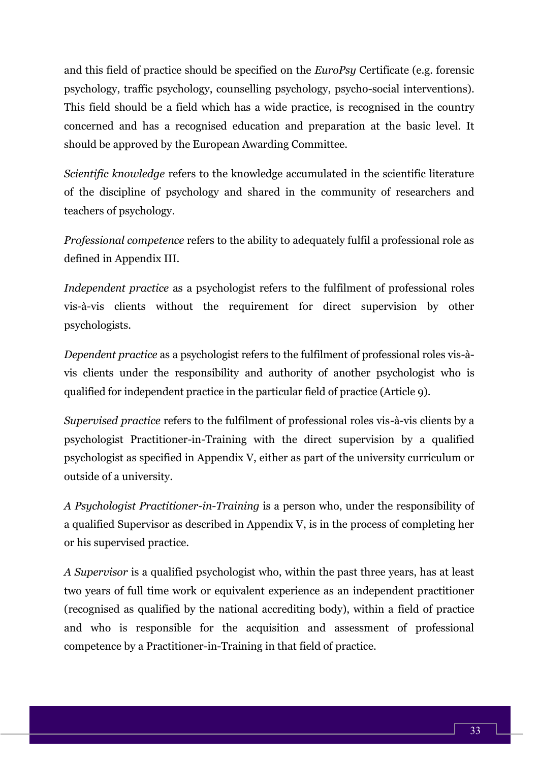and this field of practice should be specified on the *EuroPsy* Certificate (e.g. forensic psychology, traffic psychology, counselling psychology, psycho-social interventions). This field should be a field which has a wide practice, is recognised in the country concerned and has a recognised education and preparation at the basic level. It should be approved by the European Awarding Committee.

*Scientific knowledge* refers to the knowledge accumulated in the scientific literature of the discipline of psychology and shared in the community of researchers and teachers of psychology.

*Professional competence* refers to the ability to adequately fulfil a professional role as defined in Appendix III.

*Independent practice* as a psychologist refers to the fulfilment of professional roles vis-à-vis clients without the requirement for direct supervision by other psychologists.

*Dependent practice* as a psychologist refers to the fulfilment of professional roles vis-à-vis clients under the responsibility and authority of another psychologist who is qualified for independent practice in the particular field of practice (Article 9).

*Supervised practice* refers to the fulfilment of professional roles vis-à-vis clients by a psychologist Practitioner-in-Training with the direct supervision by a qualified psychologist as specified in Appendix V, either as part of the university curriculum or outside of a university.

*A Psychologist Practitioner-in-Training* is a person who, under the responsibility of a qualified Supervisor as described in Appendix V, is in the process of completing her or his supervised practice.

*A Supervisor* is a qualified psychologist who, within the past three years, has at least two years of full time work or equivalent experience as an independent practitioner (recognised as qualified by the national accrediting body), within a field of practice and who is responsible for the acquisition and assessment of professional competence by a Practitioner-in-Training in that field of practice.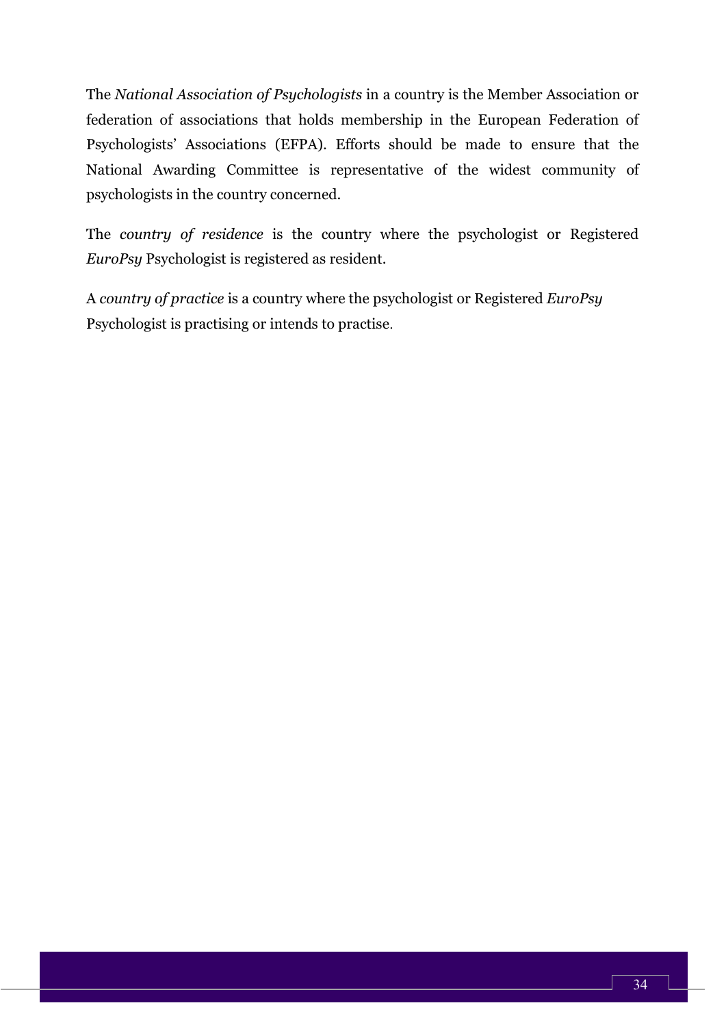The *National Association of Psychologists* in a country is the Member Association or federation of associations that holds membership in the European Federation of Psychologists' Associations (EFPA). Efforts should be made to ensure that the National Awarding Committee is representative of the widest community of psychologists in the country concerned.

The *country of residence* is the country where the psychologist or Registered *EuroPsy* Psychologist is registered as resident.

A *country of practice* is a country where the psychologist or Registered *EuroPsy* Psychologist is practising or intends to practise.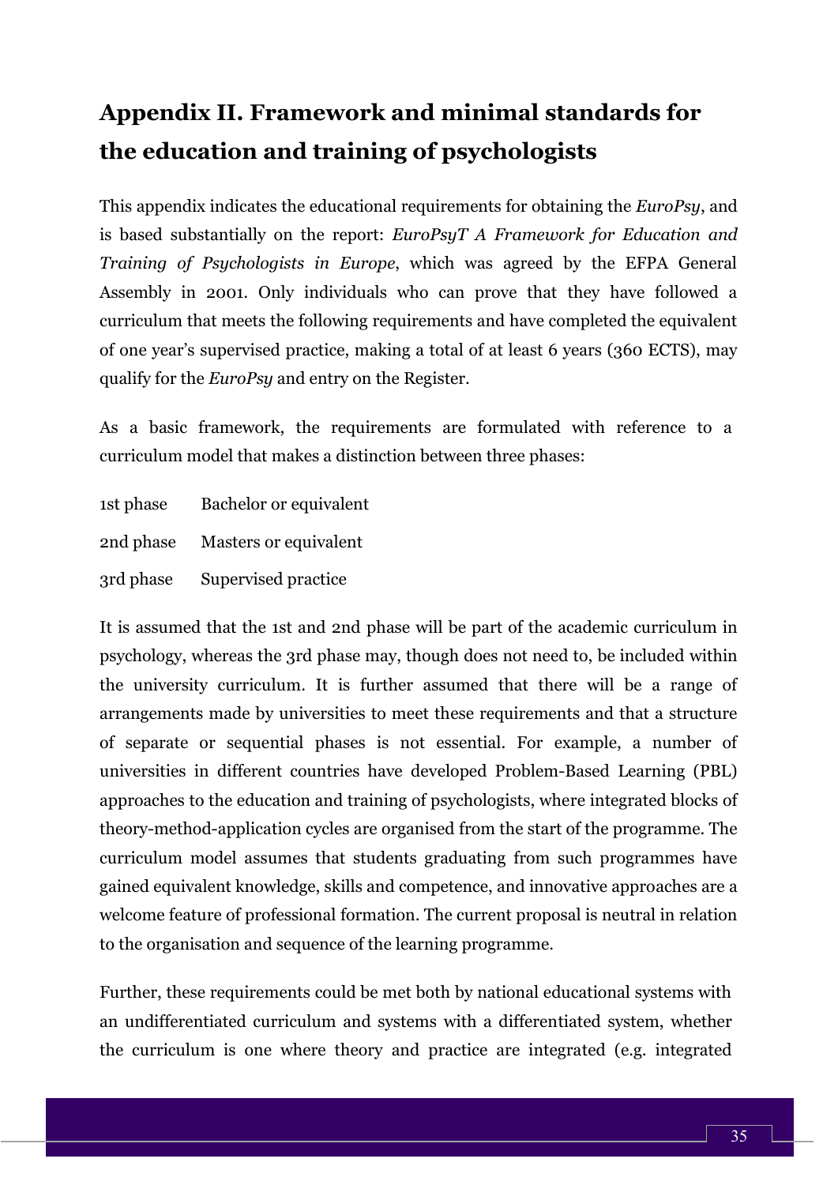# Appendix II. Framework and minimal standards for the education and training of psychologists

This appendix indicates the educational requirements for obtaining the *EuroPsy*, and is based substantially on the report: *EuroPsyT A Framework for Education and Training of Psychologists in Europe*, which was agreed by the EFPA General Assembly in 2001. Only individuals who can prove that they have followed a curriculum that meets the following requirements and have completed the equivalent of one year's supervised practice, making a total of at least 6 years (360 ECTS), may qualify for the *EuroPsy* and entry on the Register.

As a basic framework, the requirements are formulated with reference to a curriculum model that makes a distinction between three phases:

1st phase Bachelor or equivalent

2nd phase Masters or equivalent

3rd phase Supervised practice

It is assumed that the 1st and 2nd phase will be part of the academic curriculum in psychology, whereas the 3rd phase may, though does not need to, be included within the university curriculum. It is further assumed that there will be a range of arrangements made by universities to meet these requirements and that a structure of separate or sequential phases is not essential. For example, a number of universities in different countries have developed Problem-Based Learning (PBL) approaches to the education and training of psychologists, where integrated blocks of theory-method-application cycles are organised from the start of the programme. The curriculum model assumes that students graduating from such programmes have gained equivalent knowledge, skills and competence, and innovative approaches are a welcome feature of professional formation. The current proposal is neutral in relation to the organisation and sequence of the learning programme.

Further, these requirements could be met both by national educational systems with an undifferentiated curriculum and systems with a differentiated system, whether the curriculum is one where theory and practice are integrated (e.g. integrated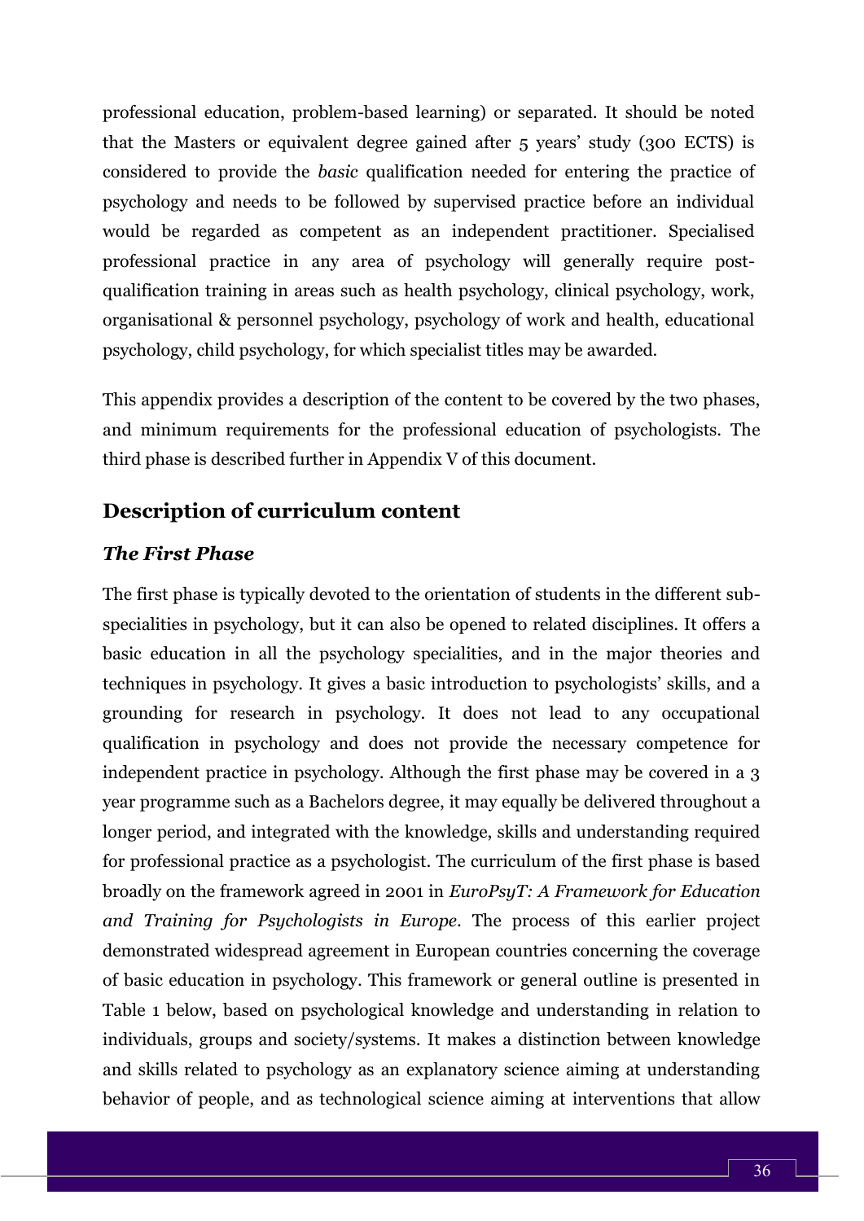professional education, problem-based learning) or separated. It should be noted that the Masters or equivalent degree gained after 5 years' study (300 ECTS) is considered to provide the *basic* qualification needed for entering the practice of psychology and needs to be followed by supervised practice before an individual would be regarded as competent as an independent practitioner. Specialised professional practice in any area of psychology will generally require post-qualification training in areas such as health psychology, clinical psychology, work, organisational & personnel psychology, psychology of work and health, educational psychology, child psychology, for which specialist titles may be awarded.

This appendix provides a description of the content to be covered by the two phases, and minimum requirements for the professional education of psychologists. The third phase is described further in Appendix V of this document.

## Description of curriculum content

### *The First Phase*

The first phase is typically devoted to the orientation of students in the different sub-specialities in psychology, but it can also be opened to related disciplines. It offers a basic education in all the psychology specialities, and in the major theories and techniques in psychology. It gives a basic introduction to psychologists' skills, and a grounding for research in psychology. It does not lead to any occupational qualification in psychology and does not provide the necessary competence for independent practice in psychology. Although the first phase may be covered in a 3 year programme such as a Bachelors degree, it may equally be delivered throughout a longer period, and integrated with the knowledge, skills and understanding required for professional practice as a psychologist. The curriculum of the first phase is based broadly on the framework agreed in 2001 in *EuroPsyT: A Framework for Education and Training for Psychologists in Europe*. The process of this earlier project demonstrated widespread agreement in European countries concerning the coverage of basic education in psychology. This framework or general outline is presented in Table 1 below, based on psychological knowledge and understanding in relation to individuals, groups and society/systems. It makes a distinction between knowledge and skills related to psychology as an explanatory science aiming at understanding behavior of people, and as technological science aiming at interventions that allow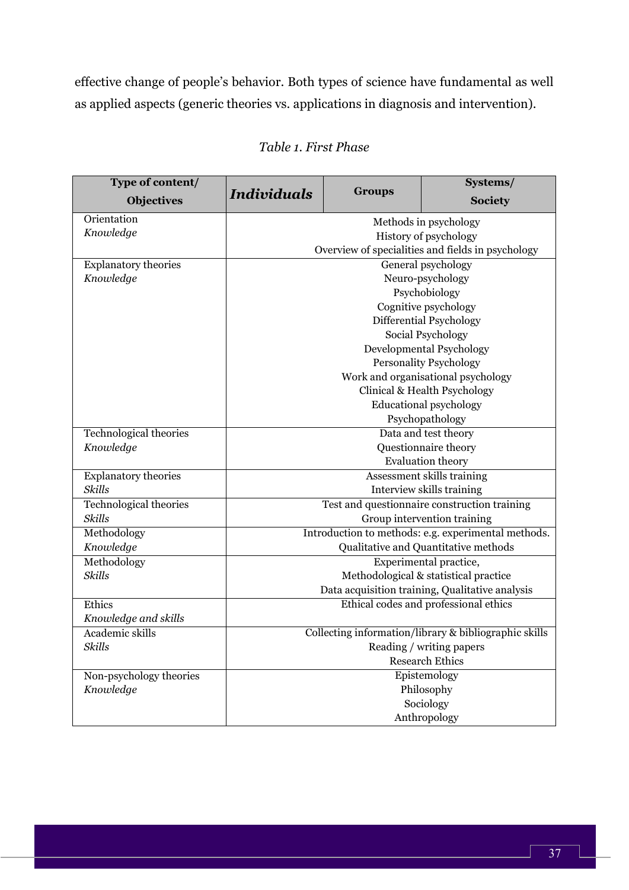effective change of people's behavior. Both types of science have fundamental as well as applied aspects (generic theories vs. applications in diagnosis and intervention).

*Table 1. First Phase*

| **Type of content/ Objectives** | ***Individuals*** | **Groups** | **Systems/ Society** |
|---|---|---|---|
| Orientation *Knowledge* | Methods in psychology<br>History of psychology<br>Overview of specialities and fields in psychology | | |
| Explanatory theories *Knowledge* | General psychology<br>Neuro-psychology<br>Psychobiology<br>Cognitive psychology<br>Differential Psychology<br>Social Psychology<br>Developmental Psychology<br>Personality Psychology<br>Work and organisational psychology<br>Clinical & Health Psychology<br>Educational psychology<br>Psychopathology | | |
| Technological theories *Knowledge* | Data and test theory<br>Questionnaire theory<br>Evaluation theory | | |
| Explanatory theories *Skills* | Assessment skills training<br>Interview skills training | | |
| Technological theories *Skills* | Test and questionnaire construction training<br>Group intervention training | | |
| Methodology *Knowledge* | Introduction to methods: e.g. experimental methods.<br>Qualitative and Quantitative methods | | |
| Methodology *Skills* | Experimental practice,<br>Methodological & statistical practice<br>Data acquisition training, Qualitative analysis | | |
| Ethics *Knowledge and skills* | Ethical codes and professional ethics | | |
| Academic skills *Skills* | Collecting information/library & bibliographic skills<br>Reading / writing papers<br>Research Ethics | | |
| Non-psychology theories *Knowledge* | Epistemology<br>Philosophy<br>Sociology<br>Anthropology | | |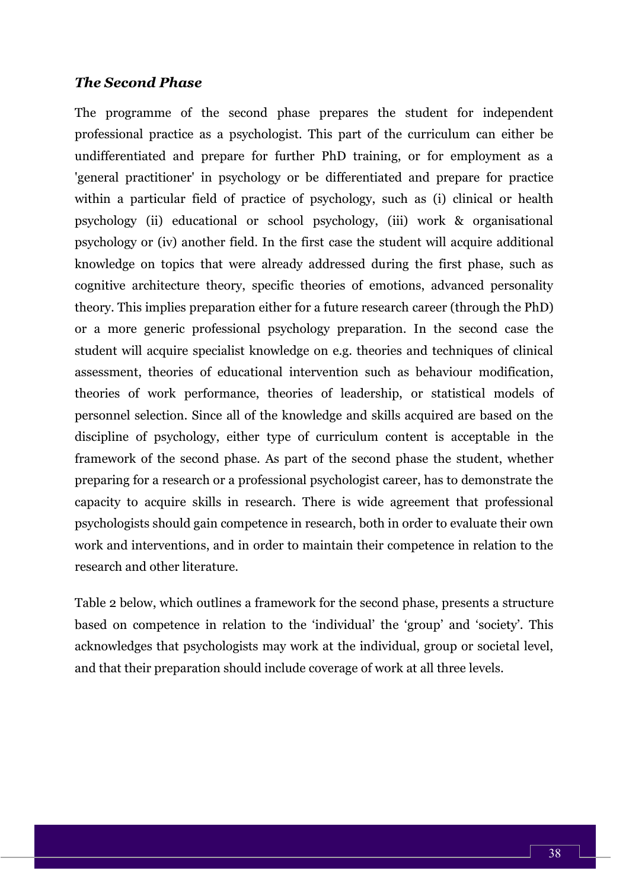### *The Second Phase*

The programme of the second phase prepares the student for independent professional practice as a psychologist. This part of the curriculum can either be undifferentiated and prepare for further PhD training, or for employment as a 'general practitioner' in psychology or be differentiated and prepare for practice within a particular field of practice of psychology, such as (i) clinical or health psychology (ii) educational or school psychology, (iii) work & organisational psychology or (iv) another field. In the first case the student will acquire additional knowledge on topics that were already addressed during the first phase, such as cognitive architecture theory, specific theories of emotions, advanced personality theory. This implies preparation either for a future research career (through the PhD) or a more generic professional psychology preparation. In the second case the student will acquire specialist knowledge on e.g. theories and techniques of clinical assessment, theories of educational intervention such as behaviour modification, theories of work performance, theories of leadership, or statistical models of personnel selection. Since all of the knowledge and skills acquired are based on the discipline of psychology, either type of curriculum content is acceptable in the framework of the second phase. As part of the second phase the student, whether preparing for a research or a professional psychologist career, has to demonstrate the capacity to acquire skills in research. There is wide agreement that professional psychologists should gain competence in research, both in order to evaluate their own work and interventions, and in order to maintain their competence in relation to the research and other literature.

Table 2 below, which outlines a framework for the second phase, presents a structure based on competence in relation to the 'individual' the 'group' and 'society'. This acknowledges that psychologists may work at the individual, group or societal level, and that their preparation should include coverage of work at all three levels.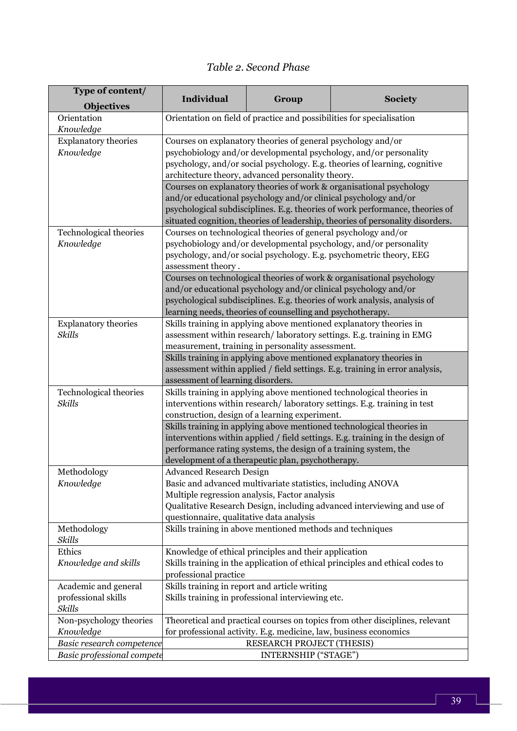*Table 2. Second Phase*

| Type of content/ Objectives | Individual | Group | Society |
|---|---|---|---|
| Orientation *Knowledge* | Orientation on field of practice and possibilities for specialisation | | |
| Explanatory theories *Knowledge* | Courses on explanatory theories of general psychology and/or psychobiology and/or developmental psychology, and/or personality psychology, and/or social psychology. E.g. theories of learning, cognitive architecture theory, advanced personality theory. | | |
| | Courses on explanatory theories of work & organisational psychology and/or educational psychology and/or clinical psychology and/or psychological subdisciplines. E.g. theories of work performance, theories of situated cognition, theories of leadership, theories of personality disorders. | | |
| Technological theories *Knowledge* | Courses on technological theories of general psychology and/or psychobiology and/or developmental psychology, and/or personality psychology, and/or social psychology. E.g. psychometric theory, EEG assessment theory . | | |
| | Courses on technological theories of work & organisational psychology and/or educational psychology and/or clinical psychology and/or psychological subdisciplines. E.g. theories of work analysis, analysis of learning needs, theories of counselling and psychotherapy. | | |
| Explanatory theories *Skills* | Skills training in applying above mentioned explanatory theories in assessment within research/ laboratory settings. E.g. training in EMG measurement, training in personality assessment. | | |
| | Skills training in applying above mentioned explanatory theories in assessment within applied / field settings. E.g. training in error analysis, assessment of learning disorders. | | |
| Technological theories *Skills* | Skills training in applying above mentioned technological theories in interventions within research/ laboratory settings. E.g. training in test construction, design of a learning experiment. | | |
| | Skills training in applying above mentioned technological theories in interventions within applied / field settings. E.g. training in the design of performance rating systems, the design of a training system, the development of a therapeutic plan, psychotherapy. | | |
| Methodology *Knowledge* | Advanced Research Design<br>Basic and advanced multivariate statistics, including ANOVA<br>Multiple regression analysis, Factor analysis<br>Qualitative Research Design, including advanced interviewing and use of questionnaire, qualitative data analysis | | |
| Methodology *Skills* | Skills training in above mentioned methods and techniques | | |
| Ethics *Knowledge and skills* | Knowledge of ethical principles and their application<br>Skills training in the application of ethical principles and ethical codes to professional practice | | |
| Academic and general professional skills *Skills* | Skills training in report and article writing<br>Skills training in professional interviewing etc. | | |
| Non-psychology theories *Knowledge* | Theoretical and practical courses on topics from other disciplines, relevant for professional activity. E.g. medicine, law, business economics | | |
| *Basic research competence* | RESEARCH PROJECT (THESIS) | | |
| *Basic professional compete* | INTERNSHIP ("STAGE") | | |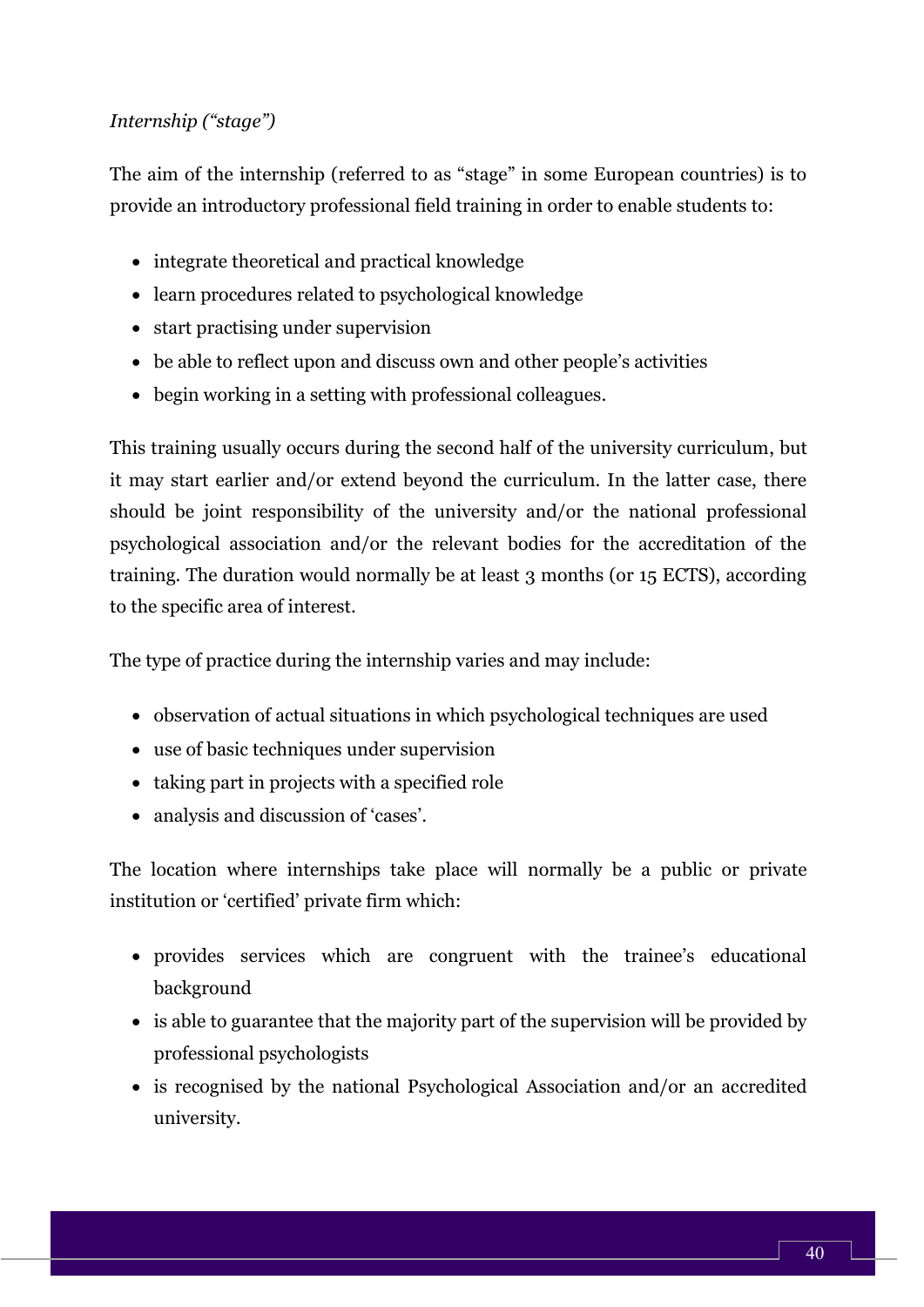*Internship ("stage")*

The aim of the internship (referred to as "stage" in some European countries) is to provide an introductory professional field training in order to enable students to:

- integrate theoretical and practical knowledge
- learn procedures related to psychological knowledge
- start practising under supervision
- be able to reflect upon and discuss own and other people's activities
- begin working in a setting with professional colleagues.

This training usually occurs during the second half of the university curriculum, but it may start earlier and/or extend beyond the curriculum. In the latter case, there should be joint responsibility of the university and/or the national professional psychological association and/or the relevant bodies for the accreditation of the training. The duration would normally be at least 3 months (or 15 ECTS), according to the specific area of interest.

The type of practice during the internship varies and may include:

- observation of actual situations in which psychological techniques are used
- use of basic techniques under supervision
- taking part in projects with a specified role
- analysis and discussion of 'cases'.

The location where internships take place will normally be a public or private institution or 'certified' private firm which:

- provides services which are congruent with the trainee's educational background
- is able to guarantee that the majority part of the supervision will be provided by professional psychologists
- is recognised by the national Psychological Association and/or an accredited university.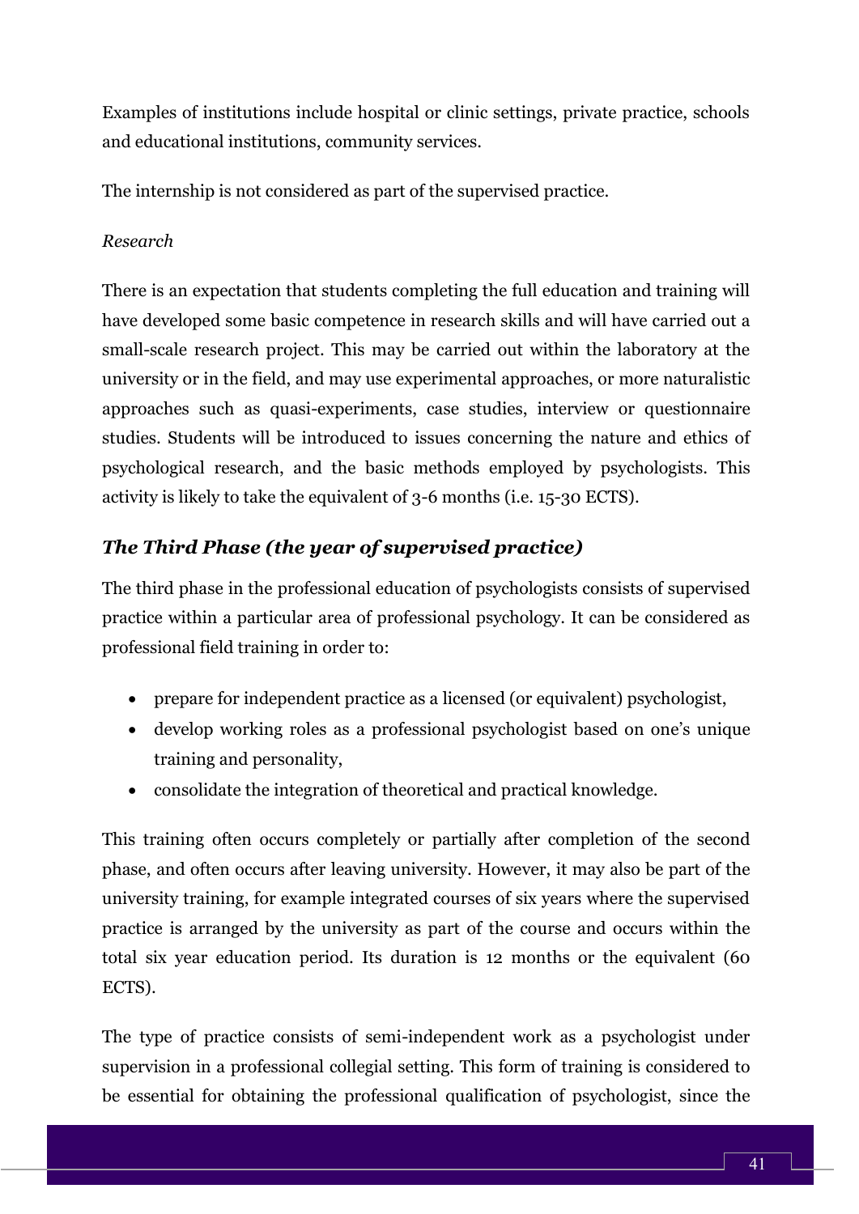Examples of institutions include hospital or clinic settings, private practice, schools and educational institutions, community services.

The internship is not considered as part of the supervised practice.

*Research*

There is an expectation that students completing the full education and training will have developed some basic competence in research skills and will have carried out a small-scale research project. This may be carried out within the laboratory at the university or in the field, and may use experimental approaches, or more naturalistic approaches such as quasi-experiments, case studies, interview or questionnaire studies. Students will be introduced to issues concerning the nature and ethics of psychological research, and the basic methods employed by psychologists. This activity is likely to take the equivalent of 3-6 months (i.e. 15-30 ECTS).

## *The Third Phase (the year of supervised practice)*

The third phase in the professional education of psychologists consists of supervised practice within a particular area of professional psychology. It can be considered as professional field training in order to:

- prepare for independent practice as a licensed (or equivalent) psychologist,
- develop working roles as a professional psychologist based on one's unique training and personality,
- consolidate the integration of theoretical and practical knowledge.

This training often occurs completely or partially after completion of the second phase, and often occurs after leaving university. However, it may also be part of the university training, for example integrated courses of six years where the supervised practice is arranged by the university as part of the course and occurs within the total six year education period. Its duration is 12 months or the equivalent (60 ECTS).

The type of practice consists of semi-independent work as a psychologist under supervision in a professional collegial setting. This form of training is considered to be essential for obtaining the professional qualification of psychologist, since the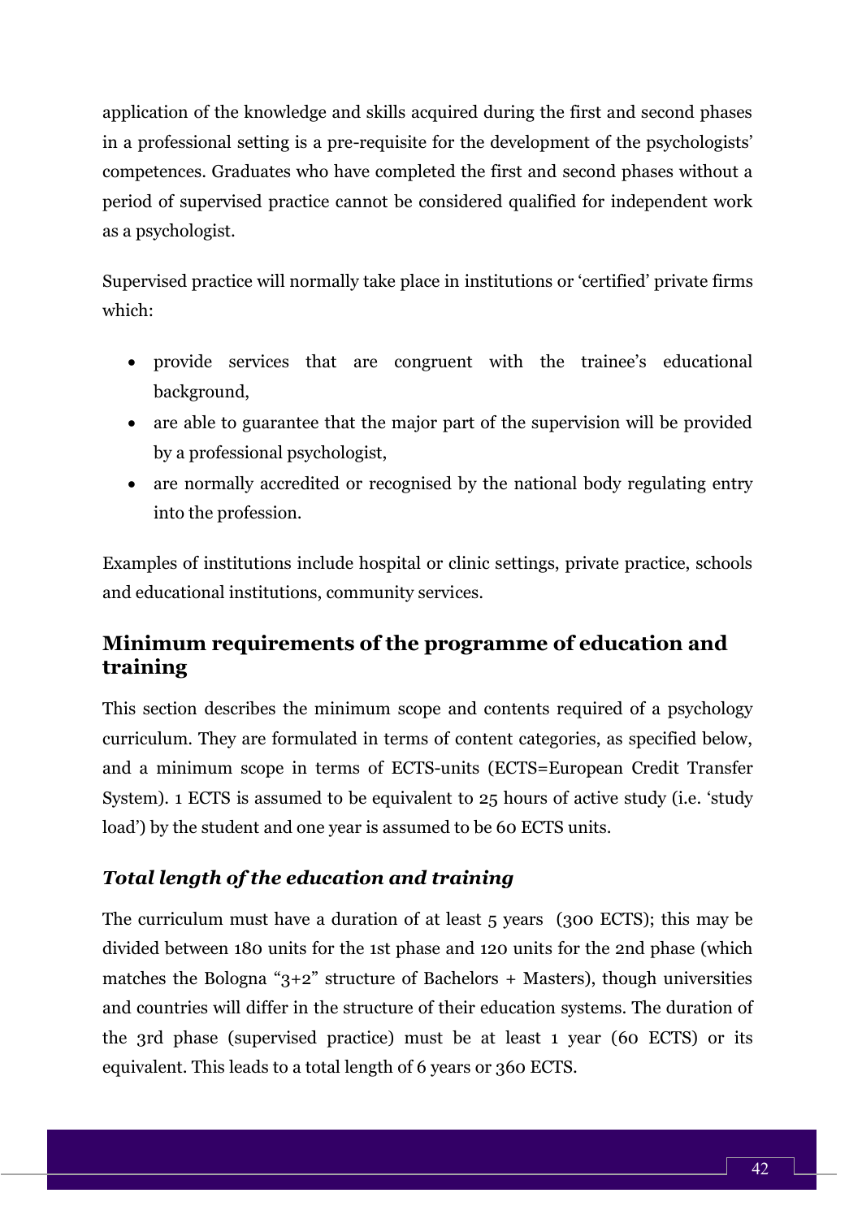application of the knowledge and skills acquired during the first and second phases in a professional setting is a pre-requisite for the development of the psychologists' competences. Graduates who have completed the first and second phases without a period of supervised practice cannot be considered qualified for independent work as a psychologist.

Supervised practice will normally take place in institutions or 'certified' private firms which:

- provide services that are congruent with the trainee's educational background,
- are able to guarantee that the major part of the supervision will be provided by a professional psychologist,
- are normally accredited or recognised by the national body regulating entry into the profession.

Examples of institutions include hospital or clinic settings, private practice, schools and educational institutions, community services.

## Minimum requirements of the programme of education and training

This section describes the minimum scope and contents required of a psychology curriculum. They are formulated in terms of content categories, as specified below, and a minimum scope in terms of ECTS-units (ECTS=European Credit Transfer System). 1 ECTS is assumed to be equivalent to 25 hours of active study (i.e. 'study load') by the student and one year is assumed to be 60 ECTS units.

### *Total length of the education and training*

The curriculum must have a duration of at least 5 years (300 ECTS); this may be divided between 180 units for the 1st phase and 120 units for the 2nd phase (which matches the Bologna "3+2" structure of Bachelors + Masters), though universities and countries will differ in the structure of their education systems. The duration of the 3rd phase (supervised practice) must be at least 1 year (60 ECTS) or its equivalent. This leads to a total length of 6 years or 360 ECTS.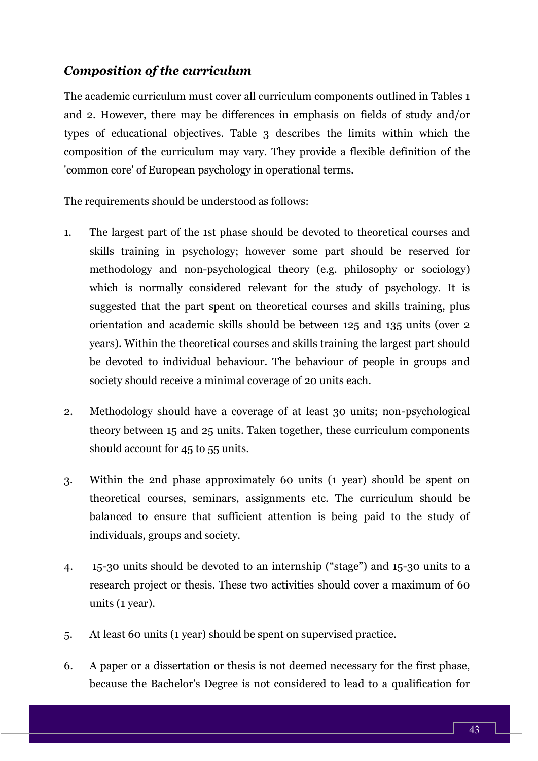### *Composition of the curriculum*

The academic curriculum must cover all curriculum components outlined in Tables 1 and 2. However, there may be differences in emphasis on fields of study and/or types of educational objectives. Table 3 describes the limits within which the composition of the curriculum may vary. They provide a flexible definition of the 'common core' of European psychology in operational terms.

The requirements should be understood as follows:

1. The largest part of the 1st phase should be devoted to theoretical courses and skills training in psychology; however some part should be reserved for methodology and non-psychological theory (e.g. philosophy or sociology) which is normally considered relevant for the study of psychology. It is suggested that the part spent on theoretical courses and skills training, plus orientation and academic skills should be between 125 and 135 units (over 2 years). Within the theoretical courses and skills training the largest part should be devoted to individual behaviour. The behaviour of people in groups and society should receive a minimal coverage of 20 units each.

2. Methodology should have a coverage of at least 30 units; non-psychological theory between 15 and 25 units. Taken together, these curriculum components should account for 45 to 55 units.

3. Within the 2nd phase approximately 60 units (1 year) should be spent on theoretical courses, seminars, assignments etc. The curriculum should be balanced to ensure that sufficient attention is being paid to the study of individuals, groups and society.

4. 15-30 units should be devoted to an internship ("stage") and 15-30 units to a research project or thesis. These two activities should cover a maximum of 60 units (1 year).

5. At least 60 units (1 year) should be spent on supervised practice.

6. A paper or a dissertation or thesis is not deemed necessary for the first phase, because the Bachelor's Degree is not considered to lead to a qualification for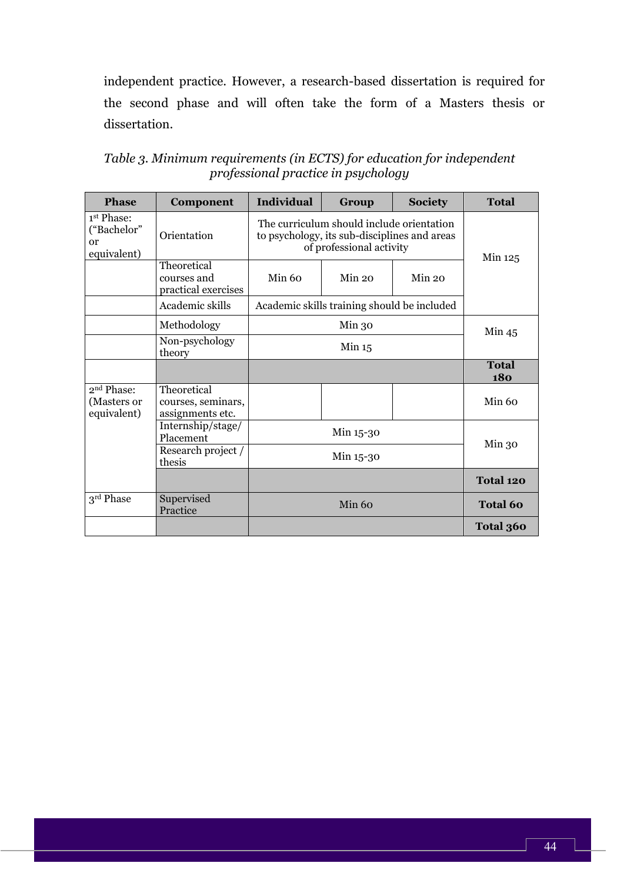independent practice. However, a research-based dissertation is required for the second phase and will often take the form of a Masters thesis or dissertation.

*Table 3. Minimum requirements (in ECTS) for education for independent professional practice in psychology*

| Phase | Component | Individual | Group | Society | Total |
|---|---|---|---|---|---|
| 1st Phase: ("Bachelor" or equivalent) | Orientation | The curriculum should include orientation to psychology, its sub-disciplines and areas of professional activity | | | Min 125 |
| | Theoretical courses and practical exercises | Min 60 | Min 20 | Min 20 | |
| | Academic skills | Academic skills training should be included | | | |
| | Methodology | Min 30 | | | Min 45 |
| | Non-psychology theory | Min 15 | | | |
| | | | | | **Total 180** |
| 2nd Phase: (Masters or equivalent) | Theoretical courses, seminars, assignments etc. | | | | Min 60 |
| | Internship/stage/ Placement | Min 15-30 | | | Min 30 |
| | Research project / thesis | Min 15-30 | | | |
| | | | | | **Total 120** |
| 3rd Phase | Supervised Practice | Min 60 | | | **Total 60** |
| | | | | | **Total 360** |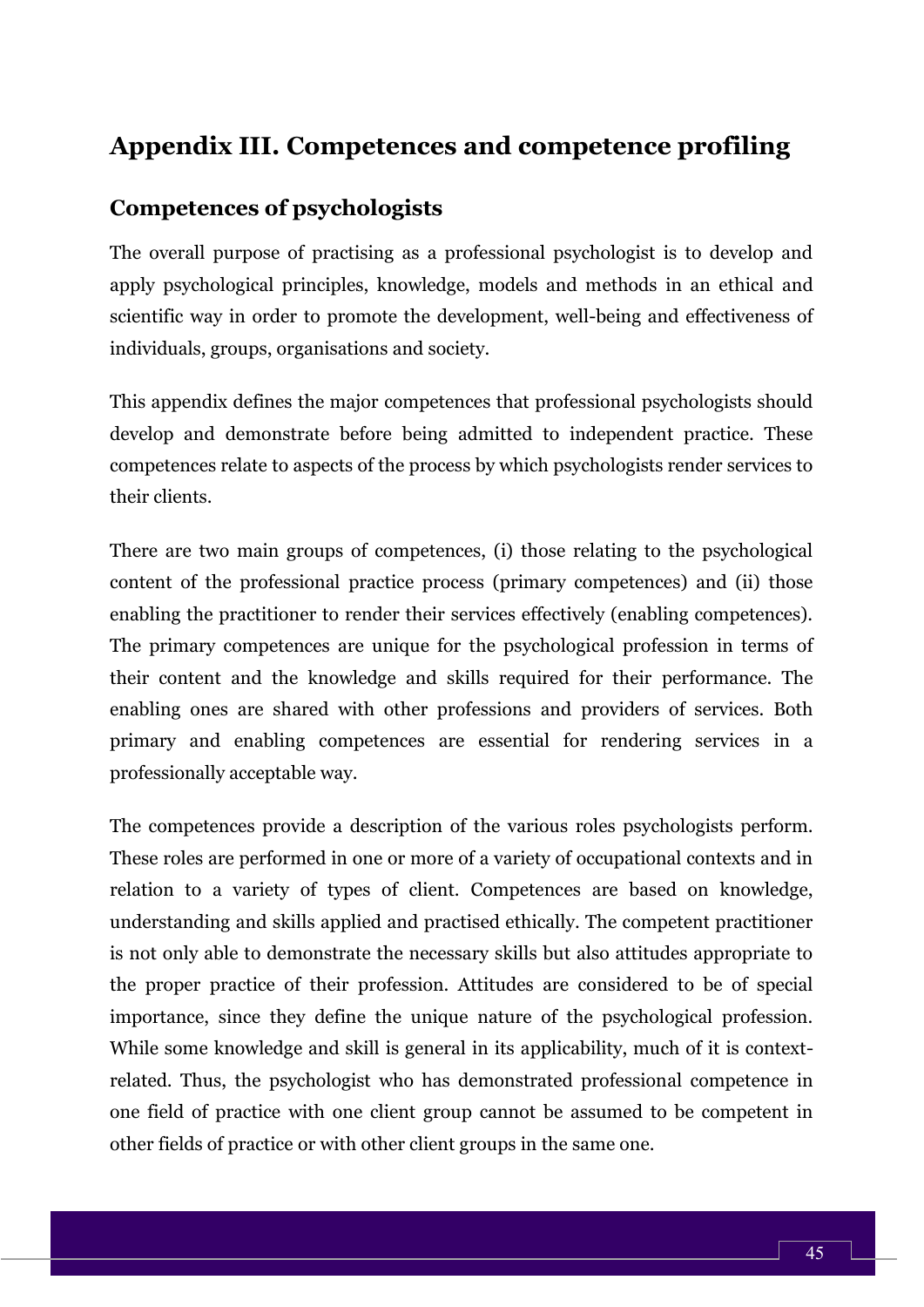# Appendix III. Competences and competence profiling

## Competences of psychologists

The overall purpose of practising as a professional psychologist is to develop and apply psychological principles, knowledge, models and methods in an ethical and scientific way in order to promote the development, well-being and effectiveness of individuals, groups, organisations and society.

This appendix defines the major competences that professional psychologists should develop and demonstrate before being admitted to independent practice. These competences relate to aspects of the process by which psychologists render services to their clients.

There are two main groups of competences, (i) those relating to the psychological content of the professional practice process (primary competences) and (ii) those enabling the practitioner to render their services effectively (enabling competences). The primary competences are unique for the psychological profession in terms of their content and the knowledge and skills required for their performance. The enabling ones are shared with other professions and providers of services. Both primary and enabling competences are essential for rendering services in a professionally acceptable way.

The competences provide a description of the various roles psychologists perform. These roles are performed in one or more of a variety of occupational contexts and in relation to a variety of types of client. Competences are based on knowledge, understanding and skills applied and practised ethically. The competent practitioner is not only able to demonstrate the necessary skills but also attitudes appropriate to the proper practice of their profession. Attitudes are considered to be of special importance, since they define the unique nature of the psychological profession. While some knowledge and skill is general in its applicability, much of it is context-related. Thus, the psychologist who has demonstrated professional competence in one field of practice with one client group cannot be assumed to be competent in other fields of practice or with other client groups in the same one.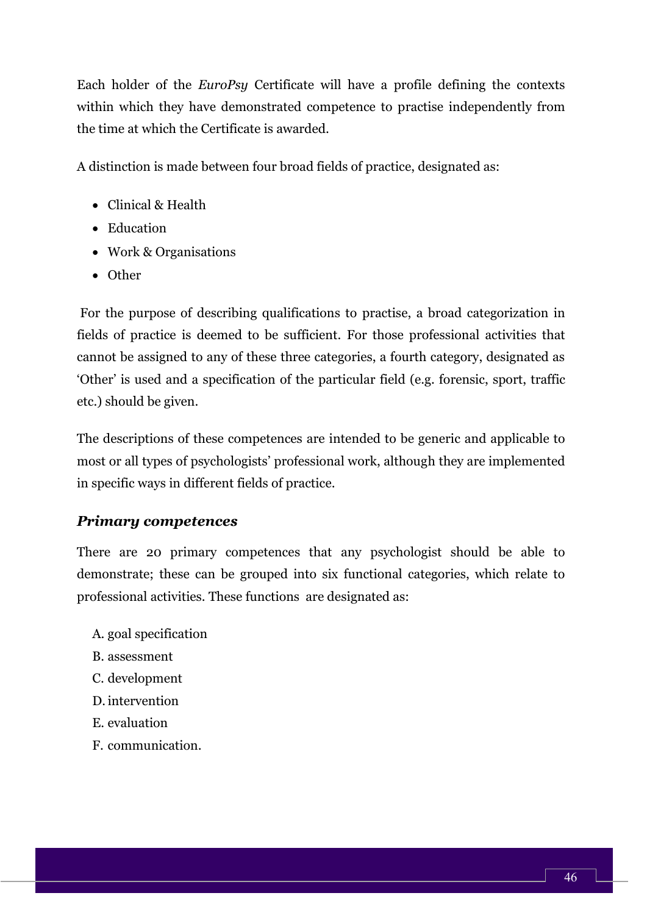Each holder of the *EuroPsy* Certificate will have a profile defining the contexts within which they have demonstrated competence to practise independently from the time at which the Certificate is awarded.

A distinction is made between four broad fields of practice, designated as:

- Clinical & Health
- Education
- Work & Organisations
- Other

For the purpose of describing qualifications to practise, a broad categorization in fields of practice is deemed to be sufficient. For those professional activities that cannot be assigned to any of these three categories, a fourth category, designated as 'Other' is used and a specification of the particular field (e.g. forensic, sport, traffic etc.) should be given.

The descriptions of these competences are intended to be generic and applicable to most or all types of psychologists' professional work, although they are implemented in specific ways in different fields of practice.

### *Primary competences*

There are 20 primary competences that any psychologist should be able to demonstrate; these can be grouped into six functional categories, which relate to professional activities. These functions are designated as:

A. goal specification
B. assessment
C. development
D. intervention
E. evaluation
F. communication.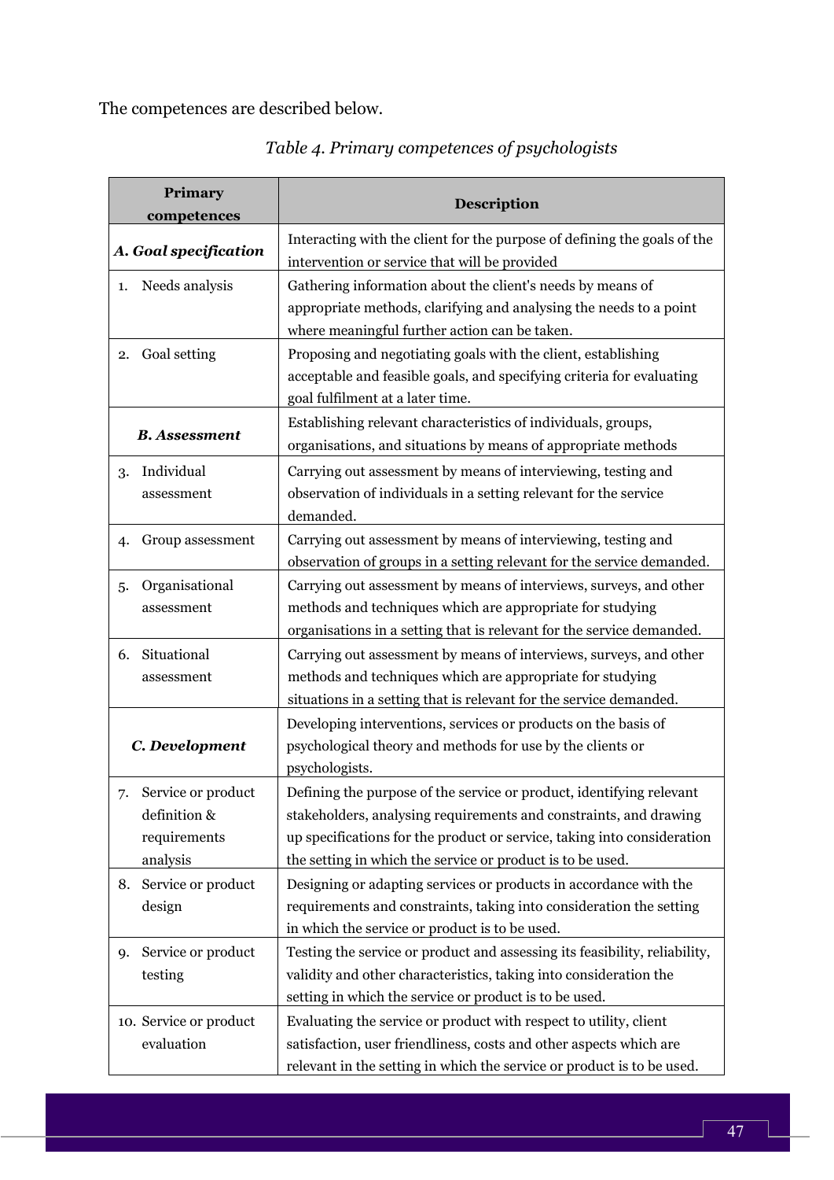The competences are described below.

*Table 4. Primary competences of psychologists*

| Primary competences | Description |
|---|---|
| ***A. Goal specification*** | Interacting with the client for the purpose of defining the goals of the intervention or service that will be provided |
| 1. Needs analysis | Gathering information about the client's needs by means of appropriate methods, clarifying and analysing the needs to a point where meaningful further action can be taken. |
| 2. Goal setting | Proposing and negotiating goals with the client, establishing acceptable and feasible goals, and specifying criteria for evaluating goal fulfilment at a later time. |
| ***B. Assessment*** | Establishing relevant characteristics of individuals, groups, organisations, and situations by means of appropriate methods |
| 3. Individual assessment | Carrying out assessment by means of interviewing, testing and observation of individuals in a setting relevant for the service demanded. |
| 4. Group assessment | Carrying out assessment by means of interviewing, testing and observation of groups in a setting relevant for the service demanded. |
| 5. Organisational assessment | Carrying out assessment by means of interviews, surveys, and other methods and techniques which are appropriate for studying organisations in a setting that is relevant for the service demanded. |
| 6. Situational assessment | Carrying out assessment by means of interviews, surveys, and other methods and techniques which are appropriate for studying situations in a setting that is relevant for the service demanded. |
| ***C. Development*** | Developing interventions, services or products on the basis of psychological theory and methods for use by the clients or psychologists. |
| 7. Service or product definition & requirements analysis | Defining the purpose of the service or product, identifying relevant stakeholders, analysing requirements and constraints, and drawing up specifications for the product or service, taking into consideration the setting in which the service or product is to be used. |
| 8. Service or product design | Designing or adapting services or products in accordance with the requirements and constraints, taking into consideration the setting in which the service or product is to be used. |
| 9. Service or product testing | Testing the service or product and assessing its feasibility, reliability, validity and other characteristics, taking into consideration the setting in which the service or product is to be used. |
| 10. Service or product evaluation | Evaluating the service or product with respect to utility, client satisfaction, user friendliness, costs and other aspects which are relevant in the setting in which the service or product is to be used. |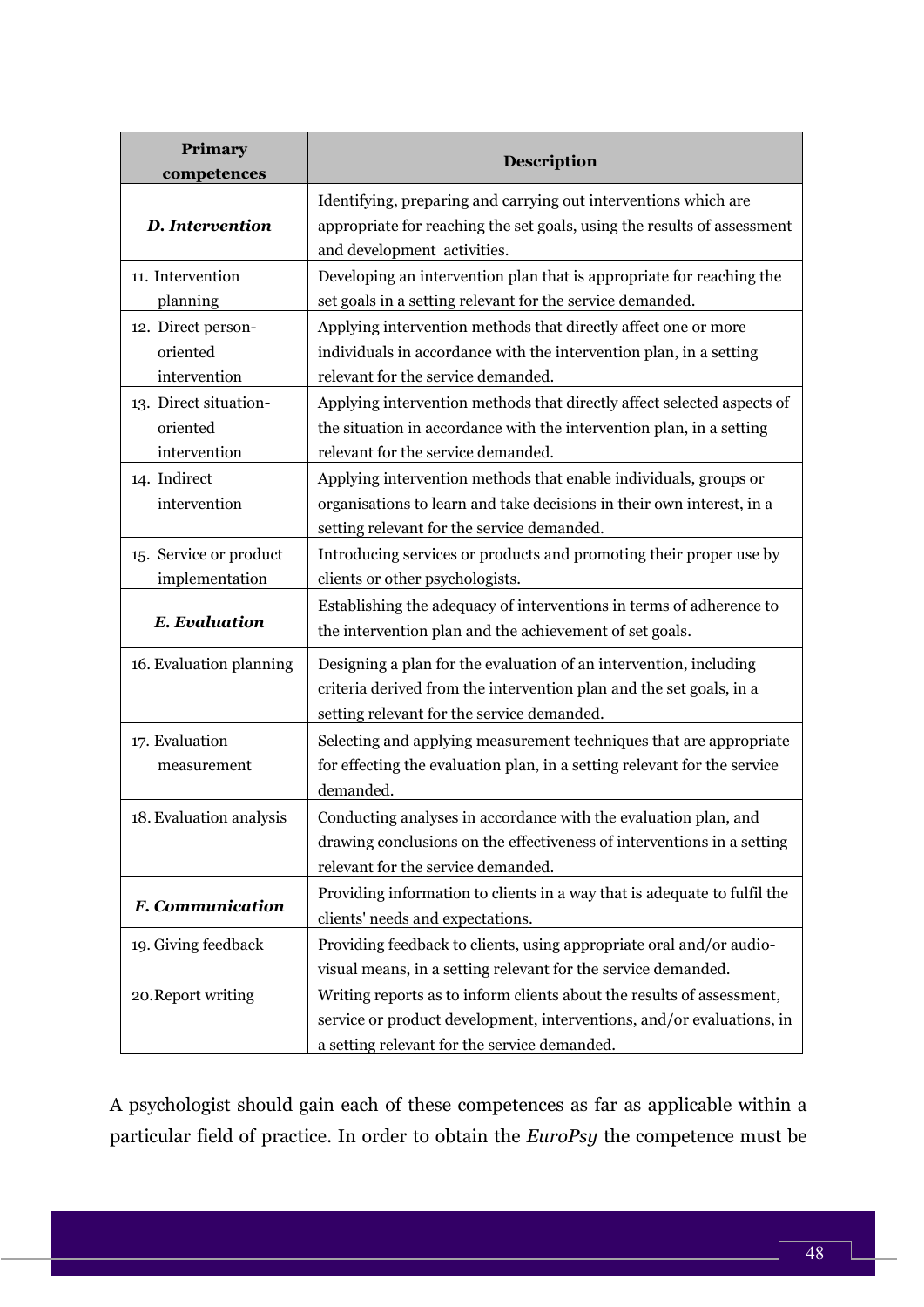| Primary competences | Description |
|---|---|
| ***D. Intervention*** | Identifying, preparing and carrying out interventions which are appropriate for reaching the set goals, using the results of assessment and development activities. |
| 11. Intervention planning | Developing an intervention plan that is appropriate for reaching the set goals in a setting relevant for the service demanded. |
| 12. Direct person-oriented intervention | Applying intervention methods that directly affect one or more individuals in accordance with the intervention plan, in a setting relevant for the service demanded. |
| 13. Direct situation-oriented intervention | Applying intervention methods that directly affect selected aspects of the situation in accordance with the intervention plan, in a setting relevant for the service demanded. |
| 14. Indirect intervention | Applying intervention methods that enable individuals, groups or organisations to learn and take decisions in their own interest, in a setting relevant for the service demanded. |
| 15. Service or product implementation | Introducing services or products and promoting their proper use by clients or other psychologists. |
| ***E. Evaluation*** | Establishing the adequacy of interventions in terms of adherence to the intervention plan and the achievement of set goals. |
| 16. Evaluation planning | Designing a plan for the evaluation of an intervention, including criteria derived from the intervention plan and the set goals, in a setting relevant for the service demanded. |
| 17. Evaluation measurement | Selecting and applying measurement techniques that are appropriate for effecting the evaluation plan, in a setting relevant for the service demanded. |
| 18. Evaluation analysis | Conducting analyses in accordance with the evaluation plan, and drawing conclusions on the effectiveness of interventions in a setting relevant for the service demanded. |
| ***F. Communication*** | Providing information to clients in a way that is adequate to fulfil the clients' needs and expectations. |
| 19. Giving feedback | Providing feedback to clients, using appropriate oral and/or audio-visual means, in a setting relevant for the service demanded. |
| 20. Report writing | Writing reports as to inform clients about the results of assessment, service or product development, interventions, and/or evaluations, in a setting relevant for the service demanded. |

A psychologist should gain each of these competences as far as applicable within a particular field of practice. In order to obtain the *EuroPsy* the competence must be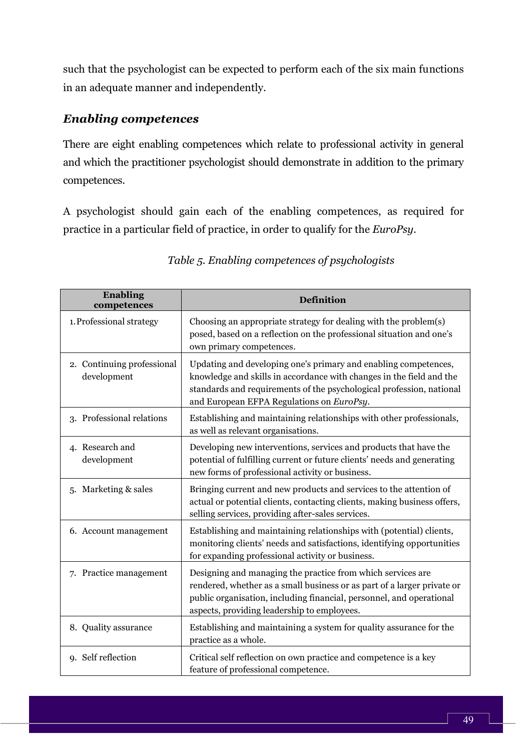such that the psychologist can be expected to perform each of the six main functions in an adequate manner and independently.

### *Enabling competences*

There are eight enabling competences which relate to professional activity in general and which the practitioner psychologist should demonstrate in addition to the primary competences.

A psychologist should gain each of the enabling competences, as required for practice in a particular field of practice, in order to qualify for the *EuroPsy*.

*Table 5. Enabling competences of psychologists*

| Enabling competences | Definition |
|---|---|
| 1. Professional strategy | Choosing an appropriate strategy for dealing with the problem(s) posed, based on a reflection on the professional situation and one's own primary competences. |
| 2. Continuing professional development | Updating and developing one's primary and enabling competences, knowledge and skills in accordance with changes in the field and the standards and requirements of the psychological profession, national and European EFPA Regulations on *EuroPsy*. |
| 3. Professional relations | Establishing and maintaining relationships with other professionals, as well as relevant organisations. |
| 4. Research and development | Developing new interventions, services and products that have the potential of fulfilling current or future clients' needs and generating new forms of professional activity or business. |
| 5. Marketing & sales | Bringing current and new products and services to the attention of actual or potential clients, contacting clients, making business offers, selling services, providing after-sales services. |
| 6. Account management | Establishing and maintaining relationships with (potential) clients, monitoring clients' needs and satisfactions, identifying opportunities for expanding professional activity or business. |
| 7. Practice management | Designing and managing the practice from which services are rendered, whether as a small business or as part of a larger private or public organisation, including financial, personnel, and operational aspects, providing leadership to employees. |
| 8. Quality assurance | Establishing and maintaining a system for quality assurance for the practice as a whole. |
| 9. Self reflection | Critical self reflection on own practice and competence is a key feature of professional competence. |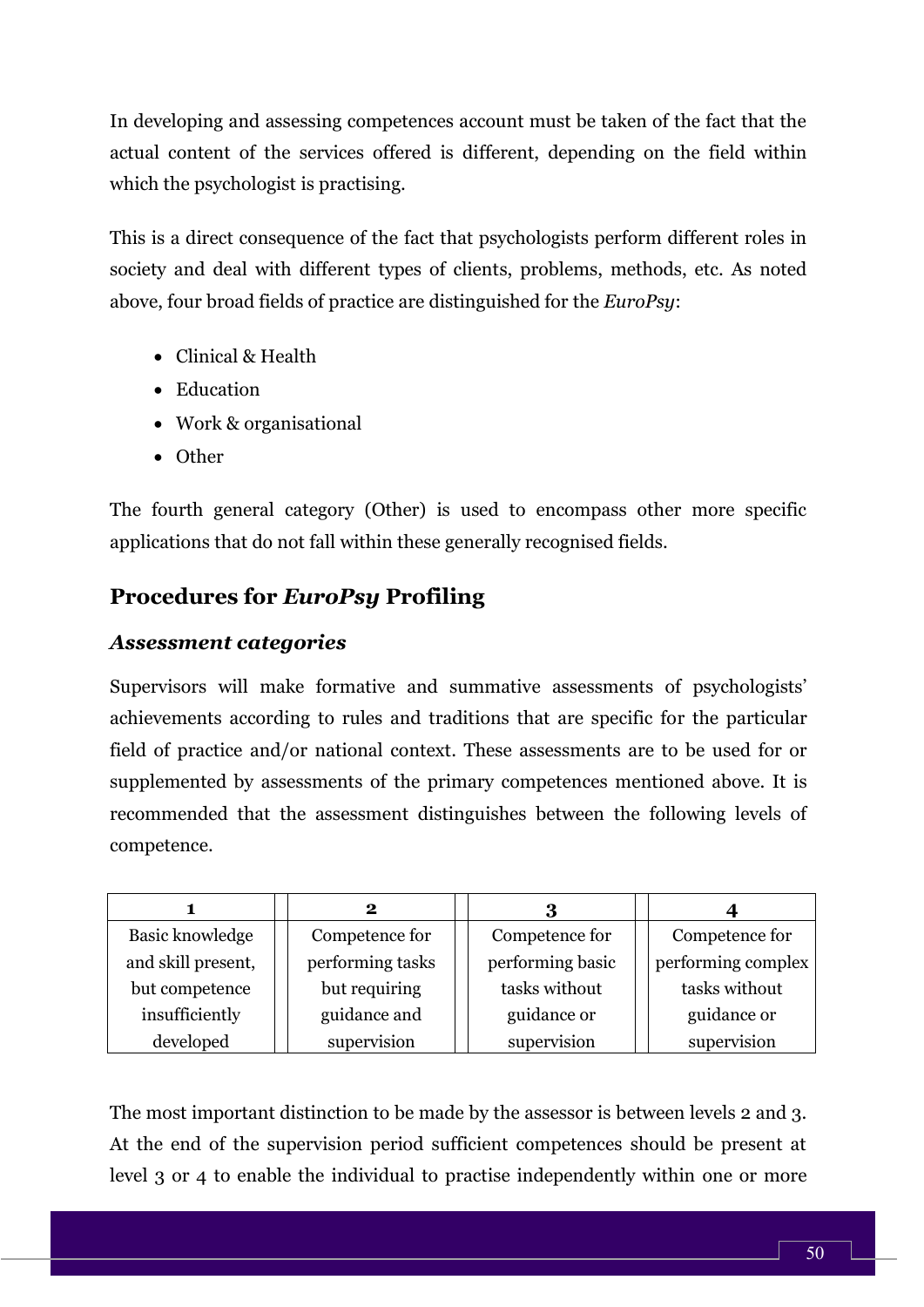In developing and assessing competences account must be taken of the fact that the actual content of the services offered is different, depending on the field within which the psychologist is practising.

This is a direct consequence of the fact that psychologists perform different roles in society and deal with different types of clients, problems, methods, etc. As noted above, four broad fields of practice are distinguished for the *EuroPsy*:

- Clinical & Health
- Education
- Work & organisational
- Other

The fourth general category (Other) is used to encompass other more specific applications that do not fall within these generally recognised fields.

## Procedures for *EuroPsy* Profiling

### *Assessment categories*

Supervisors will make formative and summative assessments of psychologists' achievements according to rules and traditions that are specific for the particular field of practice and/or national context. These assessments are to be used for or supplemented by assessments of the primary competences mentioned above. It is recommended that the assessment distinguishes between the following levels of competence.

| **1** | **2** | **3** | **4** |
|---|---|---|---|
| Basic knowledge and skill present, but competence insufficiently developed | Competence for performing tasks but requiring guidance and supervision | Competence for performing basic tasks without guidance or supervision | Competence for performing complex tasks without guidance or supervision |

The most important distinction to be made by the assessor is between levels 2 and 3. At the end of the supervision period sufficient competences should be present at level 3 or 4 to enable the individual to practise independently within one or more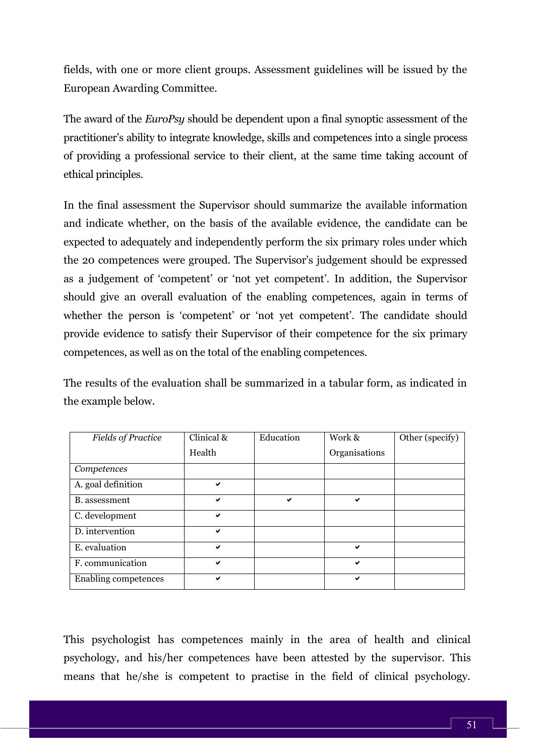fields, with one or more client groups. Assessment guidelines will be issued by the European Awarding Committee.

The award of the *EuroPsy* should be dependent upon a final synoptic assessment of the practitioner's ability to integrate knowledge, skills and competences into a single process of providing a professional service to their client, at the same time taking account of ethical principles.

In the final assessment the Supervisor should summarize the available information and indicate whether, on the basis of the available evidence, the candidate can be expected to adequately and independently perform the six primary roles under which the 20 competences were grouped. The Supervisor's judgement should be expressed as a judgement of 'competent' or 'not yet competent'. In addition, the Supervisor should give an overall evaluation of the enabling competences, again in terms of whether the person is 'competent' or 'not yet competent'. The candidate should provide evidence to satisfy their Supervisor of their competence for the six primary competences, as well as on the total of the enabling competences.

The results of the evaluation shall be summarized in a tabular form, as indicated in the example below.

| *Fields of Practice* | Clinical & Health | Education | Work & Organisations | Other (specify) |
|---|---|---|---|---|
| *Competences* | | | | |
| A. goal definition | ✔ | | | |
| B. assessment | ✔ | ✔ | ✔ | |
| C. development | ✔ | | | |
| D. intervention | ✔ | | | |
| E. evaluation | ✔ | | ✔ | |
| F. communication | ✔ | | ✔ | |
| Enabling competences | ✔ | | ✔ | |

This psychologist has competences mainly in the area of health and clinical psychology, and his/her competences have been attested by the supervisor. This means that he/she is competent to practise in the field of clinical psychology.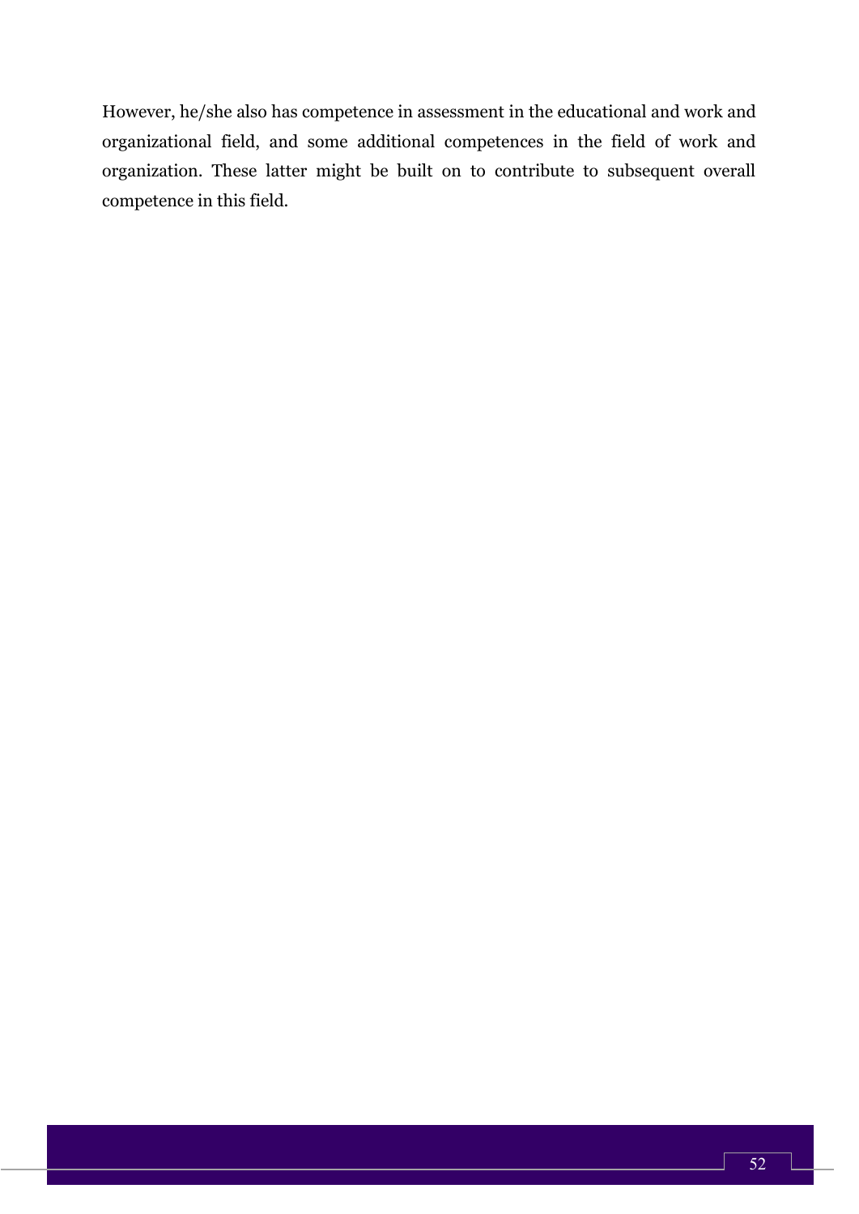However, he/she also has competence in assessment in the educational and work and organizational field, and some additional competences in the field of work and organization. These latter might be built on to contribute to subsequent overall competence in this field.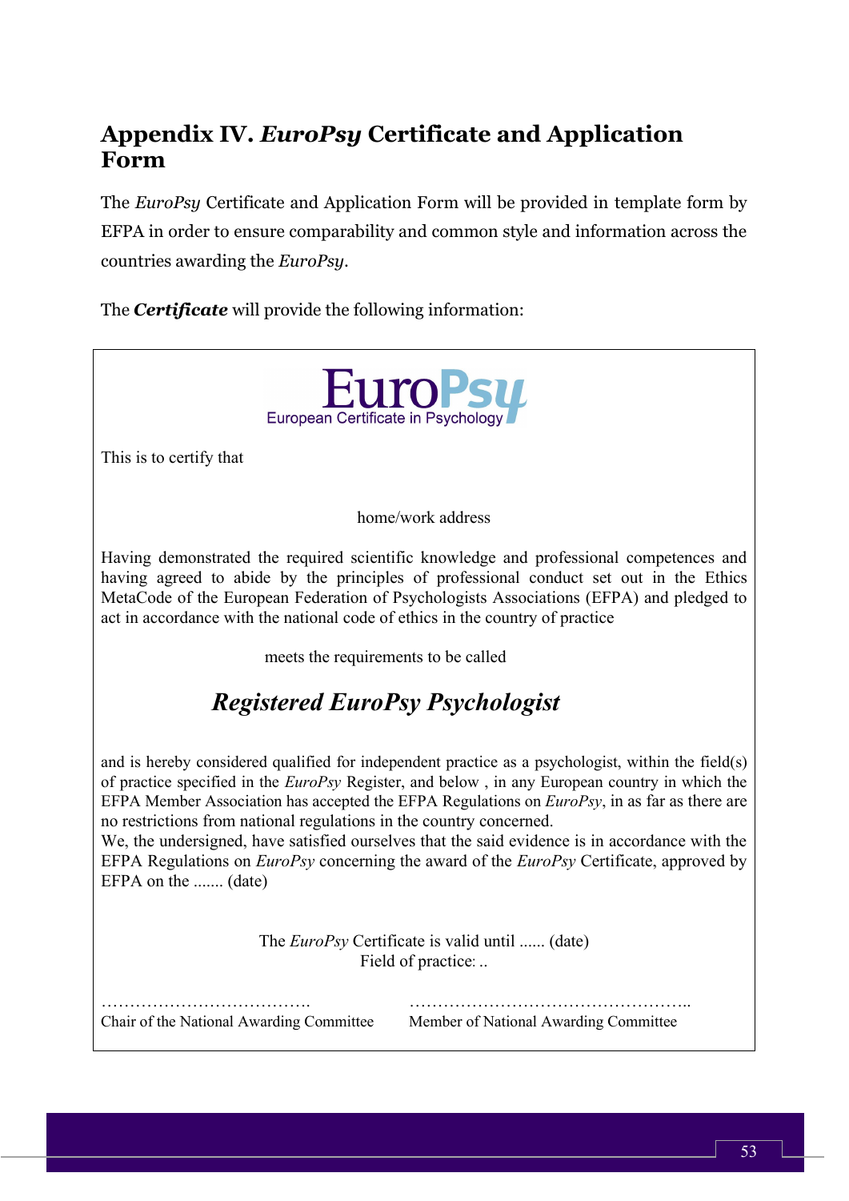## Appendix IV. *EuroPsy* Certificate and Application Form

The *EuroPsy* Certificate and Application Form will be provided in template form by EFPA in order to ensure comparability and common style and information across the countries awarding the *EuroPsy*.

The ***Certificate*** will provide the following information:

---

EuroPsy
European Certificate in Psychology

This is to certify that

home/work address

Having demonstrated the required scientific knowledge and professional competences and having agreed to abide by the principles of professional conduct set out in the Ethics MetaCode of the European Federation of Psychologists Associations (EFPA) and pledged to act in accordance with the national code of ethics in the country of practice

meets the requirements to be called

***Registered EuroPsy Psychologist***

and is hereby considered qualified for independent practice as a psychologist, within the field(s) of practice specified in the *EuroPsy* Register, and below , in any European country in which the EFPA Member Association has accepted the EFPA Regulations on *EuroPsy*, in as far as there are no restrictions from national regulations in the country concerned.
We, the undersigned, have satisfied ourselves that the said evidence is in accordance with the EFPA Regulations on *EuroPsy* concerning the award of the *EuroPsy* Certificate, approved by EFPA on the ....... (date)

The *EuroPsy* Certificate is valid until ...... (date)
Field of practice: ..

……………………………….
Chair of the National Awarding Committee

…………………………………………..
Member of National Awarding Committee

---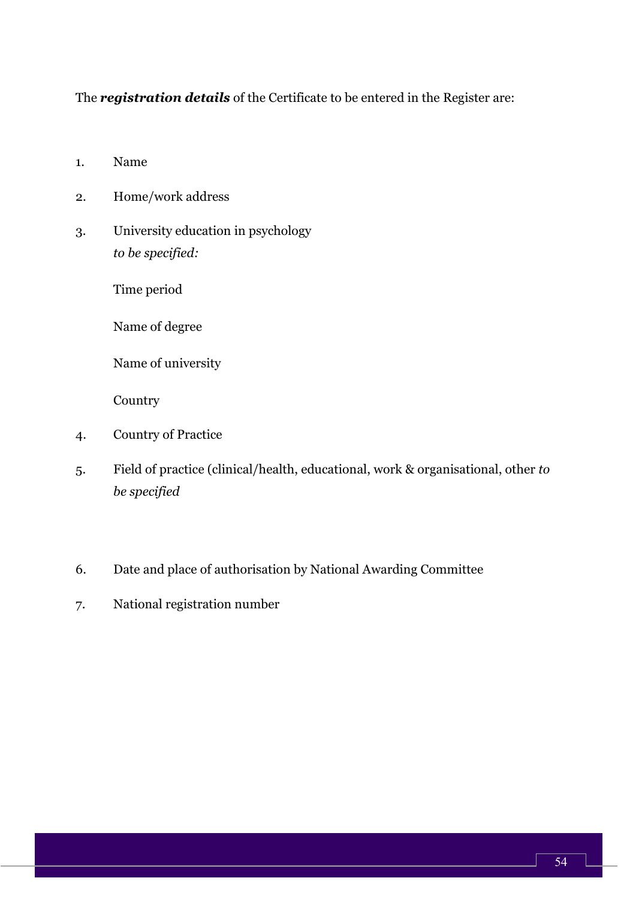The ***registration details*** of the Certificate to be entered in the Register are:

1. Name
2. Home/work address
3. University education in psychology
   *to be specified:*

   Time period

   Name of degree

   Name of university

   Country
4. Country of Practice
5. Field of practice (clinical/health, educational, work & organisational, other *to be specified*
6. Date and place of authorisation by National Awarding Committee
7. National registration number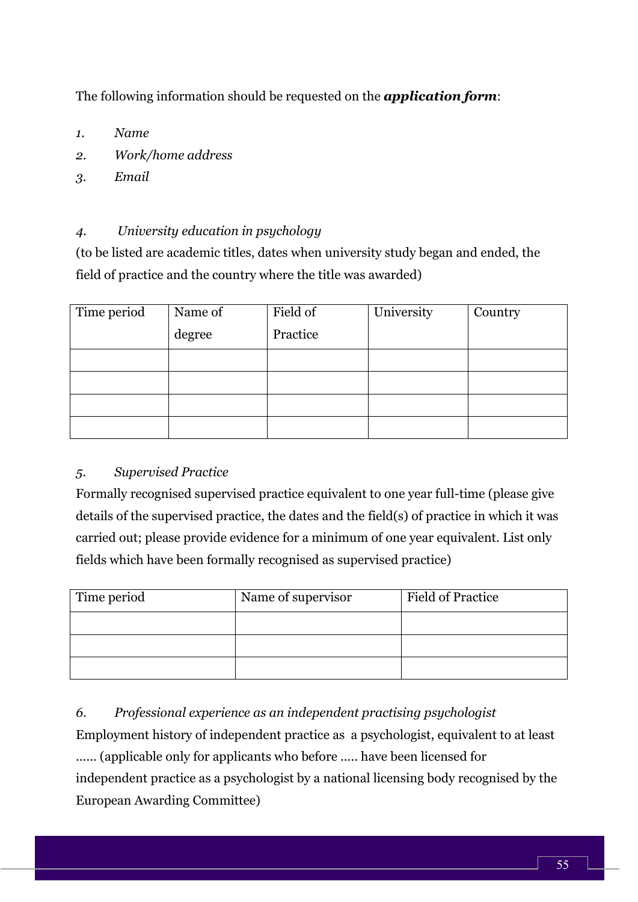The following information should be requested on the ***application form***:

1. *Name*
2. *Work/home address*
3. *Email*

4. *University education in psychology*

(to be listed are academic titles, dates when university study began and ended, the field of practice and the country where the title was awarded)

| Time period | Name of degree | Field of Practice | University | Country |
|---|---|---|---|---|
| | | | | |
| | | | | |
| | | | | |
| | | | | |

5. *Supervised Practice*

Formally recognised supervised practice equivalent to one year full-time (please give details of the supervised practice, the dates and the field(s) of practice in which it was carried out; please provide evidence for a minimum of one year equivalent. List only fields which have been formally recognised as supervised practice)

| Time period | Name of supervisor | Field of Practice |
|---|---|---|
| | | |
| | | |
| | | |

6. *Professional experience as an independent practising psychologist*

Employment history of independent practice as a psychologist, equivalent to at least ...... (applicable only for applicants who before ..... have been licensed for independent practice as a psychologist by a national licensing body recognised by the European Awarding Committee)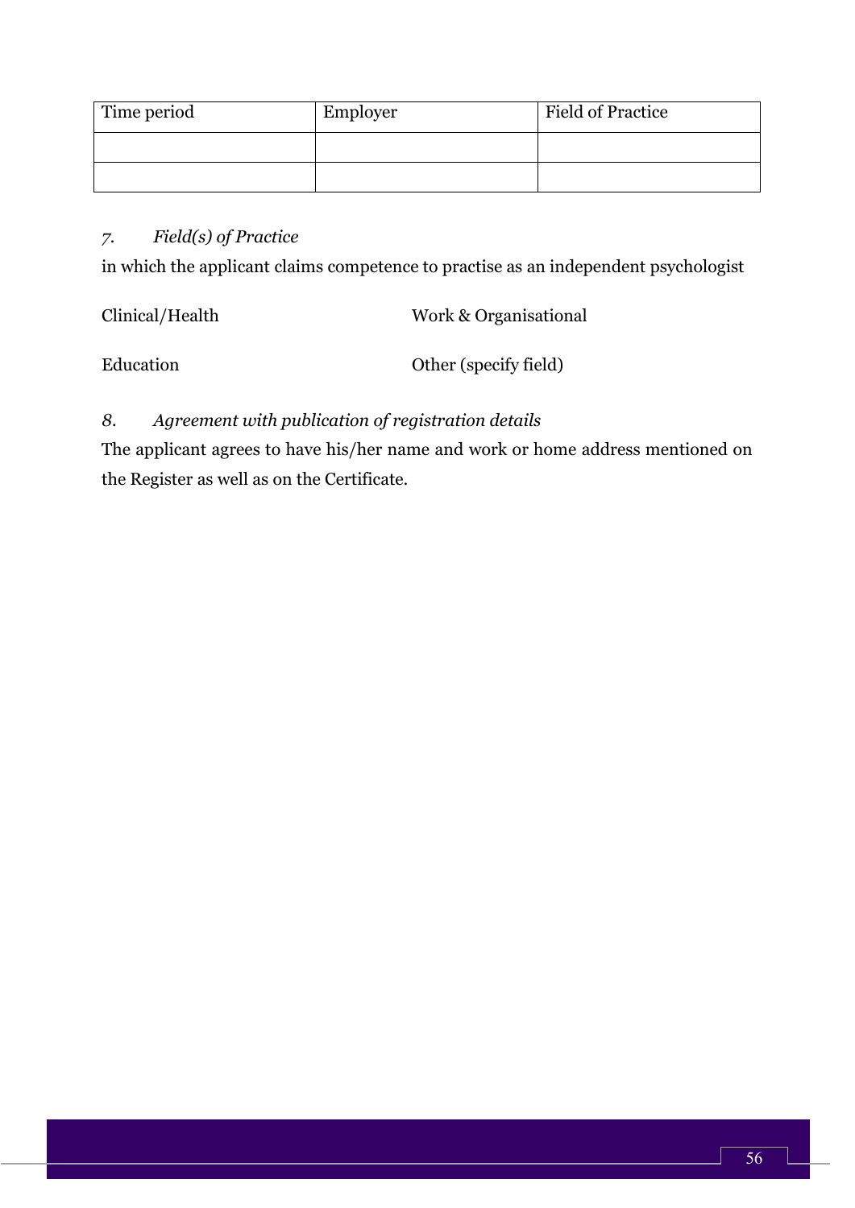| Time period | Employer | Field of Practice |
| --- | --- | --- |
| | | |
| | | |

*7. Field(s) of Practice*

in which the applicant claims competence to practise as an independent psychologist

Clinical/Health

Work & Organisational

Education

Other (specify field)

*8. Agreement with publication of registration details*

The applicant agrees to have his/her name and work or home address mentioned on the Register as well as on the Certificate.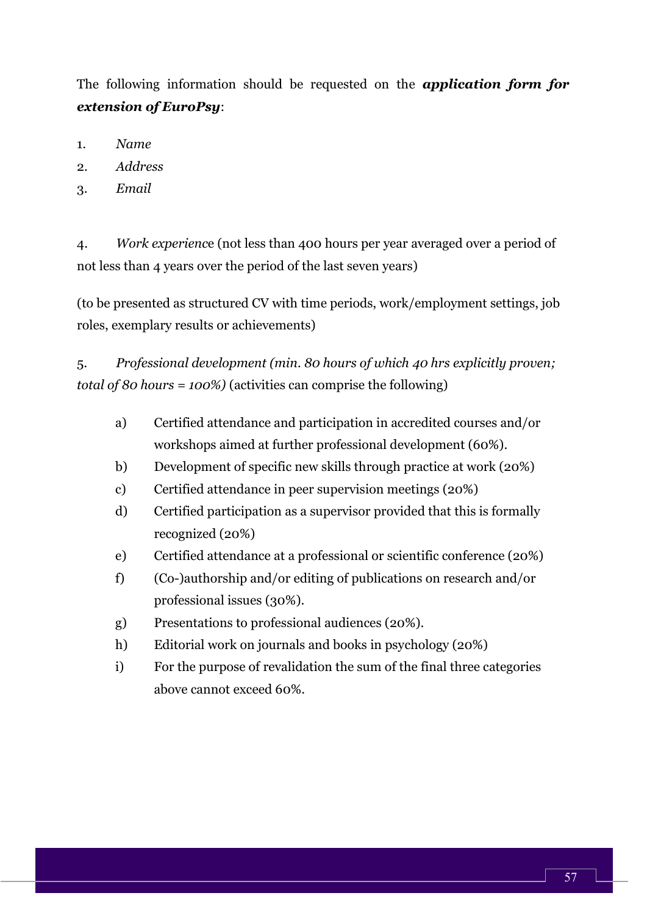The following information should be requested on the ***application form for extension of EuroPsy***:

1. *Name*
2. *Address*
3. *Email*

4. *Work experienc*e (not less than 400 hours per year averaged over a period of not less than 4 years over the period of the last seven years)

(to be presented as structured CV with time periods, work/employment settings, job roles, exemplary results or achievements)

5. *Professional development (min. 80 hours of which 40 hrs explicitly proven; total of 80 hours = 100%)* (activities can comprise the following)

   a) Certified attendance and participation in accredited courses and/or workshops aimed at further professional development (60%).
   b) Development of specific new skills through practice at work (20%)
   c) Certified attendance in peer supervision meetings (20%)
   d) Certified participation as a supervisor provided that this is formally recognized (20%)
   e) Certified attendance at a professional or scientific conference (20%)
   f) (Co-)authorship and/or editing of publications on research and/or professional issues (30%).
   g) Presentations to professional audiences (20%).
   h) Editorial work on journals and books in psychology (20%)
   i) For the purpose of revalidation the sum of the final three categories above cannot exceed 60%.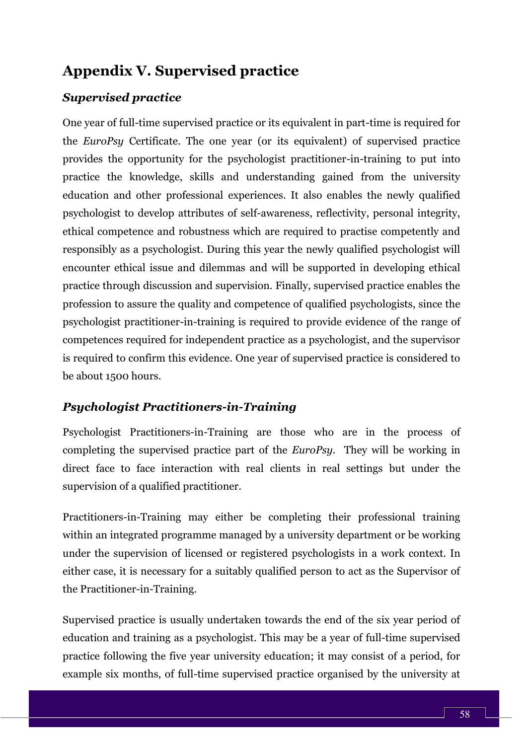# Appendix V. Supervised practice

## *Supervised practice*

One year of full-time supervised practice or its equivalent in part-time is required for the *EuroPsy* Certificate. The one year (or its equivalent) of supervised practice provides the opportunity for the psychologist practitioner-in-training to put into practice the knowledge, skills and understanding gained from the university education and other professional experiences. It also enables the newly qualified psychologist to develop attributes of self-awareness, reflectivity, personal integrity, ethical competence and robustness which are required to practise competently and responsibly as a psychologist. During this year the newly qualified psychologist will encounter ethical issue and dilemmas and will be supported in developing ethical practice through discussion and supervision. Finally, supervised practice enables the profession to assure the quality and competence of qualified psychologists, since the psychologist practitioner-in-training is required to provide evidence of the range of competences required for independent practice as a psychologist, and the supervisor is required to confirm this evidence. One year of supervised practice is considered to be about 1500 hours.

## *Psychologist Practitioners-in-Training*

Psychologist Practitioners-in-Training are those who are in the process of completing the supervised practice part of the *EuroPsy*. They will be working in direct face to face interaction with real clients in real settings but under the supervision of a qualified practitioner.

Practitioners-in-Training may either be completing their professional training within an integrated programme managed by a university department or be working under the supervision of licensed or registered psychologists in a work context. In either case, it is necessary for a suitably qualified person to act as the Supervisor of the Practitioner-in-Training.

Supervised practice is usually undertaken towards the end of the six year period of education and training as a psychologist. This may be a year of full-time supervised practice following the five year university education; it may consist of a period, for example six months, of full-time supervised practice organised by the university at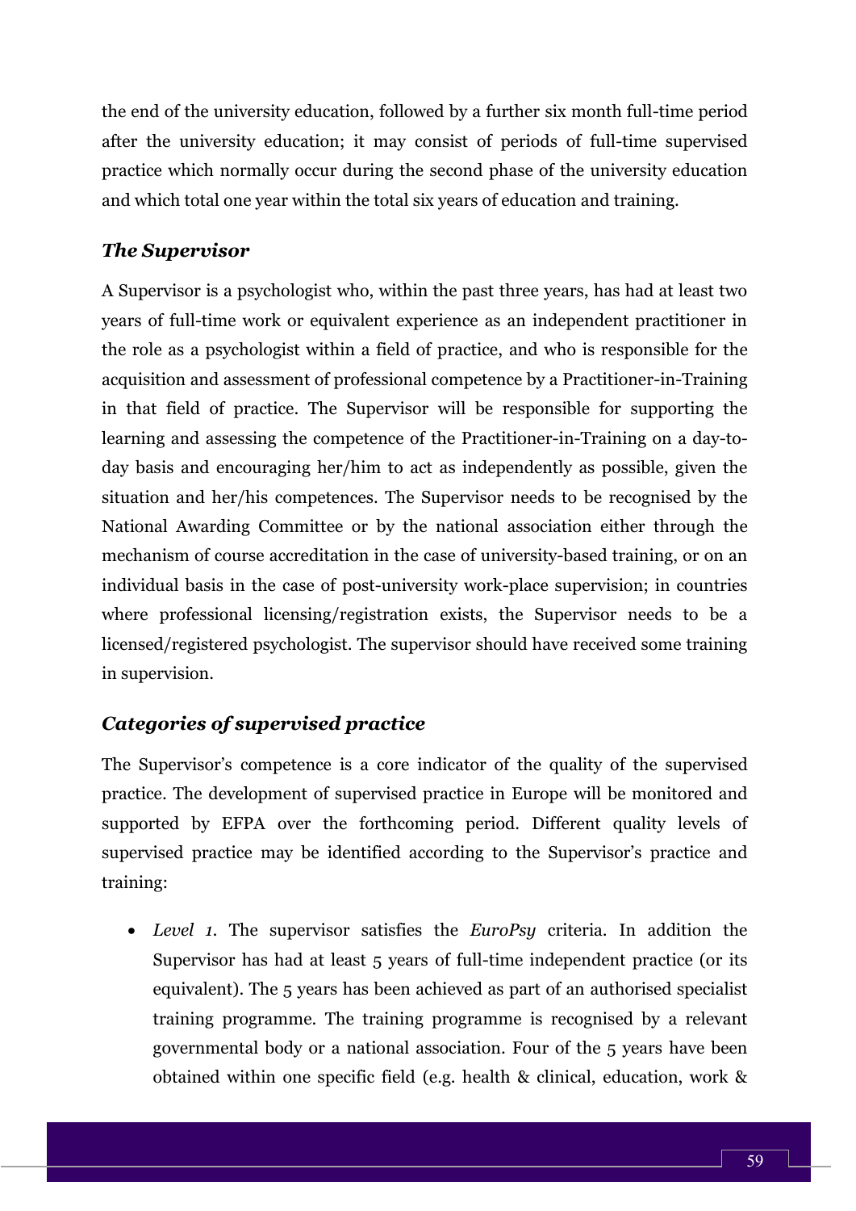the end of the university education, followed by a further six month full-time period after the university education; it may consist of periods of full-time supervised practice which normally occur during the second phase of the university education and which total one year within the total six years of education and training.

### *The Supervisor*

A Supervisor is a psychologist who, within the past three years, has had at least two years of full-time work or equivalent experience as an independent practitioner in the role as a psychologist within a field of practice, and who is responsible for the acquisition and assessment of professional competence by a Practitioner-in-Training in that field of practice. The Supervisor will be responsible for supporting the learning and assessing the competence of the Practitioner-in-Training on a day-to-day basis and encouraging her/him to act as independently as possible, given the situation and her/his competences. The Supervisor needs to be recognised by the National Awarding Committee or by the national association either through the mechanism of course accreditation in the case of university-based training, or on an individual basis in the case of post-university work-place supervision; in countries where professional licensing/registration exists, the Supervisor needs to be a licensed/registered psychologist. The supervisor should have received some training in supervision.

### *Categories of supervised practice*

The Supervisor's competence is a core indicator of the quality of the supervised practice. The development of supervised practice in Europe will be monitored and supported by EFPA over the forthcoming period. Different quality levels of supervised practice may be identified according to the Supervisor's practice and training:

- *Level 1.* The supervisor satisfies the *EuroPsy* criteria. In addition the Supervisor has had at least 5 years of full-time independent practice (or its equivalent). The 5 years has been achieved as part of an authorised specialist training programme. The training programme is recognised by a relevant governmental body or a national association. Four of the 5 years have been obtained within one specific field (e.g. health & clinical, education, work &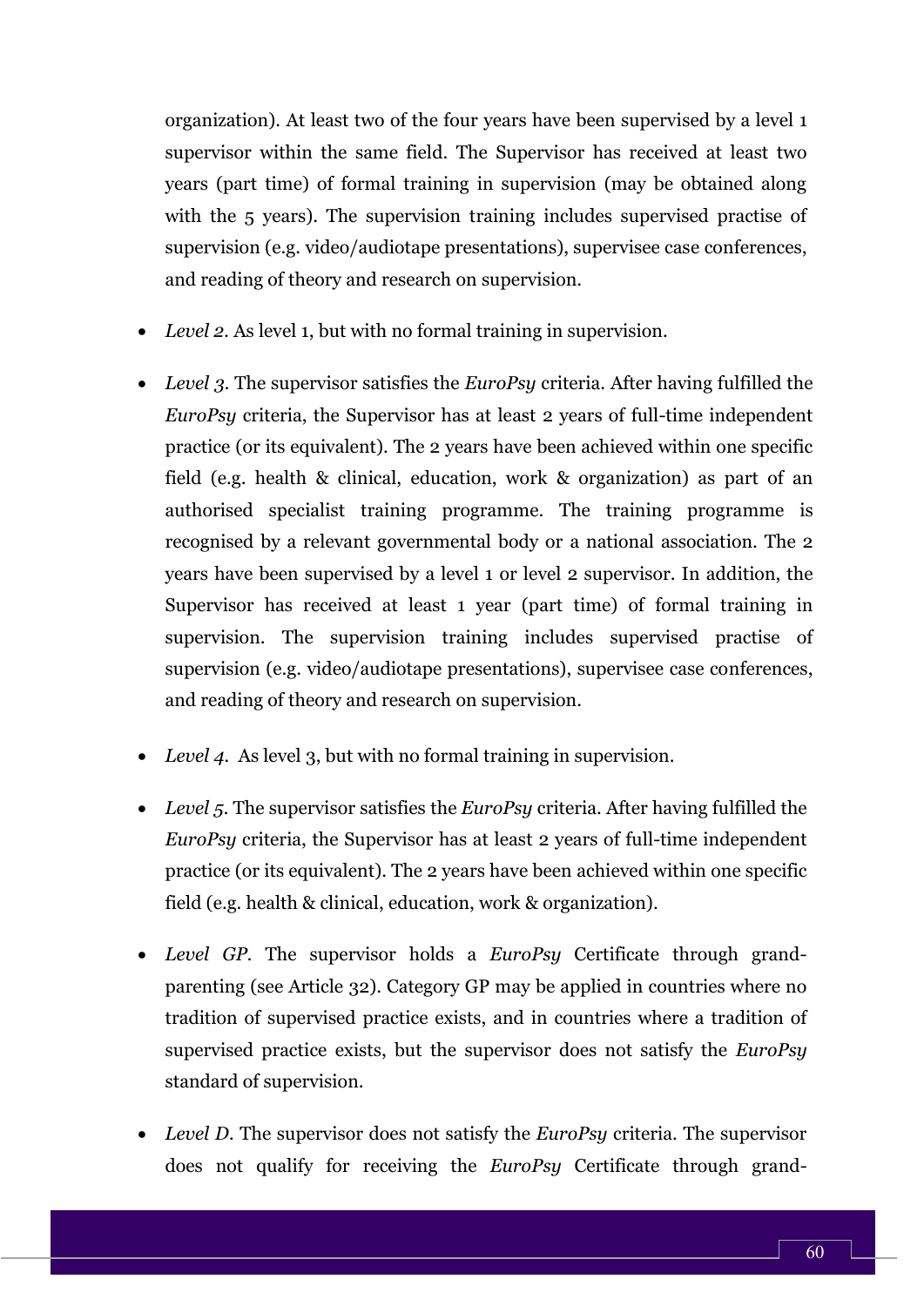organization). At least two of the four years have been supervised by a level 1 supervisor within the same field. The Supervisor has received at least two years (part time) of formal training in supervision (may be obtained along with the 5 years). The supervision training includes supervised practise of supervision (e.g. video/audiotape presentations), supervisee case conferences, and reading of theory and research on supervision.

- *Level 2*. As level 1, but with no formal training in supervision.
- *Level 3*. The supervisor satisfies the *EuroPsy* criteria. After having fulfilled the *EuroPsy* criteria, the Supervisor has at least 2 years of full-time independent practice (or its equivalent). The 2 years have been achieved within one specific field (e.g. health & clinical, education, work & organization) as part of an authorised specialist training programme. The training programme is recognised by a relevant governmental body or a national association. The 2 years have been supervised by a level 1 or level 2 supervisor. In addition, the Supervisor has received at least 1 year (part time) of formal training in supervision. The supervision training includes supervised practise of supervision (e.g. video/audiotape presentations), supervisee case conferences, and reading of theory and research on supervision.
- *Level 4*. As level 3, but with no formal training in supervision.
- *Level 5*. The supervisor satisfies the *EuroPsy* criteria. After having fulfilled the *EuroPsy* criteria, the Supervisor has at least 2 years of full-time independent practice (or its equivalent). The 2 years have been achieved within one specific field (e.g. health & clinical, education, work & organization).
- *Level GP*. The supervisor holds a *EuroPsy* Certificate through grand-parenting (see Article 32). Category GP may be applied in countries where no tradition of supervised practice exists, and in countries where a tradition of supervised practice exists, but the supervisor does not satisfy the *EuroPsy* standard of supervision.
- *Level D*. The supervisor does not satisfy the *EuroPsy* criteria. The supervisor does not qualify for receiving the *EuroPsy* Certificate through grand-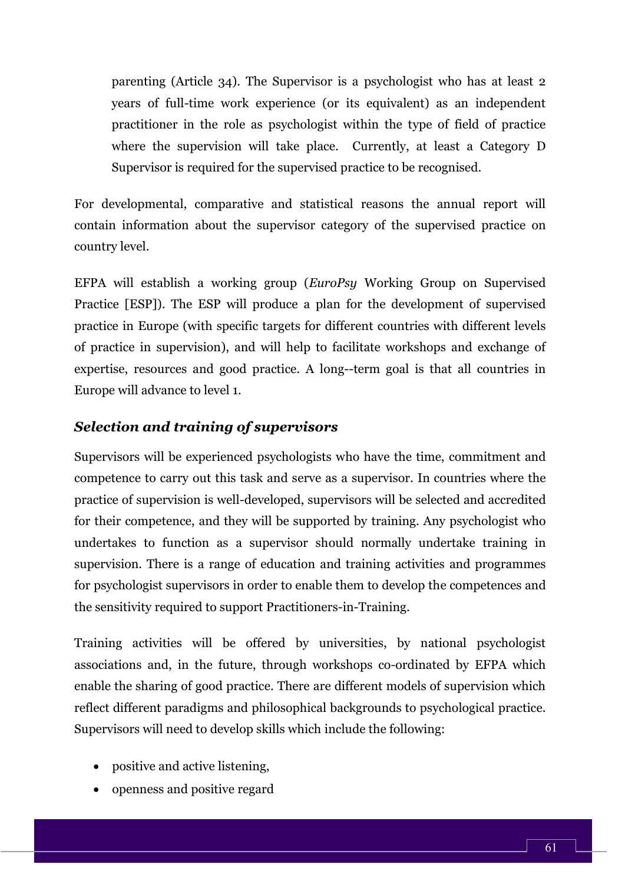parenting (Article 34). The Supervisor is a psychologist who has at least 2 years of full-time work experience (or its equivalent) as an independent practitioner in the role as psychologist within the type of field of practice where the supervision will take place. Currently, at least a Category D Supervisor is required for the supervised practice to be recognised.

For developmental, comparative and statistical reasons the annual report will contain information about the supervisor category of the supervised practice on country level.

EFPA will establish a working group (*EuroPsy* Working Group on Supervised Practice [ESP]). The ESP will produce a plan for the development of supervised practice in Europe (with specific targets for different countries with different levels of practice in supervision), and will help to facilitate workshops and exchange of expertise, resources and good practice. A long--term goal is that all countries in Europe will advance to level 1.

### *Selection and training of supervisors*

Supervisors will be experienced psychologists who have the time, commitment and competence to carry out this task and serve as a supervisor. In countries where the practice of supervision is well-developed, supervisors will be selected and accredited for their competence, and they will be supported by training. Any psychologist who undertakes to function as a supervisor should normally undertake training in supervision. There is a range of education and training activities and programmes for psychologist supervisors in order to enable them to develop the competences and the sensitivity required to support Practitioners-in-Training.

Training activities will be offered by universities, by national psychologist associations and, in the future, through workshops co-ordinated by EFPA which enable the sharing of good practice. There are different models of supervision which reflect different paradigms and philosophical backgrounds to psychological practice. Supervisors will need to develop skills which include the following:

- positive and active listening,
- openness and positive regard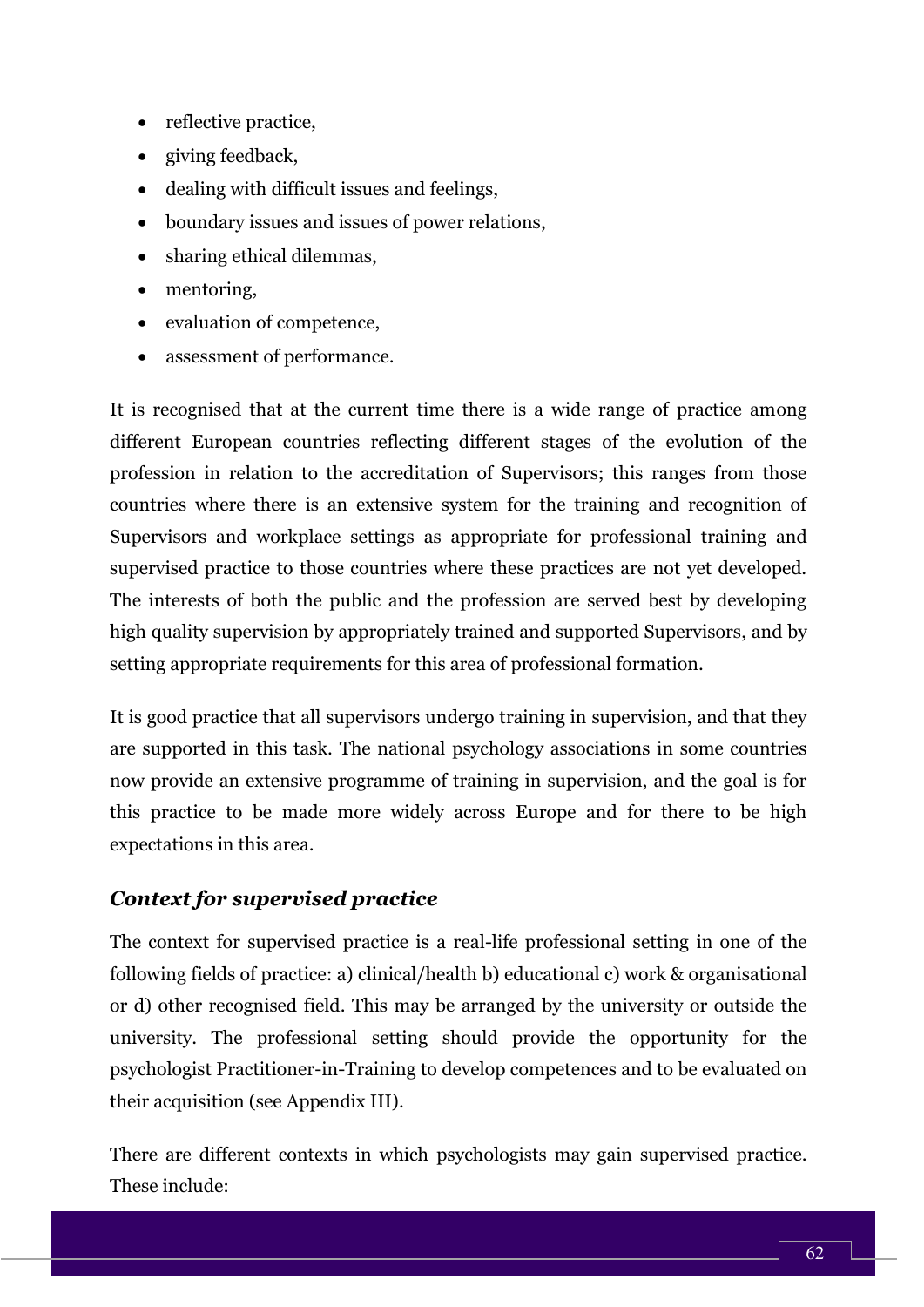- reflective practice,
- giving feedback,
- dealing with difficult issues and feelings,
- boundary issues and issues of power relations,
- sharing ethical dilemmas,
- mentoring,
- evaluation of competence,
- assessment of performance.

It is recognised that at the current time there is a wide range of practice among different European countries reflecting different stages of the evolution of the profession in relation to the accreditation of Supervisors; this ranges from those countries where there is an extensive system for the training and recognition of Supervisors and workplace settings as appropriate for professional training and supervised practice to those countries where these practices are not yet developed. The interests of both the public and the profession are served best by developing high quality supervision by appropriately trained and supported Supervisors, and by setting appropriate requirements for this area of professional formation.

It is good practice that all supervisors undergo training in supervision, and that they are supported in this task. The national psychology associations in some countries now provide an extensive programme of training in supervision, and the goal is for this practice to be made more widely across Europe and for there to be high expectations in this area.

### *Context for supervised practice*

The context for supervised practice is a real-life professional setting in one of the following fields of practice: a) clinical/health b) educational c) work & organisational or d) other recognised field. This may be arranged by the university or outside the university. The professional setting should provide the opportunity for the psychologist Practitioner-in-Training to develop competences and to be evaluated on their acquisition (see Appendix III).

There are different contexts in which psychologists may gain supervised practice. These include: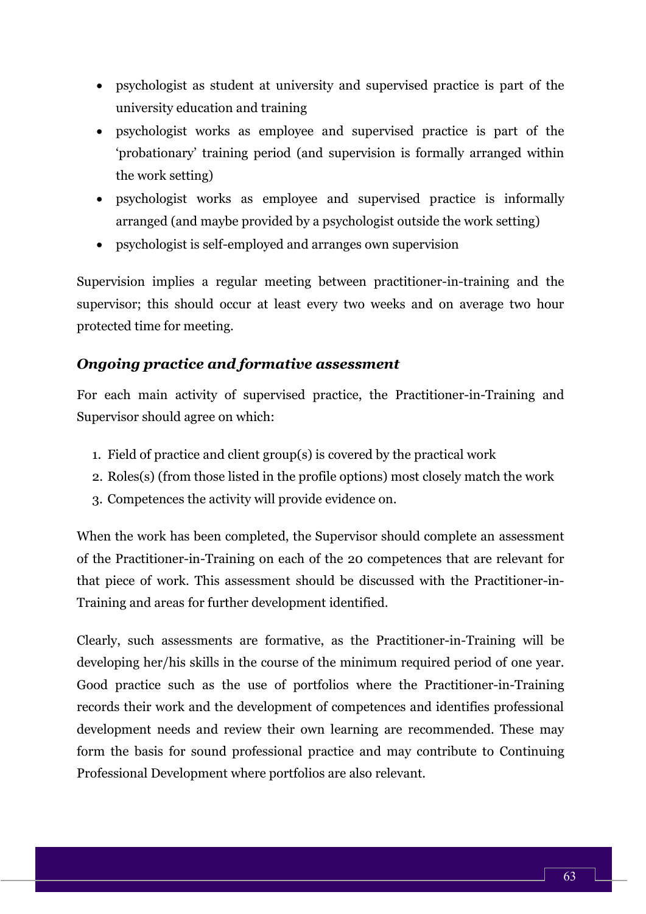- psychologist as student at university and supervised practice is part of the university education and training
- psychologist works as employee and supervised practice is part of the 'probationary' training period (and supervision is formally arranged within the work setting)
- psychologist works as employee and supervised practice is informally arranged (and maybe provided by a psychologist outside the work setting)
- psychologist is self-employed and arranges own supervision

Supervision implies a regular meeting between practitioner-in-training and the supervisor; this should occur at least every two weeks and on average two hour protected time for meeting.

### *Ongoing practice and formative assessment*

For each main activity of supervised practice, the Practitioner-in-Training and Supervisor should agree on which:

1. Field of practice and client group(s) is covered by the practical work
2. Roles(s) (from those listed in the profile options) most closely match the work
3. Competences the activity will provide evidence on.

When the work has been completed, the Supervisor should complete an assessment of the Practitioner-in-Training on each of the 20 competences that are relevant for that piece of work. This assessment should be discussed with the Practitioner-in-Training and areas for further development identified.

Clearly, such assessments are formative, as the Practitioner-in-Training will be developing her/his skills in the course of the minimum required period of one year. Good practice such as the use of portfolios where the Practitioner-in-Training records their work and the development of competences and identifies professional development needs and review their own learning are recommended. These may form the basis for sound professional practice and may contribute to Continuing Professional Development where portfolios are also relevant.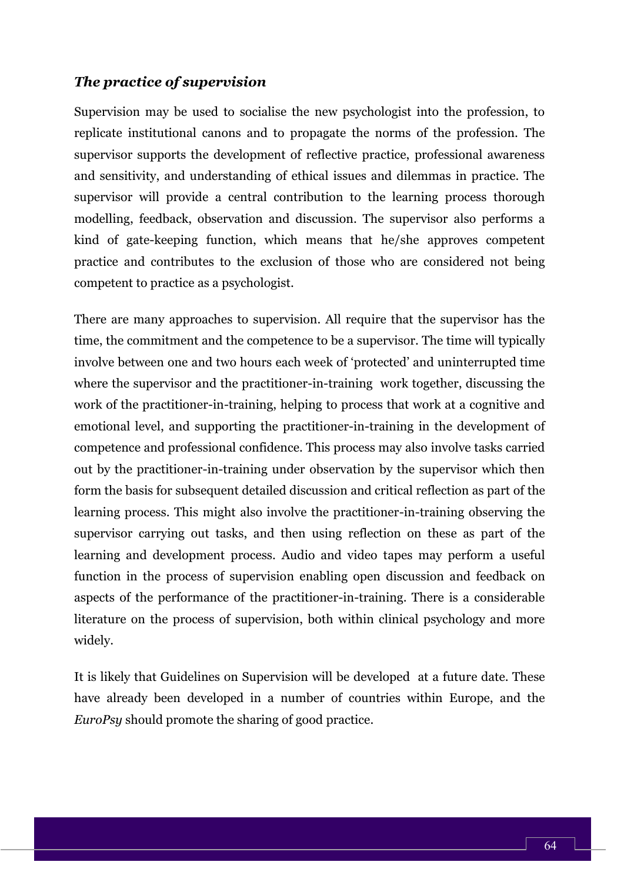### *The practice of supervision*

Supervision may be used to socialise the new psychologist into the profession, to replicate institutional canons and to propagate the norms of the profession. The supervisor supports the development of reflective practice, professional awareness and sensitivity, and understanding of ethical issues and dilemmas in practice. The supervisor will provide a central contribution to the learning process thorough modelling, feedback, observation and discussion. The supervisor also performs a kind of gate-keeping function, which means that he/she approves competent practice and contributes to the exclusion of those who are considered not being competent to practice as a psychologist.

There are many approaches to supervision. All require that the supervisor has the time, the commitment and the competence to be a supervisor. The time will typically involve between one and two hours each week of 'protected' and uninterrupted time where the supervisor and the practitioner-in-training work together, discussing the work of the practitioner-in-training, helping to process that work at a cognitive and emotional level, and supporting the practitioner-in-training in the development of competence and professional confidence. This process may also involve tasks carried out by the practitioner-in-training under observation by the supervisor which then form the basis for subsequent detailed discussion and critical reflection as part of the learning process. This might also involve the practitioner-in-training observing the supervisor carrying out tasks, and then using reflection on these as part of the learning and development process. Audio and video tapes may perform a useful function in the process of supervision enabling open discussion and feedback on aspects of the performance of the practitioner-in-training. There is a considerable literature on the process of supervision, both within clinical psychology and more widely.

It is likely that Guidelines on Supervision will be developed at a future date. These have already been developed in a number of countries within Europe, and the *EuroPsy* should promote the sharing of good practice.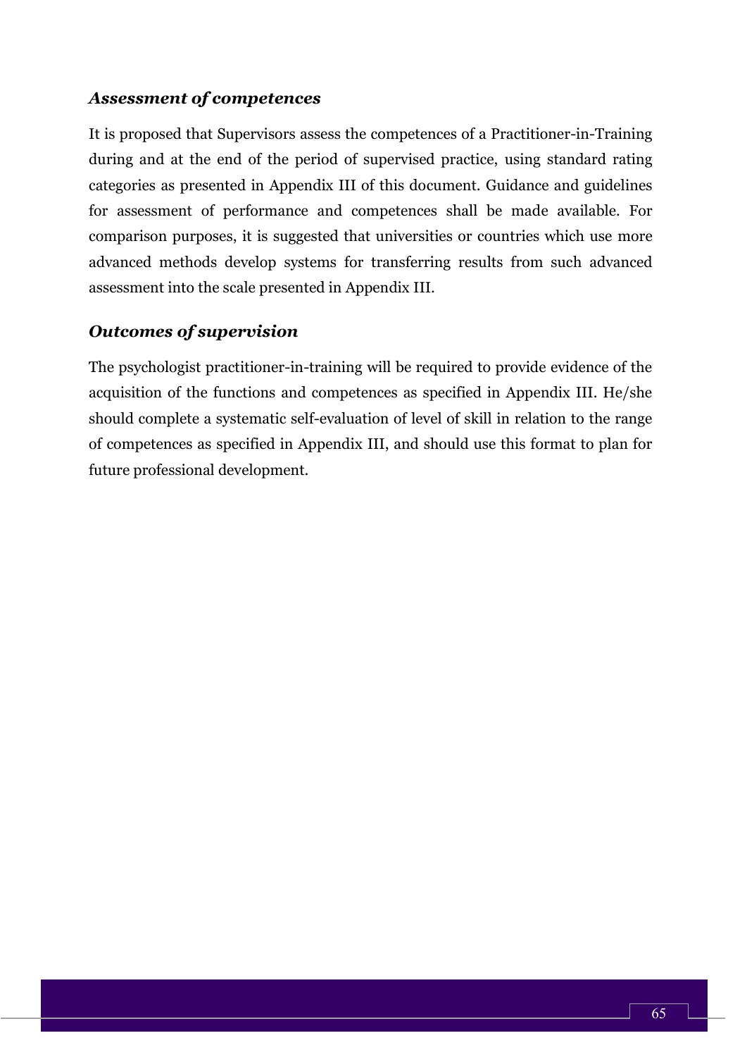### *Assessment of competences*

It is proposed that Supervisors assess the competences of a Practitioner-in-Training during and at the end of the period of supervised practice, using standard rating categories as presented in Appendix III of this document. Guidance and guidelines for assessment of performance and competences shall be made available. For comparison purposes, it is suggested that universities or countries which use more advanced methods develop systems for transferring results from such advanced assessment into the scale presented in Appendix III.

### *Outcomes of supervision*

The psychologist practitioner-in-training will be required to provide evidence of the acquisition of the functions and competences as specified in Appendix III. He/she should complete a systematic self-evaluation of level of skill in relation to the range of competences as specified in Appendix III, and should use this format to plan for future professional development.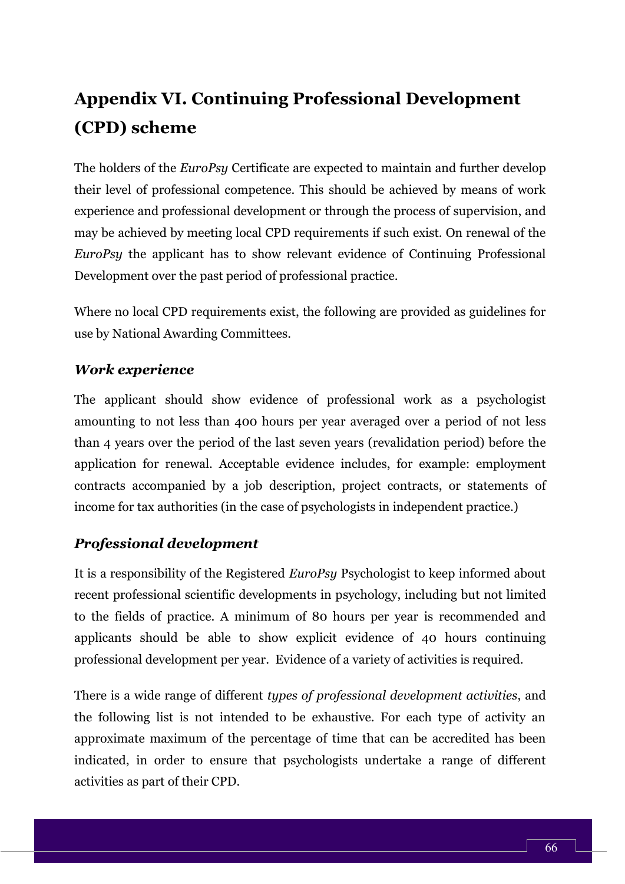# Appendix VI. Continuing Professional Development (CPD) scheme

The holders of the *EuroPsy* Certificate are expected to maintain and further develop their level of professional competence. This should be achieved by means of work experience and professional development or through the process of supervision, and may be achieved by meeting local CPD requirements if such exist. On renewal of the *EuroPsy* the applicant has to show relevant evidence of Continuing Professional Development over the past period of professional practice.

Where no local CPD requirements exist, the following are provided as guidelines for use by National Awarding Committees.

### *Work experience*

The applicant should show evidence of professional work as a psychologist amounting to not less than 400 hours per year averaged over a period of not less than 4 years over the period of the last seven years (revalidation period) before the application for renewal. Acceptable evidence includes, for example: employment contracts accompanied by a job description, project contracts, or statements of income for tax authorities (in the case of psychologists in independent practice.)

### *Professional development*

It is a responsibility of the Registered *EuroPsy* Psychologist to keep informed about recent professional scientific developments in psychology, including but not limited to the fields of practice. A minimum of 80 hours per year is recommended and applicants should be able to show explicit evidence of 40 hours continuing professional development per year. Evidence of a variety of activities is required.

There is a wide range of different *types of professional development activities*, and the following list is not intended to be exhaustive. For each type of activity an approximate maximum of the percentage of time that can be accredited has been indicated, in order to ensure that psychologists undertake a range of different activities as part of their CPD.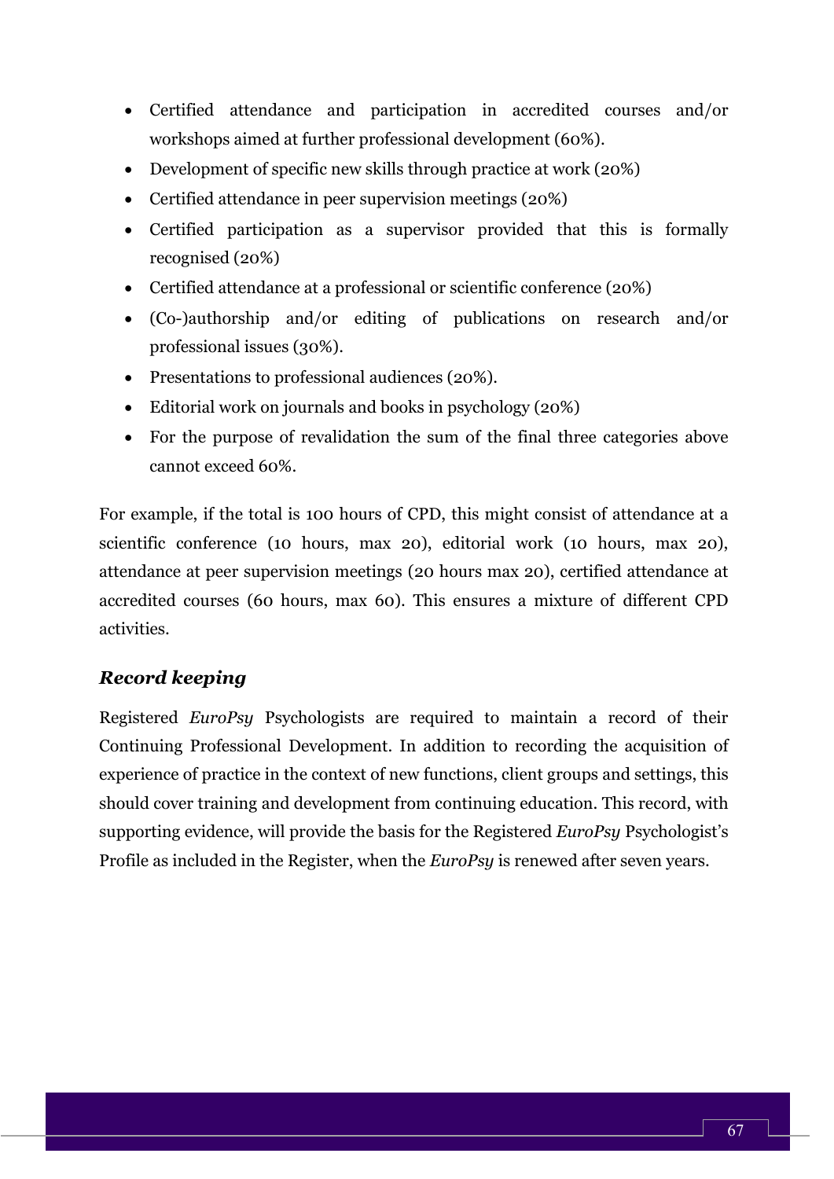- Certified attendance and participation in accredited courses and/or workshops aimed at further professional development (60%).
- Development of specific new skills through practice at work (20%)
- Certified attendance in peer supervision meetings (20%)
- Certified participation as a supervisor provided that this is formally recognised (20%)
- Certified attendance at a professional or scientific conference (20%)
- (Co-)authorship and/or editing of publications on research and/or professional issues (30%).
- Presentations to professional audiences (20%).
- Editorial work on journals and books in psychology (20%)
- For the purpose of revalidation the sum of the final three categories above cannot exceed 60%.

For example, if the total is 100 hours of CPD, this might consist of attendance at a scientific conference (10 hours, max 20), editorial work (10 hours, max 20), attendance at peer supervision meetings (20 hours max 20), certified attendance at accredited courses (60 hours, max 60). This ensures a mixture of different CPD activities.

### *Record keeping*

Registered *EuroPsy* Psychologists are required to maintain a record of their Continuing Professional Development. In addition to recording the acquisition of experience of practice in the context of new functions, client groups and settings, this should cover training and development from continuing education. This record, with supporting evidence, will provide the basis for the Registered *EuroPsy* Psychologist's Profile as included in the Register, when the *EuroPsy* is renewed after seven years.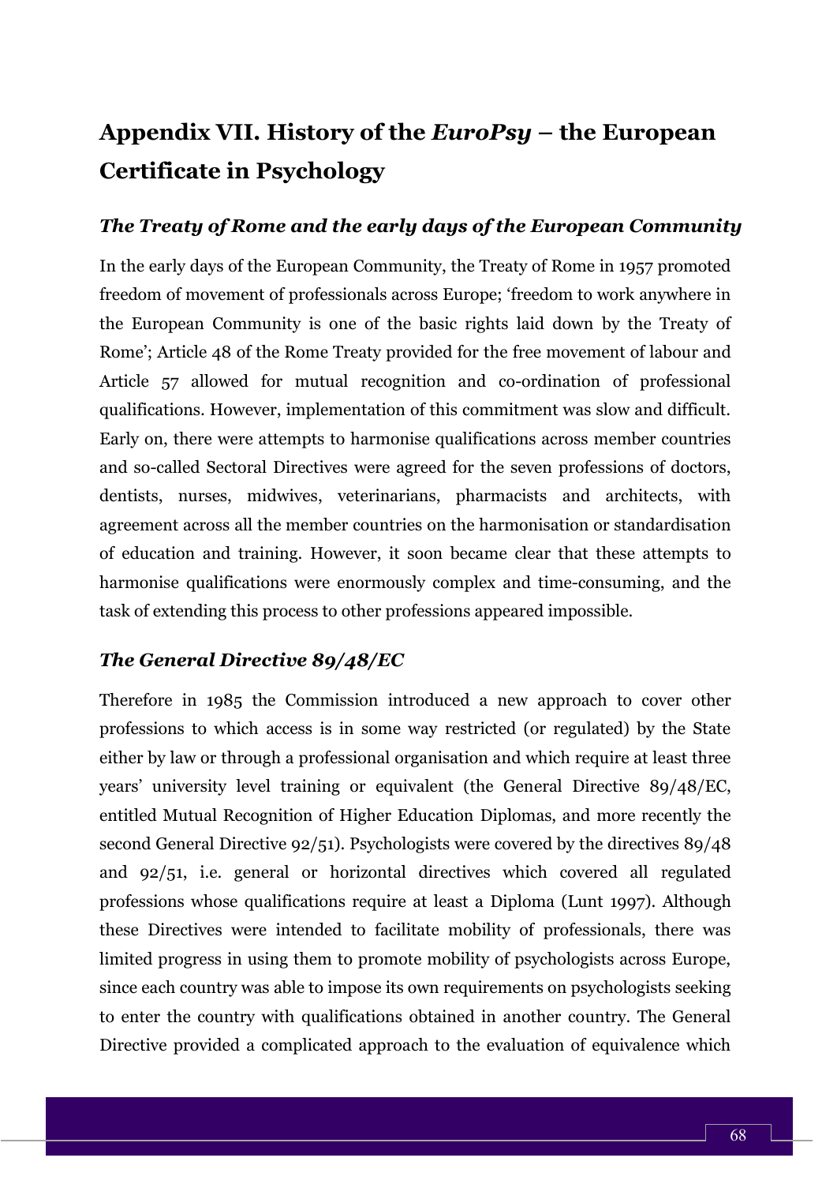# Appendix VII. History of the *EuroPsy* – the European Certificate in Psychology

### *The Treaty of Rome and the early days of the European Community*

In the early days of the European Community, the Treaty of Rome in 1957 promoted freedom of movement of professionals across Europe; 'freedom to work anywhere in the European Community is one of the basic rights laid down by the Treaty of Rome'; Article 48 of the Rome Treaty provided for the free movement of labour and Article 57 allowed for mutual recognition and co-ordination of professional qualifications. However, implementation of this commitment was slow and difficult. Early on, there were attempts to harmonise qualifications across member countries and so-called Sectoral Directives were agreed for the seven professions of doctors, dentists, nurses, midwives, veterinarians, pharmacists and architects, with agreement across all the member countries on the harmonisation or standardisation of education and training. However, it soon became clear that these attempts to harmonise qualifications were enormously complex and time-consuming, and the task of extending this process to other professions appeared impossible.

### *The General Directive 89/48/EC*

Therefore in 1985 the Commission introduced a new approach to cover other professions to which access is in some way restricted (or regulated) by the State either by law or through a professional organisation and which require at least three years' university level training or equivalent (the General Directive 89/48/EC, entitled Mutual Recognition of Higher Education Diplomas, and more recently the second General Directive 92/51). Psychologists were covered by the directives 89/48 and 92/51, i.e. general or horizontal directives which covered all regulated professions whose qualifications require at least a Diploma (Lunt 1997). Although these Directives were intended to facilitate mobility of professionals, there was limited progress in using them to promote mobility of psychologists across Europe, since each country was able to impose its own requirements on psychologists seeking to enter the country with qualifications obtained in another country. The General Directive provided a complicated approach to the evaluation of equivalence which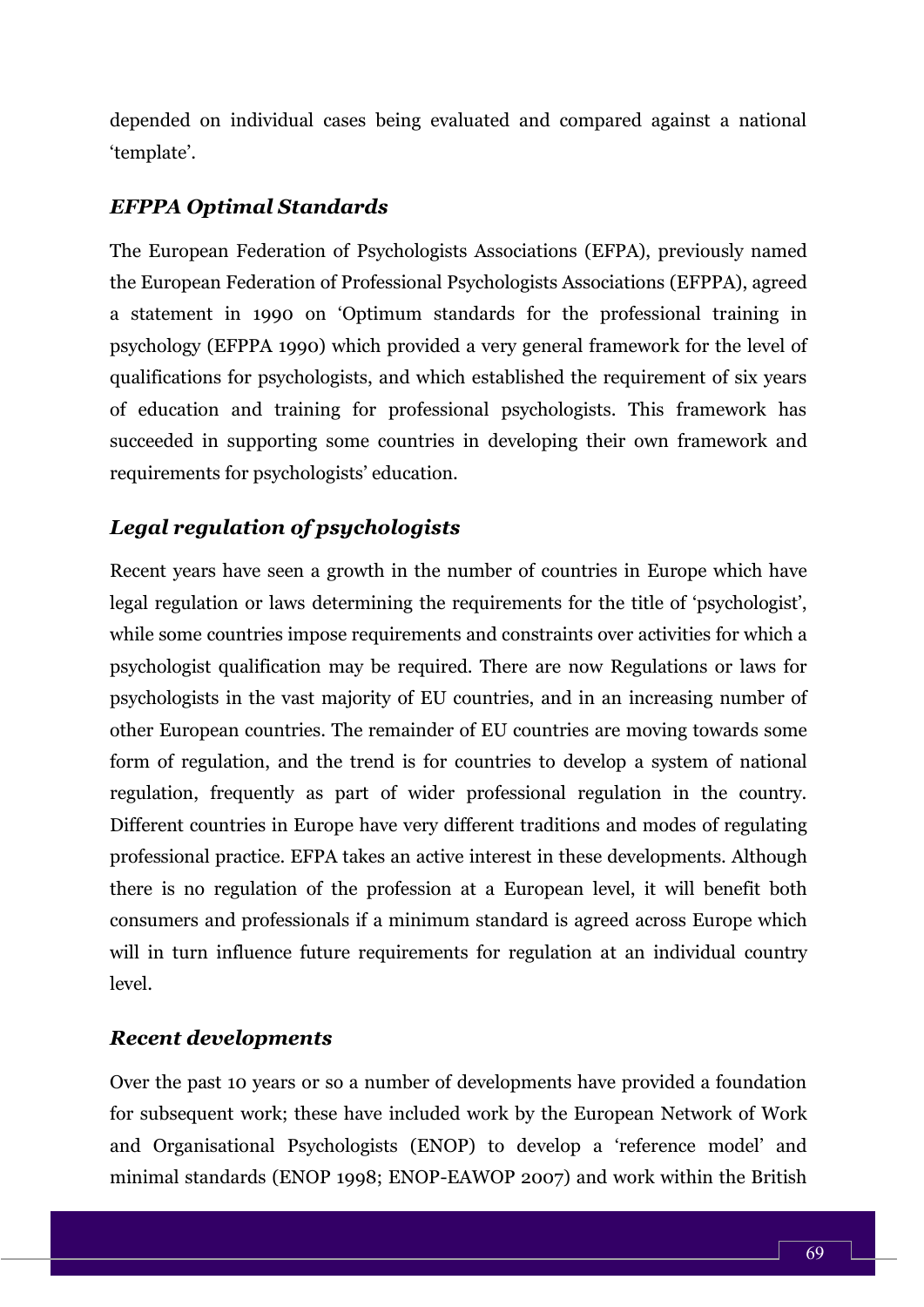depended on individual cases being evaluated and compared against a national 'template'.

### *EFPPA Optimal Standards*

The European Federation of Psychologists Associations (EFPA), previously named the European Federation of Professional Psychologists Associations (EFPPA), agreed a statement in 1990 on 'Optimum standards for the professional training in psychology (EFPPA 1990) which provided a very general framework for the level of qualifications for psychologists, and which established the requirement of six years of education and training for professional psychologists. This framework has succeeded in supporting some countries in developing their own framework and requirements for psychologists' education.

### *Legal regulation of psychologists*

Recent years have seen a growth in the number of countries in Europe which have legal regulation or laws determining the requirements for the title of 'psychologist', while some countries impose requirements and constraints over activities for which a psychologist qualification may be required. There are now Regulations or laws for psychologists in the vast majority of EU countries, and in an increasing number of other European countries. The remainder of EU countries are moving towards some form of regulation, and the trend is for countries to develop a system of national regulation, frequently as part of wider professional regulation in the country. Different countries in Europe have very different traditions and modes of regulating professional practice. EFPA takes an active interest in these developments. Although there is no regulation of the profession at a European level, it will benefit both consumers and professionals if a minimum standard is agreed across Europe which will in turn influence future requirements for regulation at an individual country level.

### *Recent developments*

Over the past 10 years or so a number of developments have provided a foundation for subsequent work; these have included work by the European Network of Work and Organisational Psychologists (ENOP) to develop a 'reference model' and minimal standards (ENOP 1998; ENOP-EAWOP 2007) and work within the British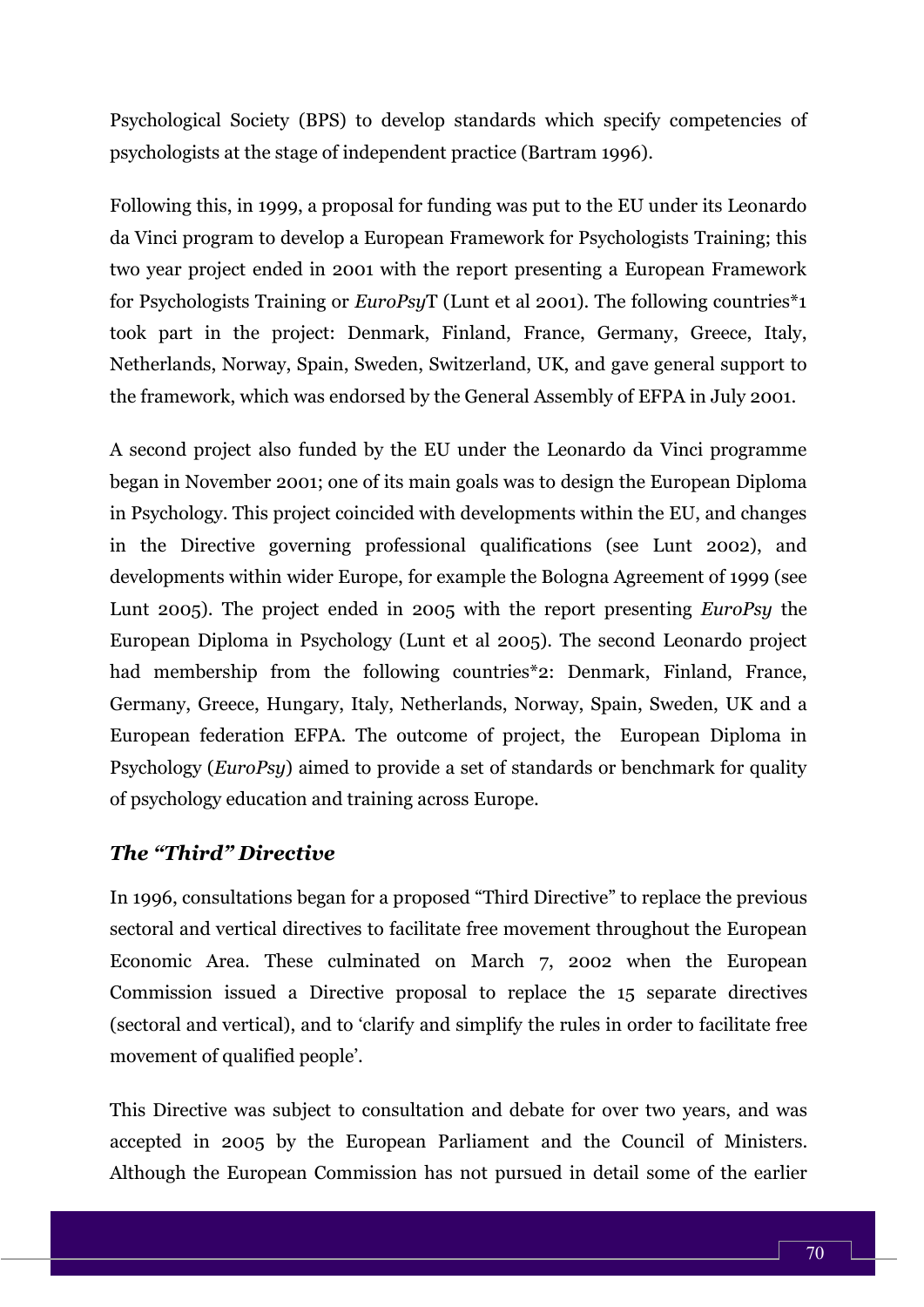Psychological Society (BPS) to develop standards which specify competencies of psychologists at the stage of independent practice (Bartram 1996).

Following this, in 1999, a proposal for funding was put to the EU under its Leonardo da Vinci program to develop a European Framework for Psychologists Training; this two year project ended in 2001 with the report presenting a European Framework for Psychologists Training or *EuroPsy*T (Lunt et al 2001). The following countries*1 took part in the project: Denmark, Finland, France, Germany, Greece, Italy, Netherlands, Norway, Spain, Sweden, Switzerland, UK, and gave general support to the framework, which was endorsed by the General Assembly of EFPA in July 2001.

A second project also funded by the EU under the Leonardo da Vinci programme began in November 2001; one of its main goals was to design the European Diploma in Psychology. This project coincided with developments within the EU, and changes in the Directive governing professional qualifications (see Lunt 2002), and developments within wider Europe, for example the Bologna Agreement of 1999 (see Lunt 2005). The project ended in 2005 with the report presenting *EuroPsy* the European Diploma in Psychology (Lunt et al 2005). The second Leonardo project had membership from the following countries*2: Denmark, Finland, France, Germany, Greece, Hungary, Italy, Netherlands, Norway, Spain, Sweden, UK and a European federation EFPA. The outcome of project, the European Diploma in Psychology (*EuroPsy*) aimed to provide a set of standards or benchmark for quality of psychology education and training across Europe.

### *The "Third" Directive*

In 1996, consultations began for a proposed "Third Directive" to replace the previous sectoral and vertical directives to facilitate free movement throughout the European Economic Area. These culminated on March 7, 2002 when the European Commission issued a Directive proposal to replace the 15 separate directives (sectoral and vertical), and to 'clarify and simplify the rules in order to facilitate free movement of qualified people'.

This Directive was subject to consultation and debate for over two years, and was accepted in 2005 by the European Parliament and the Council of Ministers. Although the European Commission has not pursued in detail some of the earlier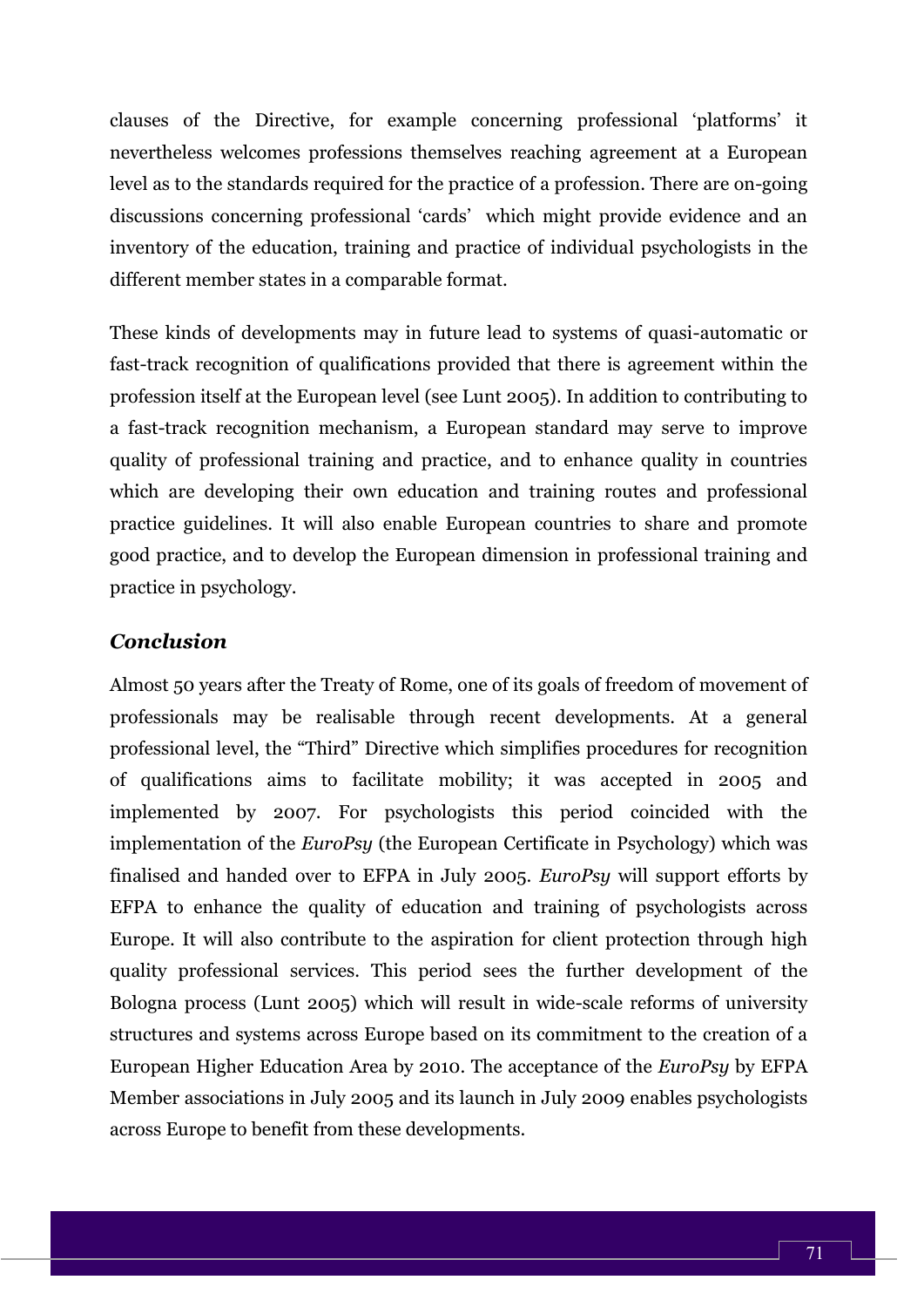clauses of the Directive, for example concerning professional 'platforms' it nevertheless welcomes professions themselves reaching agreement at a European level as to the standards required for the practice of a profession. There are on-going discussions concerning professional 'cards' which might provide evidence and an inventory of the education, training and practice of individual psychologists in the different member states in a comparable format.

These kinds of developments may in future lead to systems of quasi-automatic or fast-track recognition of qualifications provided that there is agreement within the profession itself at the European level (see Lunt 2005). In addition to contributing to a fast-track recognition mechanism, a European standard may serve to improve quality of professional training and practice, and to enhance quality in countries which are developing their own education and training routes and professional practice guidelines. It will also enable European countries to share and promote good practice, and to develop the European dimension in professional training and practice in psychology.

### *Conclusion*

Almost 50 years after the Treaty of Rome, one of its goals of freedom of movement of professionals may be realisable through recent developments. At a general professional level, the "Third" Directive which simplifies procedures for recognition of qualifications aims to facilitate mobility; it was accepted in 2005 and implemented by 2007. For psychologists this period coincided with the implementation of the *EuroPsy* (the European Certificate in Psychology) which was finalised and handed over to EFPA in July 2005. *EuroPsy* will support efforts by EFPA to enhance the quality of education and training of psychologists across Europe. It will also contribute to the aspiration for client protection through high quality professional services. This period sees the further development of the Bologna process (Lunt 2005) which will result in wide-scale reforms of university structures and systems across Europe based on its commitment to the creation of a European Higher Education Area by 2010. The acceptance of the *EuroPsy* by EFPA Member associations in July 2005 and its launch in July 2009 enables psychologists across Europe to benefit from these developments.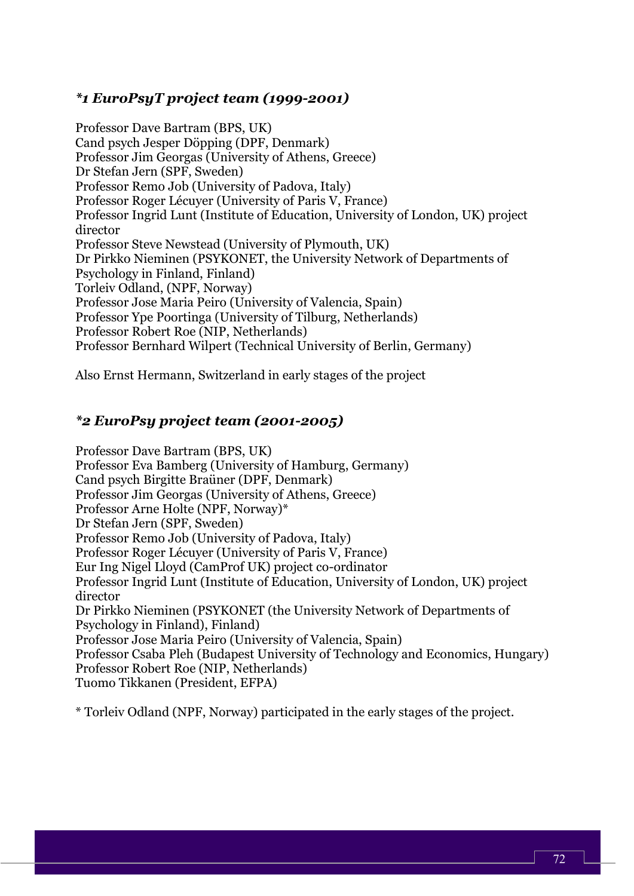### *\*1 EuroPsyT pr0ject team (1999-2001)*

Professor Dave Bartram (BPS, UK)
Cand psych Jesper Döpping (DPF, Denmark)
Professor Jim Georgas (University of Athens, Greece)
Dr Stefan Jern (SPF, Sweden)
Professor Remo Job (University of Padova, Italy)
Professor Roger Lécuyer (University of Paris V, France)
Professor Ingrid Lunt (Institute of Education, University of London, UK) project director
Professor Steve Newstead (University of Plymouth, UK)
Dr Pirkko Nieminen (PSYKONET, the University Network of Departments of Psychology in Finland, Finland)
Torleiv Odland, (NPF, Norway)
Professor Jose Maria Peiro (University of Valencia, Spain)
Professor Ype Poortinga (University of Tilburg, Netherlands)
Professor Robert Roe (NIP, Netherlands)
Professor Bernhard Wilpert (Technical University of Berlin, Germany)

Also Ernst Hermann, Switzerland in early stages of the project

### *\*2 EuroPsy project team (2001-2005)*

Professor Dave Bartram (BPS, UK)
Professor Eva Bamberg (University of Hamburg, Germany)
Cand psych Birgitte Braüner (DPF, Denmark)
Professor Jim Georgas (University of Athens, Greece)
Professor Arne Holte (NPF, Norway)*
Dr Stefan Jern (SPF, Sweden)
Professor Remo Job (University of Padova, Italy)
Professor Roger Lécuyer (University of Paris V, France)
Eur Ing Nigel Lloyd (CamProf UK) project co-ordinator
Professor Ingrid Lunt (Institute of Education, University of London, UK) project director
Dr Pirkko Nieminen (PSYKONET (the University Network of Departments of Psychology in Finland), Finland)
Professor Jose Maria Peiro (University of Valencia, Spain)
Professor Csaba Pleh (Budapest University of Technology and Economics, Hungary)
Professor Robert Roe (NIP, Netherlands)
Tuomo Tikkanen (President, EFPA)

\* Torleiv Odland (NPF, Norway) participated in the early stages of the project.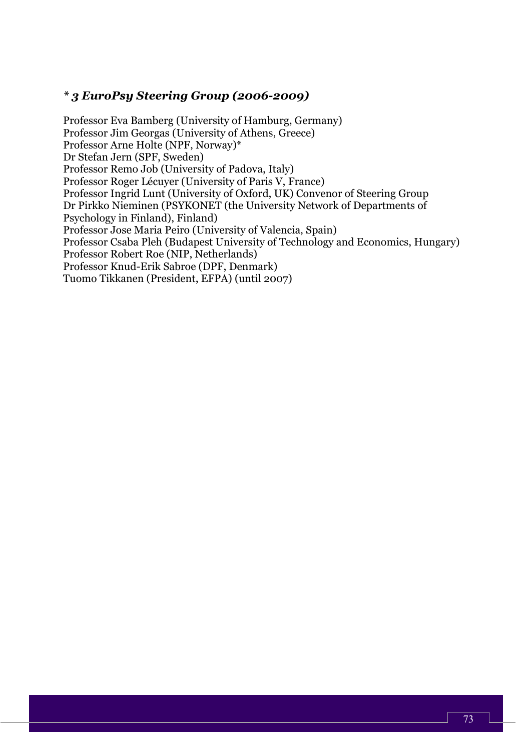### *\* 3 EuroPsy Steering Group (2006-2009)*

Professor Eva Bamberg (University of Hamburg, Germany)
Professor Jim Georgas (University of Athens, Greece)
Professor Arne Holte (NPF, Norway)*
Dr Stefan Jern (SPF, Sweden)
Professor Remo Job (University of Padova, Italy)
Professor Roger Lécuyer (University of Paris V, France)
Professor Ingrid Lunt (University of Oxford, UK) Convenor of Steering Group
Dr Pirkko Nieminen (PSYKONET (the University Network of Departments of Psychology in Finland), Finland)
Professor Jose Maria Peiro (University of Valencia, Spain)
Professor Csaba Pleh (Budapest University of Technology and Economics, Hungary)
Professor Robert Roe (NIP, Netherlands)
Professor Knud-Erik Sabroe (DPF, Denmark)
Tuomo Tikkanen (President, EFPA) (until 2007)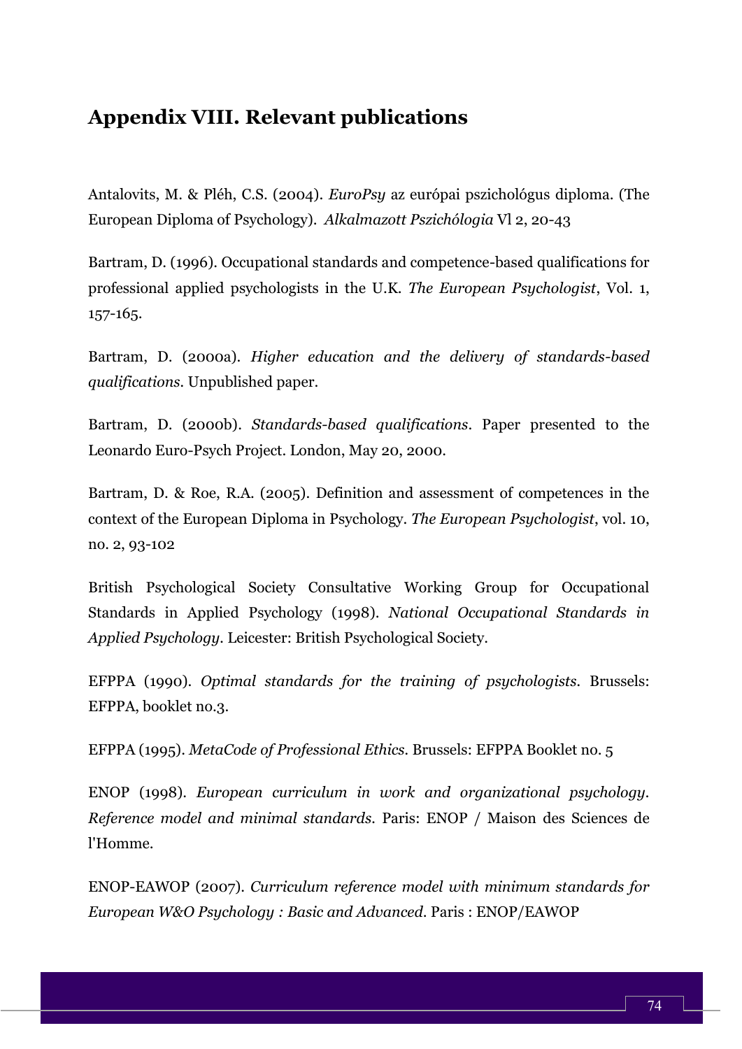# Appendix VIII. Relevant publications

Antalovits, M. & Pléh, C.S. (2004). *EuroPsy* az európai pszichológus diploma. (The European Diploma of Psychology). *Alkalmazott Pszichólogia* Vl 2, 20-43

Bartram, D. (1996). Occupational standards and competence-based qualifications for professional applied psychologists in the U.K. *The European Psychologist*, Vol. 1, 157-165.

Bartram, D. (2000a). *Higher education and the delivery of standards-based qualifications*. Unpublished paper.

Bartram, D. (2000b). *Standards-based qualifications*. Paper presented to the Leonardo Euro-Psych Project. London, May 20, 2000.

Bartram, D. & Roe, R.A. (2005). Definition and assessment of competences in the context of the European Diploma in Psychology. *The European Psychologist*, vol. 10, no. 2, 93-102

British Psychological Society Consultative Working Group for Occupational Standards in Applied Psychology (1998). *National Occupational Standards in Applied Psychology*. Leicester: British Psychological Society.

EFPPA (1990). *Optimal standards for the training of psychologists*. Brussels: EFPPA, booklet no.3.

EFPPA (1995). *MetaCode of Professional Ethics*. Brussels: EFPPA Booklet no. 5

ENOP (1998). *European curriculum in work and organizational psychology. Reference model and minimal standards*. Paris: ENOP / Maison des Sciences de l'Homme.

ENOP-EAWOP (2007). *Curriculum reference model with minimum standards for European W&O Psychology : Basic and Advanced*. Paris : ENOP/EAWOP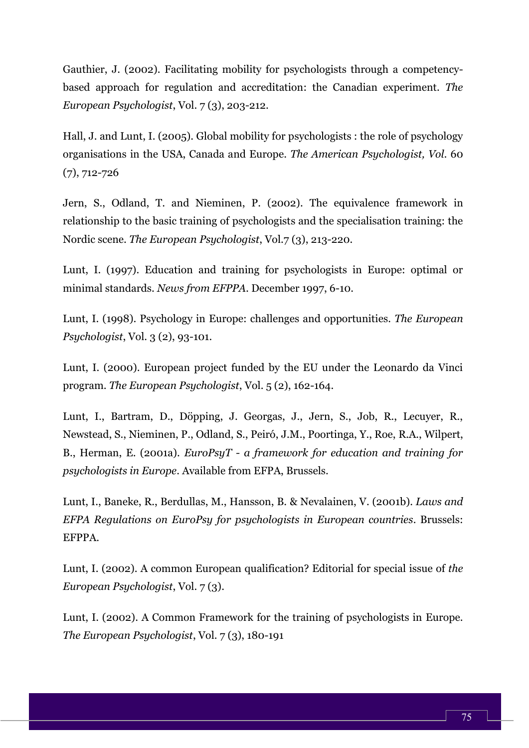Gauthier, J. (2002). Facilitating mobility for psychologists through a competency-based approach for regulation and accreditation: the Canadian experiment. *The European Psychologist*, Vol. 7 (3), 203-212.

Hall, J. and Lunt, I. (2005). Global mobility for psychologists : the role of psychology organisations in the USA, Canada and Europe. *The American Psychologist, Vol.* 60 (7), 712-726

Jern, S., Odland, T. and Nieminen, P. (2002). The equivalence framework in relationship to the basic training of psychologists and the specialisation training: the Nordic scene. *The European Psychologist*, Vol.7 (3), 213-220.

Lunt, I. (1997). Education and training for psychologists in Europe: optimal or minimal standards. *News from EFPPA*. December 1997, 6-10.

Lunt, I. (1998). Psychology in Europe: challenges and opportunities. *The European Psychologist*, Vol. 3 (2), 93-101.

Lunt, I. (2000). European project funded by the EU under the Leonardo da Vinci program. *The European Psychologist*, Vol. 5 (2), 162-164.

Lunt, I., Bartram, D., Döpping, J. Georgas, J., Jern, S., Job, R., Lecuyer, R., Newstead, S., Nieminen, P., Odland, S., Peiró, J.M., Poortinga, Y., Roe, R.A., Wilpert, B., Herman, E. (2001a). *EuroPsyT - a framework for education and training for psychologists in Europe*. Available from EFPA, Brussels.

Lunt, I., Baneke, R., Berdullas, M., Hansson, B. & Nevalainen, V. (2001b). *Laws and EFPA Regulations on EuroPsy for psychologists in European countries*. Brussels: EFPPA.

Lunt, I. (2002). A common European qualification? Editorial for special issue of *the European Psychologist*, Vol. 7 (3).

Lunt, I. (2002). A Common Framework for the training of psychologists in Europe. *The European Psychologist*, Vol. 7 (3), 180-191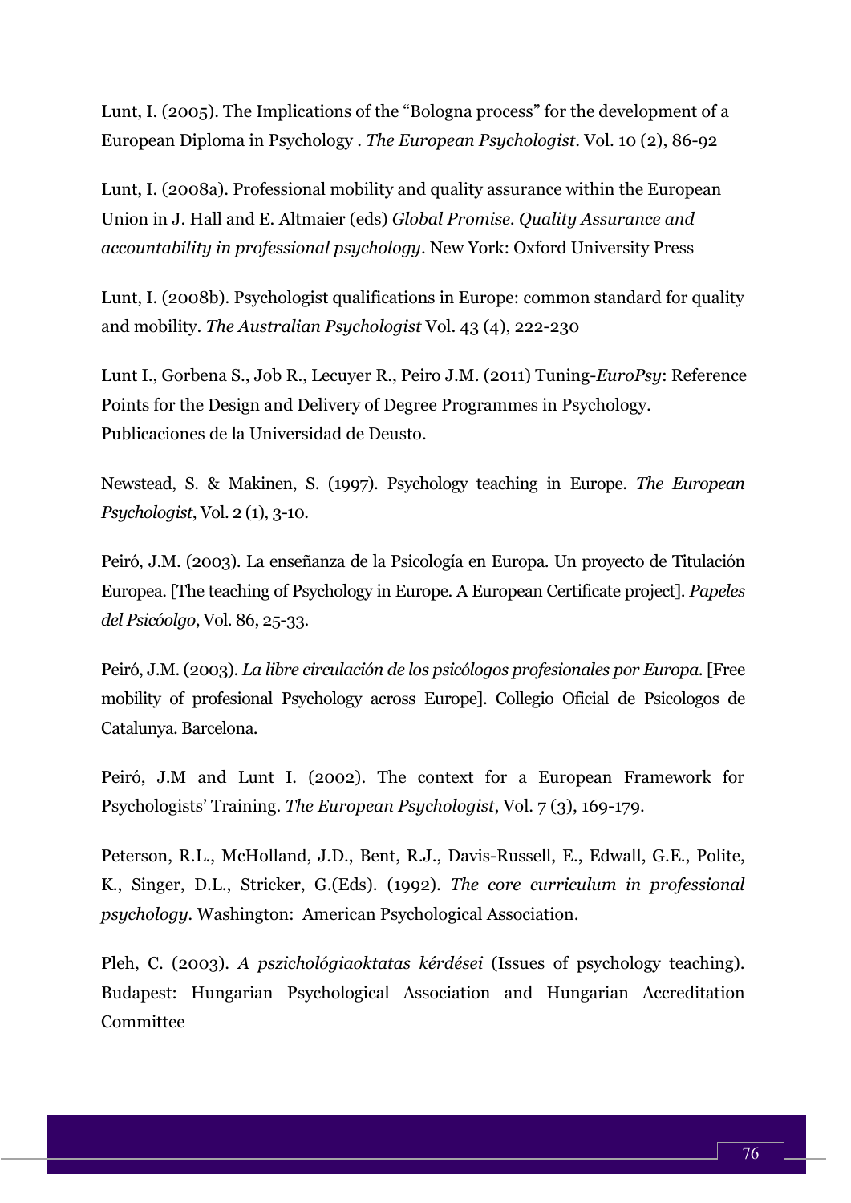Lunt, I. (2005). The Implications of the “Bologna process” for the development of a European Diploma in Psychology . *The European Psychologist*. Vol. 10 (2), 86-92

Lunt, I. (2008a). Professional mobility and quality assurance within the European Union in J. Hall and E. Altmaier (eds) *Global Promise. Quality Assurance and accountability in professional psychology*. New York: Oxford University Press

Lunt, I. (2008b). Psychologist qualifications in Europe: common standard for quality and mobility. *The Australian Psychologist* Vol. 43 (4), 222-230

Lunt I., Gorbena S., Job R., Lecuyer R., Peiro J.M. (2011) Tuning-*EuroPsy*: Reference Points for the Design and Delivery of Degree Programmes in Psychology. Publicaciones de la Universidad de Deusto.

Newstead, S. & Makinen, S. (1997). Psychology teaching in Europe. *The European Psychologist*, Vol. 2 (1), 3-10.

Peiró, J.M. (2003). La enseñanza de la Psicología en Europa. Un proyecto de Titulación Europea. [The teaching of Psychology in Europe. A European Certificate project]. *Papeles del Psicóolgo*, Vol. 86, 25-33.

Peiró, J.M. (2003). *La libre circulación de los psicólogos profesionales por Europa*. [Free mobility of profesional Psychology across Europe]. Collegio Oficial de Psicologos de Catalunya. Barcelona.

Peiró, J.M and Lunt I. (2002). The context for a European Framework for Psychologists' Training. *The European Psychologist*, Vol. 7 (3), 169-179.

Peterson, R.L., McHolland, J.D., Bent, R.J., Davis-Russell, E., Edwall, G.E., Polite, K., Singer, D.L., Stricker, G.(Eds). (1992). *The core curriculum in professional psychology*. Washington: American Psychological Association.

Pleh, C. (2003). *A pszichológiaoktatas kérdései* (Issues of psychology teaching). Budapest: Hungarian Psychological Association and Hungarian Accreditation Committee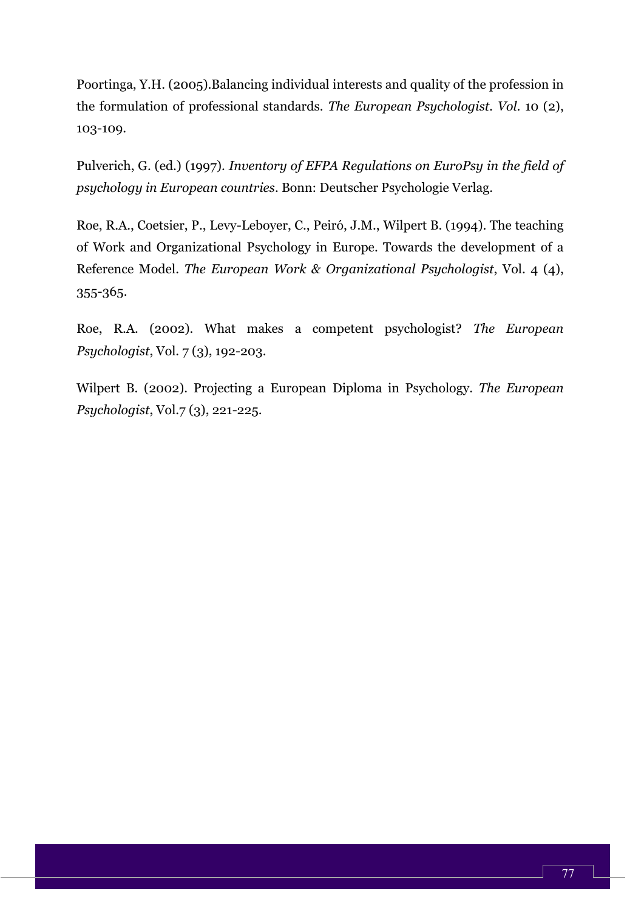Poortinga, Y.H. (2005).Balancing individual interests and quality of the profession in the formulation of professional standards. *The European Psychologist. Vol.* 10 (2), 103-109.

Pulverich, G. (ed.) (1997). *Inventory of EFPA Regulations on EuroPsy in the field of psychology in European countries*. Bonn: Deutscher Psychologie Verlag.

Roe, R.A., Coetsier, P., Levy-Leboyer, C., Peiró, J.M., Wilpert B. (1994). The teaching of Work and Organizational Psychology in Europe. Towards the development of a Reference Model. *The European Work & Organizational Psychologist*, Vol. 4 (4), 355-365.

Roe, R.A. (2002). What makes a competent psychologist? *The European Psychologist*, Vol. 7 (3), 192-203.

Wilpert B. (2002). Projecting a European Diploma in Psychology. *The European Psychologist*, Vol.7 (3), 221-225.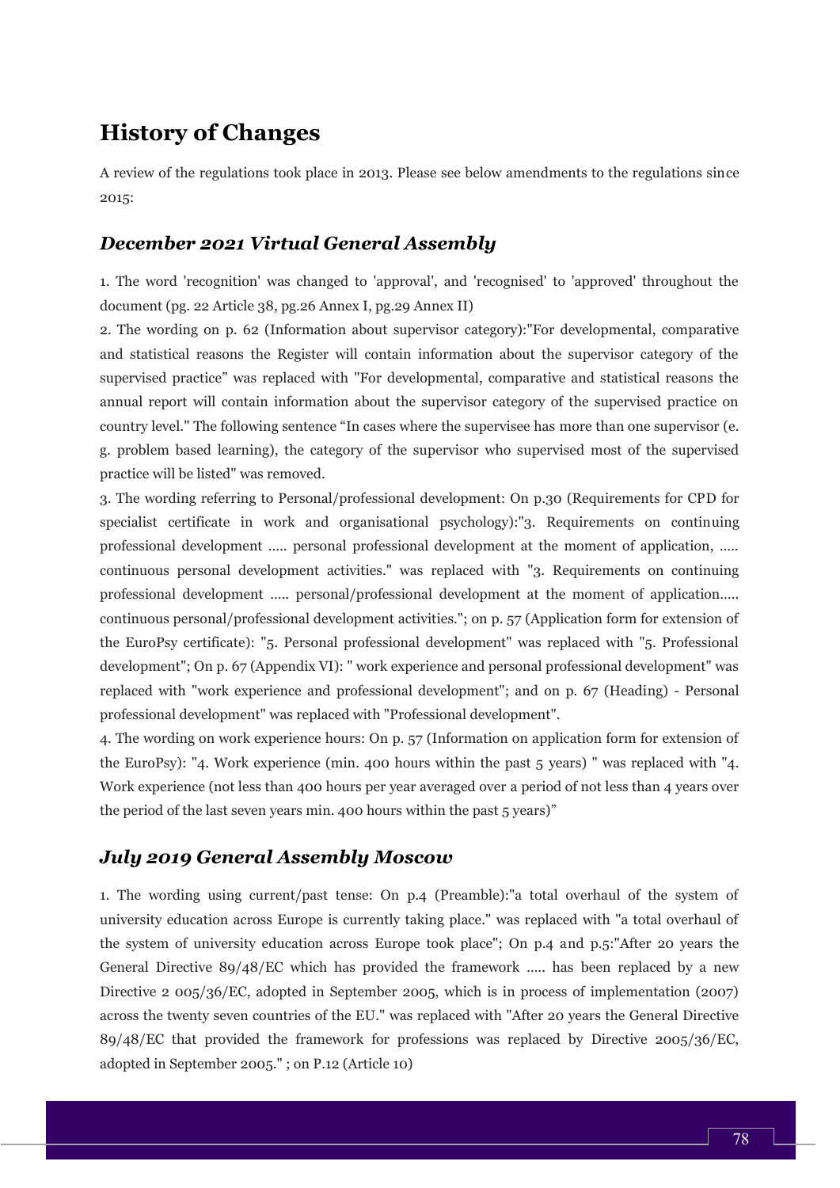# History of Changes

A review of the regulations took place in 2013. Please see below amendments to the regulations since 2015:

## *December 2021 Virtual General Assembly*

1. The word 'recognition' was changed to 'approval', and 'recognised' to 'approved' throughout the document (pg. 22 Article 38, pg.26 Annex I, pg.29 Annex II)

2. The wording on p. 62 (Information about supervisor category):"For developmental, comparative and statistical reasons the Register will contain information about the supervisor category of the supervised practice" was replaced with "For developmental, comparative and statistical reasons the annual report will contain information about the supervisor category of the supervised practice on country level." The following sentence "In cases where the supervisee has more than one supervisor (e. g. problem based learning), the category of the supervisor who supervised most of the supervised practice will be listed" was removed.

3. The wording referring to Personal/professional development: On p.30 (Requirements for CPD for specialist certificate in work and organisational psychology):"3. Requirements on continuing professional development ..... personal professional development at the moment of application, ..... continuous personal development activities." was replaced with "3. Requirements on continuing professional development ..... personal/professional development at the moment of application..... continuous personal/professional development activities."; on p. 57 (Application form for extension of the EuroPsy certificate): "5. Personal professional development" was replaced with "5. Professional development"; On p. 67 (Appendix VI): " work experience and personal professional development" was replaced with "work experience and professional development"; and on p. 67 (Heading) - Personal professional development" was replaced with "Professional development".

4. The wording on work experience hours: On p. 57 (Information on application form for extension of the EuroPsy): "4. Work experience (min. 400 hours within the past 5 years) " was replaced with "4. Work experience (not less than 400 hours per year averaged over a period of not less than 4 years over the period of the last seven years min. 400 hours within the past 5 years)"

## *July 2019 General Assembly Moscow*

1. The wording using current/past tense: On p.4 (Preamble):"a total overhaul of the system of university education across Europe is currently taking place." was replaced with "a total overhaul of the system of university education across Europe took place"; On p.4 and p.5:"After 20 years the General Directive 89/48/EC which has provided the framework ..... has been replaced by a new Directive 2 005/36/EC, adopted in September 2005, which is in process of implementation (2007) across the twenty seven countries of the EU." was replaced with "After 20 years the General Directive 89/48/EC that provided the framework for professions was replaced by Directive 2005/36/EC, adopted in September 2005." ; on P.12 (Article 10)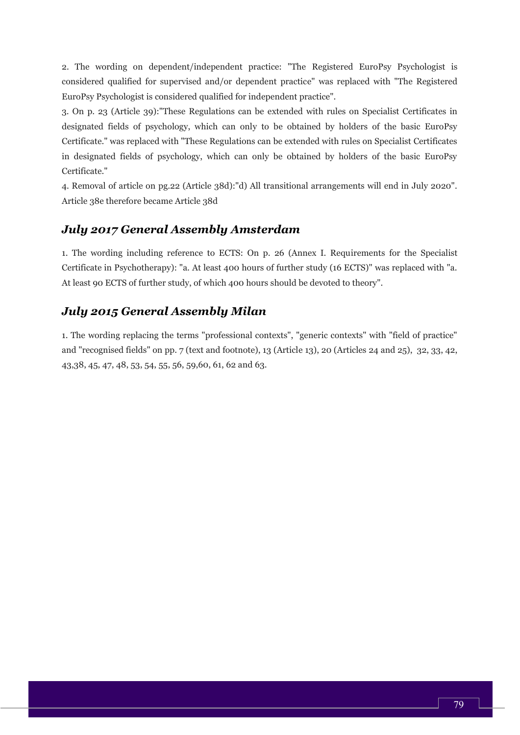2. The wording on dependent/independent practice: "The Registered EuroPsy Psychologist is considered qualified for supervised and/or dependent practice" was replaced with "The Registered EuroPsy Psychologist is considered qualified for independent practice".

3. On p. 23 (Article 39):"These Regulations can be extended with rules on Specialist Certificates in designated fields of psychology, which can only to be obtained by holders of the basic EuroPsy Certificate." was replaced with "These Regulations can be extended with rules on Specialist Certificates in designated fields of psychology, which can only be obtained by holders of the basic EuroPsy Certificate."

4. Removal of article on pg.22 (Article 38d):"d) All transitional arrangements will end in July 2020". Article 38e therefore became Article 38d

## *July 2017 General Assembly Amsterdam*

1. The wording including reference to ECTS: On p. 26 (Annex I. Requirements for the Specialist Certificate in Psychotherapy): "a. At least 400 hours of further study (16 ECTS)" was replaced with "a. At least 90 ECTS of further study, of which 400 hours should be devoted to theory".

## *July 2015 General Assembly Milan*

1. The wording replacing the terms "professional contexts", "generic contexts" with "field of practice" and "recognised fields" on pp. 7 (text and footnote), 13 (Article 13), 20 (Articles 24 and 25), 32, 33, 42, 43,38, 45, 47, 48, 53, 54, 55, 56, 59,60, 61, 62 and 63.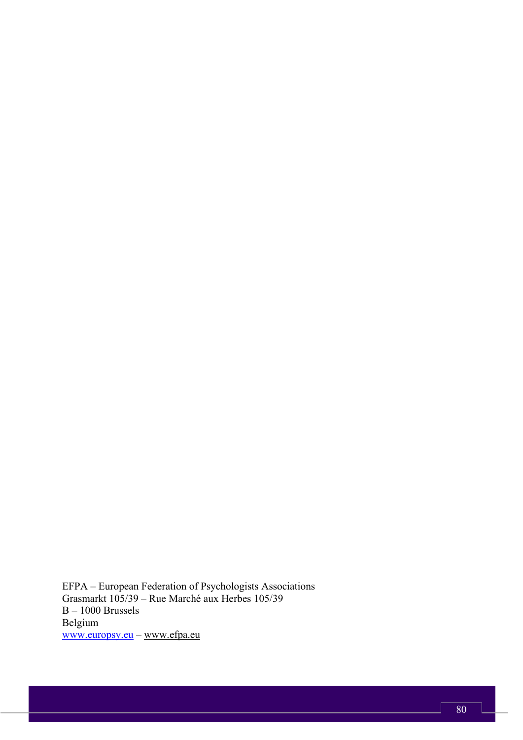EFPA – European Federation of Psychologists Associations
Grasmarkt 105/39 – Rue Marché aux Herbes 105/39
B – 1000 Brussels
Belgium
www.europsy.eu – www.efpa.eu